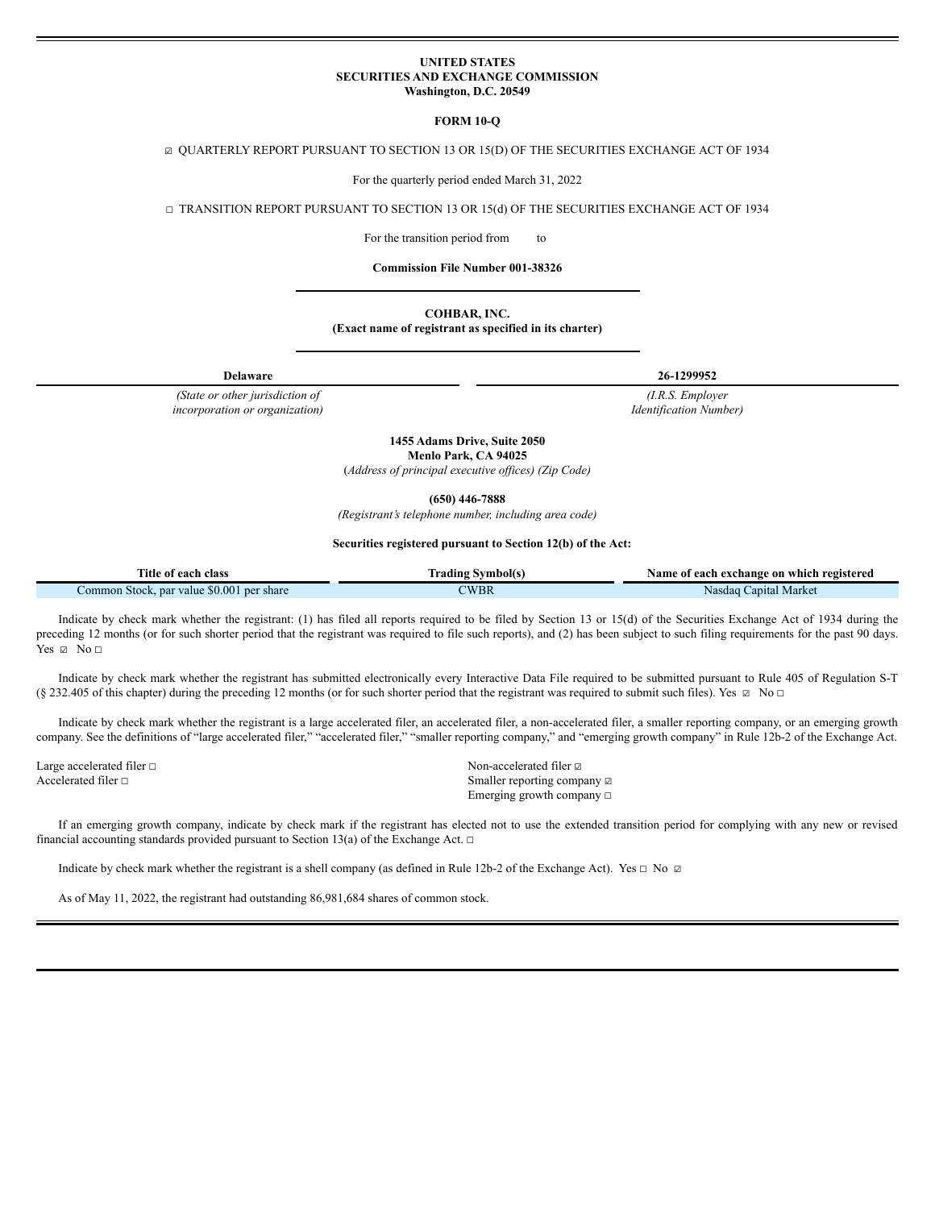**UNITED STATES**
**SECURITIES AND EXCHANGE COMMISSION**
**Washington, D.C. 20549**

**FORM 10-Q**

☑ QUARTERLY REPORT PURSUANT TO SECTION 13 OR 15(D) OF THE SECURITIES EXCHANGE ACT OF 1934

For the quarterly period ended March 31, 2022

☐ TRANSITION REPORT PURSUANT TO SECTION 13 OR 15(d) OF THE SECURITIES EXCHANGE ACT OF 1934

For the transition period from to

**Commission File Number 001-38326**

**COHBAR, INC.**
**(Exact name of registrant as specified in its charter)**

| | |
|---|---|
| **Delaware** | **26-1299952** |
| *(State or other jurisdiction of incorporation or organization)* | *(I.R.S. Employer Identification Number)* |

**1455 Adams Drive, Suite 2050**
**Menlo Park, CA 94025**
(*Address of principal executive offices) (Zip Code)*

**(650) 446-7888**
*(Registrant's telephone number, including area code)*

**Securities registered pursuant to Section 12(b) of the Act:**

| Title of each class | Trading Symbol(s) | Name of each exchange on which registered |
|---|---|---|
| Common Stock, par value $0.001 per share | CWBR | Nasdaq Capital Market |

Indicate by check mark whether the registrant: (1) has filed all reports required to be filed by Section 13 or 15(d) of the Securities Exchange Act of 1934 during the preceding 12 months (or for such shorter period that the registrant was required to file such reports), and (2) has been subject to such filing requirements for the past 90 days. Yes ☑ No ☐

Indicate by check mark whether the registrant has submitted electronically every Interactive Data File required to be submitted pursuant to Rule 405 of Regulation S-T (§ 232.405 of this chapter) during the preceding 12 months (or for such shorter period that the registrant was required to submit such files). Yes ☑ No ☐

Indicate by check mark whether the registrant is a large accelerated filer, an accelerated filer, a non-accelerated filer, a smaller reporting company, or an emerging growth company. See the definitions of "large accelerated filer," "accelerated filer," "smaller reporting company," and "emerging growth company" in Rule 12b-2 of the Exchange Act.

| | |
|---|---|
| Large accelerated filer ☐ | Non-accelerated filer ☑ |
| Accelerated filer ☐ | Smaller reporting company ☑ |
| | Emerging growth company ☐ |

If an emerging growth company, indicate by check mark if the registrant has elected not to use the extended transition period for complying with any new or revised financial accounting standards provided pursuant to Section 13(a) of the Exchange Act. ☐

Indicate by check mark whether the registrant is a shell company (as defined in Rule 12b-2 of the Exchange Act). Yes ☐ No ☑

As of May 11, 2022, the registrant had outstanding 86,981,684 shares of common stock.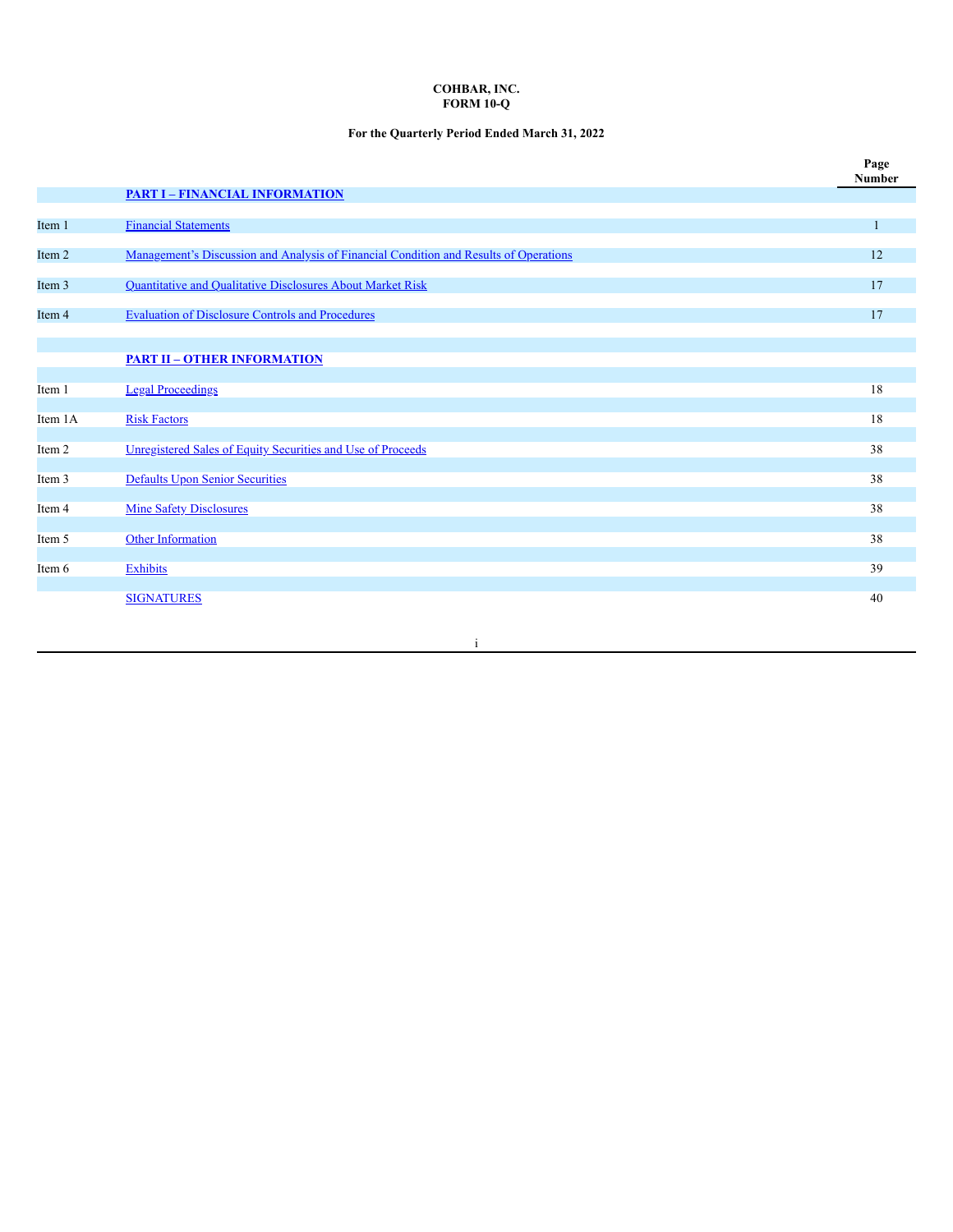**COHBAR, INC.**
**FORM 10-Q**

**For the Quarterly Period Ended March 31, 2022**

| | | Page Number |
|---|---|---|
| | **PART I – FINANCIAL INFORMATION** | |
| Item 1 | Financial Statements | 1 |
| Item 2 | Management's Discussion and Analysis of Financial Condition and Results of Operations | 12 |
| Item 3 | Quantitative and Qualitative Disclosures About Market Risk | 17 |
| Item 4 | Evaluation of Disclosure Controls and Procedures | 17 |
| | **PART II – OTHER INFORMATION** | |
| Item 1 | Legal Proceedings | 18 |
| Item 1A | Risk Factors | 18 |
| Item 2 | Unregistered Sales of Equity Securities and Use of Proceeds | 38 |
| Item 3 | Defaults Upon Senior Securities | 38 |
| Item 4 | Mine Safety Disclosures | 38 |
| Item 5 | Other Information | 38 |
| Item 6 | Exhibits | 39 |
| | SIGNATURES | 40 |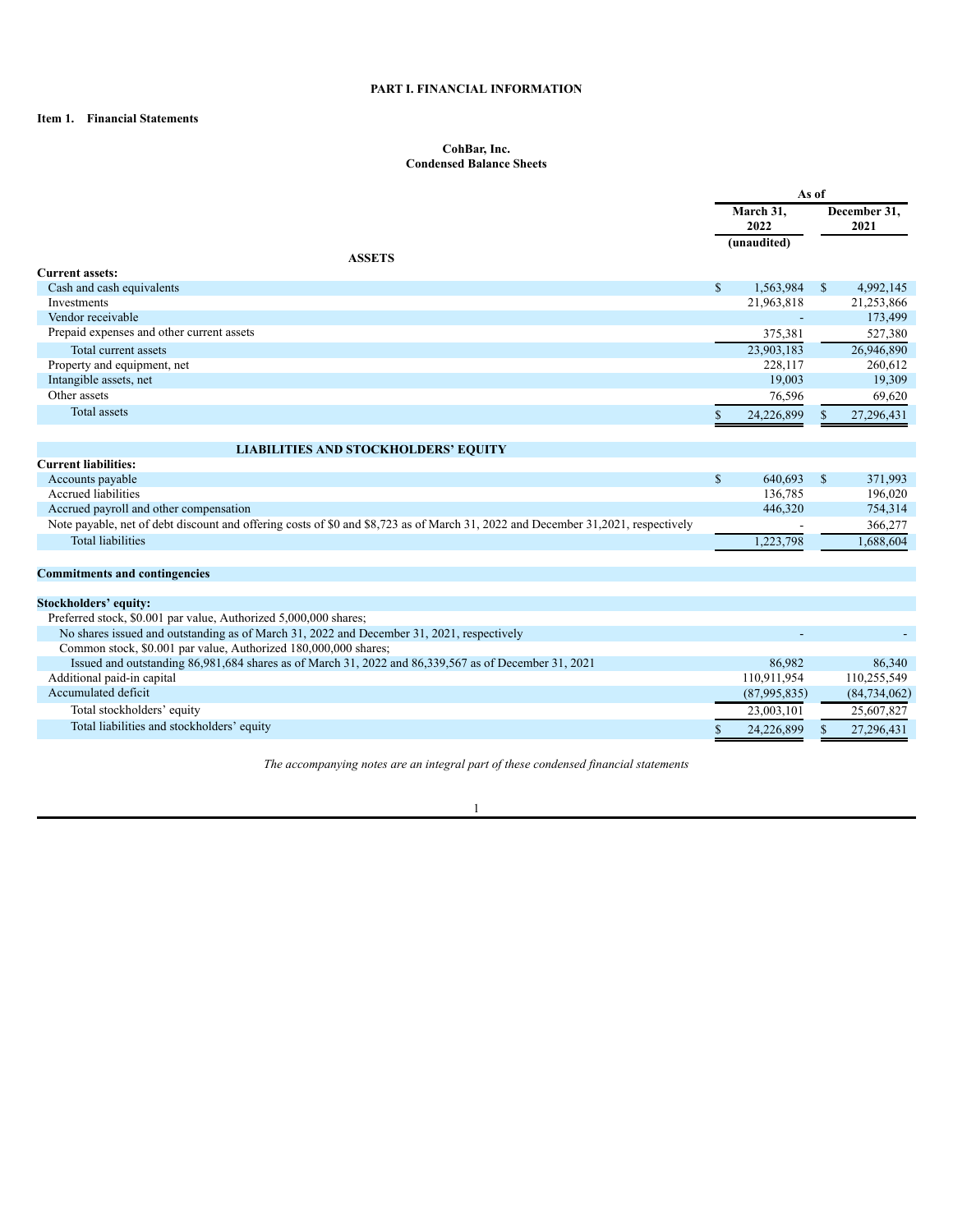# PART I. FINANCIAL INFORMATION

## Item 1. Financial Statements

### CohBar, Inc.
### Condensed Balance Sheets

| | As of | |
|---|---|---|
| | March 31, 2022 (unaudited) | December 31, 2021 |
| **ASSETS** | | |
| **Current assets:** | | |
| Cash and cash equivalents | $ 1,563,984 | $ 4,992,145 |
| Investments | 21,963,818 | 21,253,866 |
| Vendor receivable | - | 173,499 |
| Prepaid expenses and other current assets | 375,381 | 527,380 |
| Total current assets | 23,903,183 | 26,946,890 |
| Property and equipment, net | 228,117 | 260,612 |
| Intangible assets, net | 19,003 | 19,309 |
| Other assets | 76,596 | 69,620 |
| Total assets | $ 24,226,899 | $ 27,296,431 |
| **LIABILITIES AND STOCKHOLDERS' EQUITY** | | |
| **Current liabilities:** | | |
| Accounts payable | $ 640,693 | $ 371,993 |
| Accrued liabilities | 136,785 | 196,020 |
| Accrued payroll and other compensation | 446,320 | 754,314 |
| Note payable, net of debt discount and offering costs of $0 and $8,723 as of March 31, 2022 and December 31,2021, respectively | - | 366,277 |
| Total liabilities | 1,223,798 | 1,688,604 |
| **Commitments and contingencies** | | |
| **Stockholders' equity:** | | |
| Preferred stock, $0.001 par value, Authorized 5,000,000 shares; | | |
| No shares issued and outstanding as of March 31, 2022 and December 31, 2021, respectively | - | - |
| Common stock, $0.001 par value, Authorized 180,000,000 shares; | | |
| Issued and outstanding 86,981,684 shares as of March 31, 2022 and 86,339,567 as of December 31, 2021 | 86,982 | 86,340 |
| Additional paid-in capital | 110,911,954 | 110,255,549 |
| Accumulated deficit | (87,995,835) | (84,734,062) |
| Total stockholders' equity | 23,003,101 | 25,607,827 |
| Total liabilities and stockholders' equity | $ 24,226,899 | $ 27,296,431 |

*The accompanying notes are an integral part of these condensed financial statements*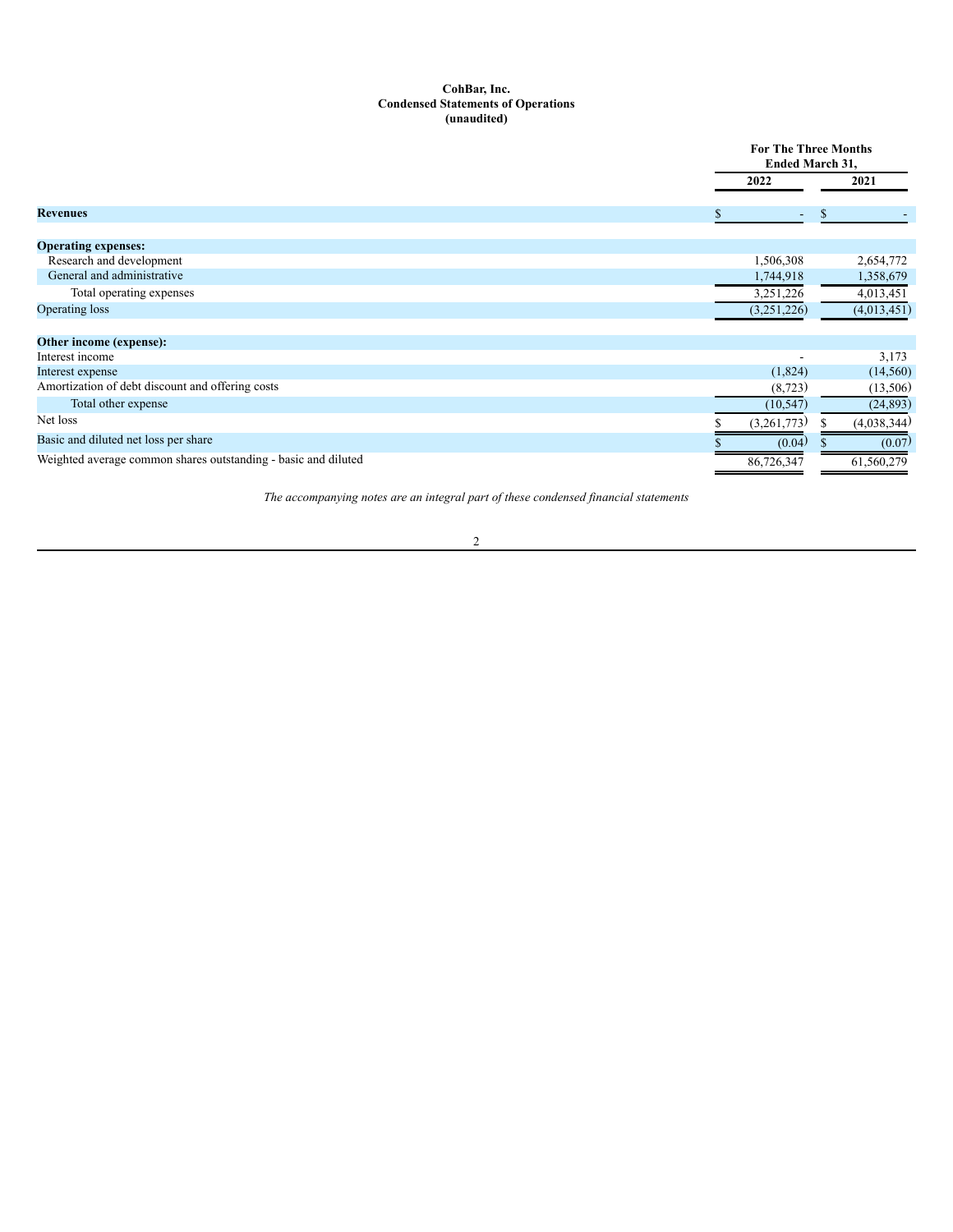**CohBar, Inc.**
**Condensed Statements of Operations**
**(unaudited)**

| | For The Three Months Ended March 31, | |
|---|---|---|
| | 2022 | 2021 |
| **Revenues** | $ - | $ - |
| **Operating expenses:** | | |
| Research and development | 1,506,308 | 2,654,772 |
| General and administrative | 1,744,918 | 1,358,679 |
| Total operating expenses | 3,251,226 | 4,013,451 |
| Operating loss | (3,251,226) | (4,013,451) |
| **Other income (expense):** | | |
| Interest income | - | 3,173 |
| Interest expense | (1,824) | (14,560) |
| Amortization of debt discount and offering costs | (8,723) | (13,506) |
| Total other expense | (10,547) | (24,893) |
| Net loss | $ (3,261,773) | $ (4,038,344) |
| Basic and diluted net loss per share | $ (0.04) | $ (0.07) |
| Weighted average common shares outstanding - basic and diluted | 86,726,347 | 61,560,279 |

*The accompanying notes are an integral part of these condensed financial statements*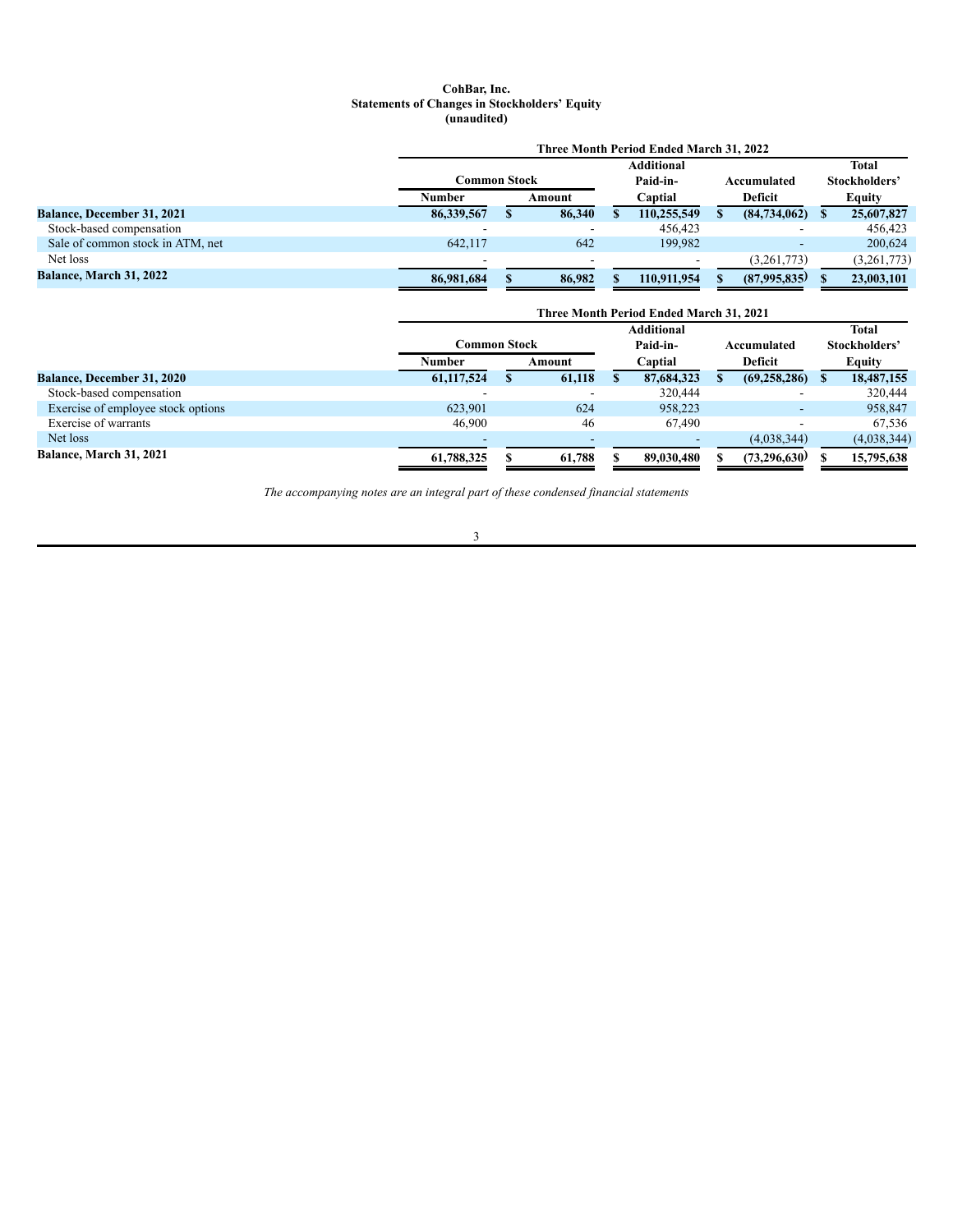**CohBar, Inc.**
**Statements of Changes in Stockholders' Equity**
**(unaudited)**

**Three Month Period Ended March 31, 2022**

| | Common Stock | | Additional Paid-in-Captial | Accumulated Deficit | Total Stockholders' Equity |
|---|---|---|---|---|---|
| | Number | Amount | | | |
| **Balance, December 31, 2021** | **86,339,567** | **$ 86,340** | **$ 110,255,549** | **$ (84,734,062)** | **$ 25,607,827** |
| Stock-based compensation | - | - | 456,423 | - | 456,423 |
| Sale of common stock in ATM, net | 642,117 | 642 | 199,982 | - | 200,624 |
| Net loss | - | - | - | (3,261,773) | (3,261,773) |
| **Balance, March 31, 2022** | **86,981,684** | **$ 86,982** | **$ 110,911,954** | **$ (87,995,835)** | **$ 23,003,101** |

**Three Month Period Ended March 31, 2021**

| | Common Stock | | Additional Paid-in-Captial | Accumulated Deficit | Total Stockholders' Equity |
|---|---|---|---|---|---|
| | Number | Amount | | | |
| **Balance, December 31, 2020** | **61,117,524** | **$ 61,118** | **$ 87,684,323** | **$ (69,258,286)** | **$ 18,487,155** |
| Stock-based compensation | - | - | 320,444 | - | 320,444 |
| Exercise of employee stock options | 623,901 | 624 | 958,223 | - | 958,847 |
| Exercise of warrants | 46,900 | 46 | 67,490 | - | 67,536 |
| Net loss | - | - | - | (4,038,344) | (4,038,344) |
| **Balance, March 31, 2021** | **61,788,325** | **$ 61,788** | **$ 89,030,480** | **$ (73,296,630)** | **$ 15,795,638** |

*The accompanying notes are an integral part of these condensed financial statements*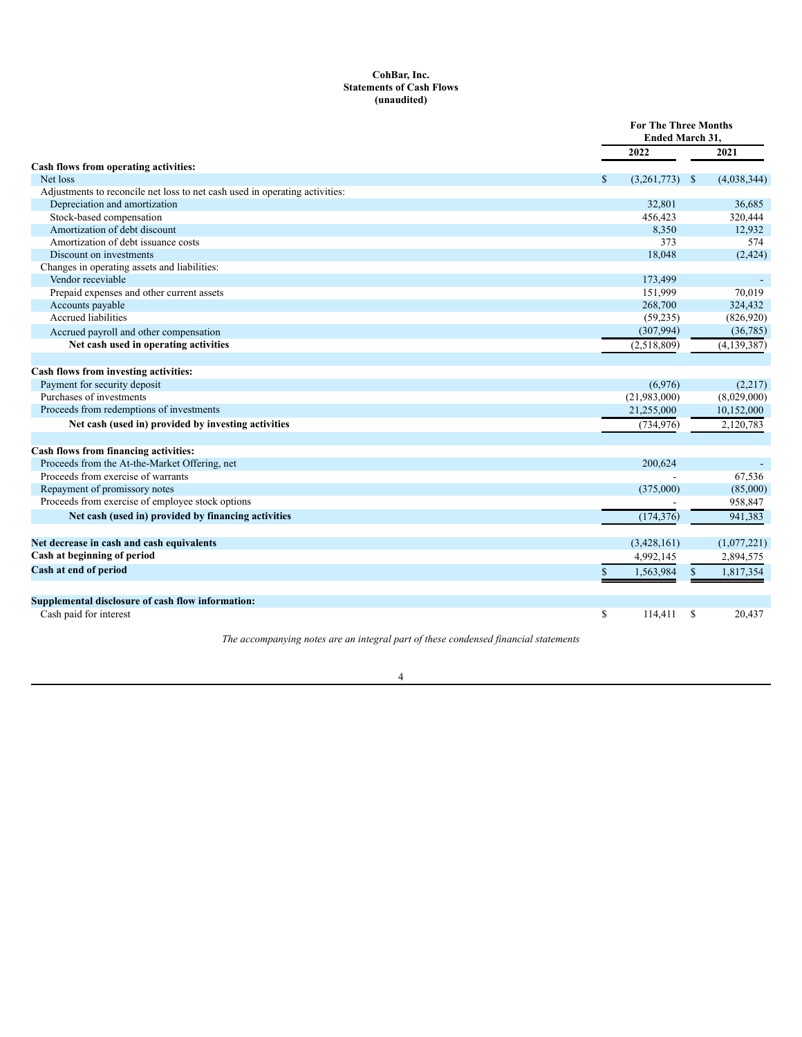**CohBar, Inc.**
**Statements of Cash Flows**
**(unaudited)**

| | For The Three Months Ended March 31, | |
|---|---|---|
| | 2022 | 2021 |
| **Cash flows from operating activities:** | | |
| Net loss | $ (3,261,773) | $ (4,038,344) |
| Adjustments to reconcile net loss to net cash used in operating activities: | | |
| Depreciation and amortization | 32,801 | 36,685 |
| Stock-based compensation | 456,423 | 320,444 |
| Amortization of debt discount | 8,350 | 12,932 |
| Amortization of debt issuance costs | 373 | 574 |
| Discount on investments | 18,048 | (2,424) |
| Changes in operating assets and liabilities: | | |
| Vendor receivable | 173,499 | - |
| Prepaid expenses and other current assets | 151,999 | 70,019 |
| Accounts payable | 268,700 | 324,432 |
| Accrued liabilities | (59,235) | (826,920) |
| Accrued payroll and other compensation | (307,994) | (36,785) |
| **Net cash used in operating activities** | (2,518,809) | (4,139,387) |
| | | |
| **Cash flows from investing activities:** | | |
| Payment for security deposit | (6,976) | (2,217) |
| Purchases of investments | (21,983,000) | (8,029,000) |
| Proceeds from redemptions of investments | 21,255,000 | 10,152,000 |
| **Net cash (used in) provided by investing activities** | (734,976) | 2,120,783 |
| | | |
| **Cash flows from financing activities:** | | |
| Proceeds from the At-the-Market Offering, net | 200,624 | - |
| Proceeds from exercise of warrants | - | 67,536 |
| Repayment of promissory notes | (375,000) | (85,000) |
| Proceeds from exercise of employee stock options | - | 958,847 |
| **Net cash (used in) provided by financing activities** | (174,376) | 941,383 |
| | | |
| **Net decrease in cash and cash equivalents** | (3,428,161) | (1,077,221) |
| **Cash at beginning of period** | 4,992,145 | 2,894,575 |
| **Cash at end of period** | $ 1,563,984 | $ 1,817,354 |
| | | |
| **Supplemental disclosure of cash flow information:** | | |
| Cash paid for interest | $ 114,411 | $ 20,437 |

*The accompanying notes are an integral part of these condensed financial statements*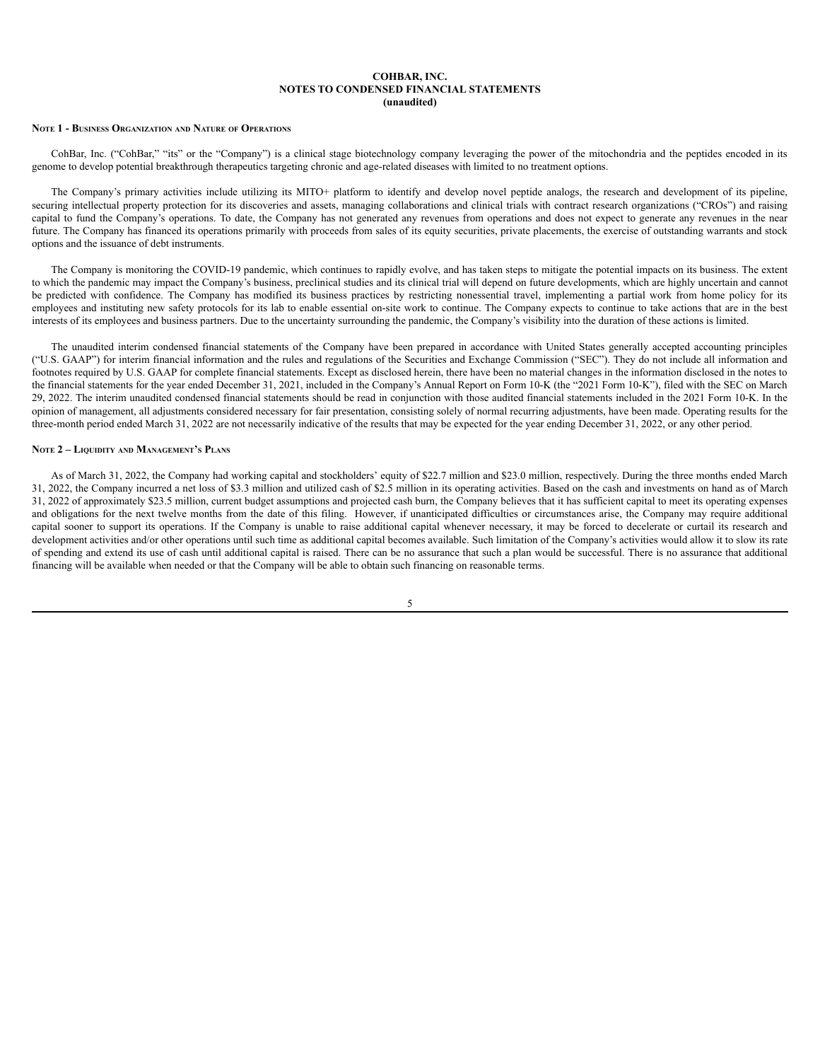# COHBAR, INC.
## NOTES TO CONDENSED FINANCIAL STATEMENTS
**(unaudited)**

### Note 1 - Business Organization and Nature of Operations

CohBar, Inc. ("CohBar," "its" or the "Company") is a clinical stage biotechnology company leveraging the power of the mitochondria and the peptides encoded in its genome to develop potential breakthrough therapeutics targeting chronic and age-related diseases with limited to no treatment options.

The Company's primary activities include utilizing its MITO+ platform to identify and develop novel peptide analogs, the research and development of its pipeline, securing intellectual property protection for its discoveries and assets, managing collaborations and clinical trials with contract research organizations ("CROs") and raising capital to fund the Company's operations. To date, the Company has not generated any revenues from operations and does not expect to generate any revenues in the near future. The Company has financed its operations primarily with proceeds from sales of its equity securities, private placements, the exercise of outstanding warrants and stock options and the issuance of debt instruments.

The Company is monitoring the COVID-19 pandemic, which continues to rapidly evolve, and has taken steps to mitigate the potential impacts on its business. The extent to which the pandemic may impact the Company's business, preclinical studies and its clinical trial will depend on future developments, which are highly uncertain and cannot be predicted with confidence. The Company has modified its business practices by restricting nonessential travel, implementing a partial work from home policy for its employees and instituting new safety protocols for its lab to enable essential on-site work to continue. The Company expects to continue to take actions that are in the best interests of its employees and business partners. Due to the uncertainty surrounding the pandemic, the Company's visibility into the duration of these actions is limited.

The unaudited interim condensed financial statements of the Company have been prepared in accordance with United States generally accepted accounting principles ("U.S. GAAP") for interim financial information and the rules and regulations of the Securities and Exchange Commission ("SEC"). They do not include all information and footnotes required by U.S. GAAP for complete financial statements. Except as disclosed herein, there have been no material changes in the information disclosed in the notes to the financial statements for the year ended December 31, 2021, included in the Company's Annual Report on Form 10-K (the "2021 Form 10-K"), filed with the SEC on March 29, 2022. The interim unaudited condensed financial statements should be read in conjunction with those audited financial statements included in the 2021 Form 10-K. In the opinion of management, all adjustments considered necessary for fair presentation, consisting solely of normal recurring adjustments, have been made. Operating results for the three-month period ended March 31, 2022 are not necessarily indicative of the results that may be expected for the year ending December 31, 2022, or any other period.

### Note 2 – Liquidity and Management's Plans

As of March 31, 2022, the Company had working capital and stockholders' equity of $22.7 million and $23.0 million, respectively. During the three months ended March 31, 2022, the Company incurred a net loss of $3.3 million and utilized cash of $2.5 million in its operating activities. Based on the cash and investments on hand as of March 31, 2022 of approximately $23.5 million, current budget assumptions and projected cash burn, the Company believes that it has sufficient capital to meet its operating expenses and obligations for the next twelve months from the date of this filing. However, if unanticipated difficulties or circumstances arise, the Company may require additional capital sooner to support its operations. If the Company is unable to raise additional capital whenever necessary, it may be forced to decelerate or curtail its research and development activities and/or other operations until such time as additional capital becomes available. Such limitation of the Company's activities would allow it to slow its rate of spending and extend its use of cash until additional capital is raised. There can be no assurance that such a plan would be successful. There is no assurance that additional financing will be available when needed or that the Company will be able to obtain such financing on reasonable terms.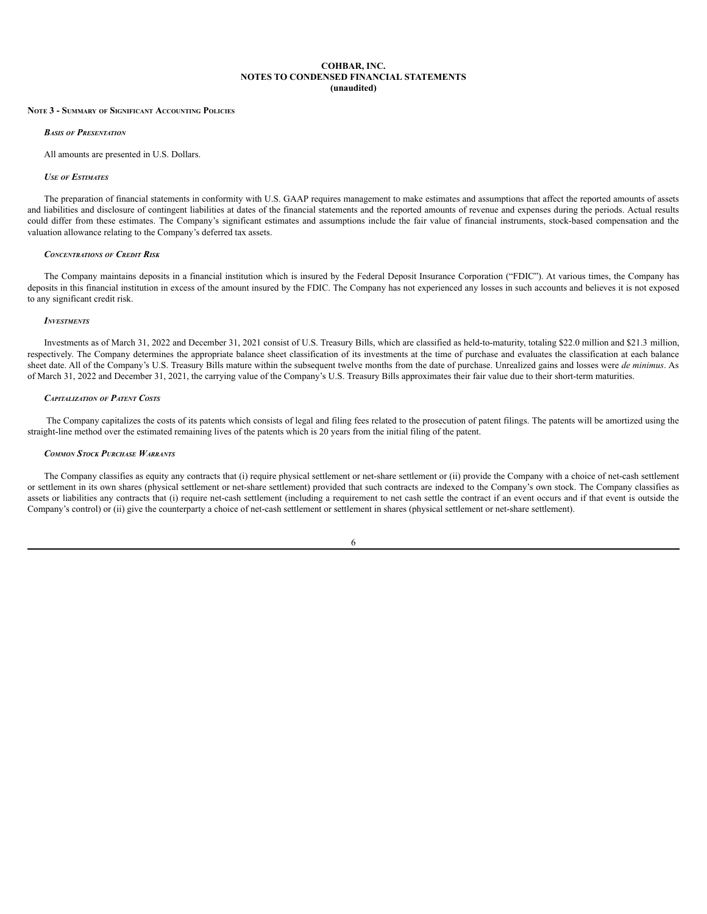**COHBAR, INC.**
**NOTES TO CONDENSED FINANCIAL STATEMENTS**
**(unaudited)**

## NOTE 3 - SUMMARY OF SIGNIFICANT ACCOUNTING POLICIES

***BASIS OF PRESENTATION***

All amounts are presented in U.S. Dollars.

***USE OF ESTIMATES***

The preparation of financial statements in conformity with U.S. GAAP requires management to make estimates and assumptions that affect the reported amounts of assets and liabilities and disclosure of contingent liabilities at dates of the financial statements and the reported amounts of revenue and expenses during the periods. Actual results could differ from these estimates. The Company's significant estimates and assumptions include the fair value of financial instruments, stock-based compensation and the valuation allowance relating to the Company's deferred tax assets.

***CONCENTRATIONS OF CREDIT RISK***

The Company maintains deposits in a financial institution which is insured by the Federal Deposit Insurance Corporation ("FDIC"). At various times, the Company has deposits in this financial institution in excess of the amount insured by the FDIC. The Company has not experienced any losses in such accounts and believes it is not exposed to any significant credit risk.

***INVESTMENTS***

Investments as of March 31, 2022 and December 31, 2021 consist of U.S. Treasury Bills, which are classified as held-to-maturity, totaling $22.0 million and $21.3 million, respectively. The Company determines the appropriate balance sheet classification of its investments at the time of purchase and evaluates the classification at each balance sheet date. All of the Company's U.S. Treasury Bills mature within the subsequent twelve months from the date of purchase. Unrealized gains and losses were *de minimus*. As of March 31, 2022 and December 31, 2021, the carrying value of the Company's U.S. Treasury Bills approximates their fair value due to their short-term maturities.

***CAPITALIZATION OF PATENT COSTS***

The Company capitalizes the costs of its patents which consists of legal and filing fees related to the prosecution of patent filings. The patents will be amortized using the straight-line method over the estimated remaining lives of the patents which is 20 years from the initial filing of the patent.

***COMMON STOCK PURCHASE WARRANTS***

The Company classifies as equity any contracts that (i) require physical settlement or net-share settlement or (ii) provide the Company with a choice of net-cash settlement or settlement in its own shares (physical settlement or net-share settlement) provided that such contracts are indexed to the Company's own stock. The Company classifies as assets or liabilities any contracts that (i) require net-cash settlement (including a requirement to net cash settle the contract if an event occurs and if that event is outside the Company's control) or (ii) give the counterparty a choice of net-cash settlement or settlement in shares (physical settlement or net-share settlement).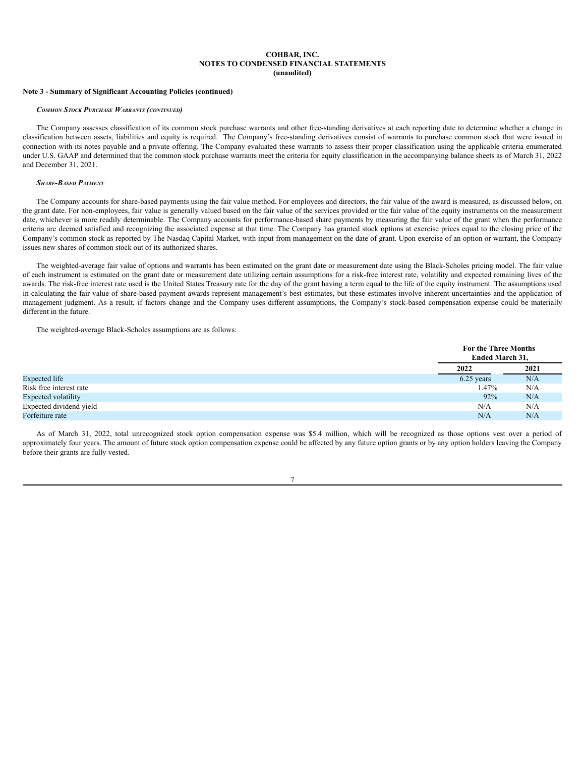# COHBAR, INC.
## NOTES TO CONDENSED FINANCIAL STATEMENTS
### (unaudited)

**Note 3 - Summary of Significant Accounting Policies (continued)**

***Common Stock Purchase Warrants (continued)***

The Company assesses classification of its common stock purchase warrants and other free-standing derivatives at each reporting date to determine whether a change in classification between assets, liabilities and equity is required. The Company's free-standing derivatives consist of warrants to purchase common stock that were issued in connection with its notes payable and a private offering. The Company evaluated these warrants to assess their proper classification using the applicable criteria enumerated under U.S. GAAP and determined that the common stock purchase warrants meet the criteria for equity classification in the accompanying balance sheets as of March 31, 2022 and December 31, 2021.

***Share-Based Payment***

The Company accounts for share-based payments using the fair value method. For employees and directors, the fair value of the award is measured, as discussed below, on the grant date. For non-employees, fair value is generally valued based on the fair value of the services provided or the fair value of the equity instruments on the measurement date, whichever is more readily determinable. The Company accounts for performance-based share payments by measuring the fair value of the grant when the performance criteria are deemed satisfied and recognizing the associated expense at that time. The Company has granted stock options at exercise prices equal to the closing price of the Company's common stock as reported by The Nasdaq Capital Market, with input from management on the date of grant. Upon exercise of an option or warrant, the Company issues new shares of common stock out of its authorized shares.

The weighted-average fair value of options and warrants has been estimated on the grant date or measurement date using the Black-Scholes pricing model. The fair value of each instrument is estimated on the grant date or measurement date utilizing certain assumptions for a risk-free interest rate, volatility and expected remaining lives of the awards. The risk-free interest rate used is the United States Treasury rate for the day of the grant having a term equal to the life of the equity instrument. The assumptions used in calculating the fair value of share-based payment awards represent management's best estimates, but these estimates involve inherent uncertainties and the application of management judgment. As a result, if factors change and the Company uses different assumptions, the Company's stock-based compensation expense could be materially different in the future.

The weighted-average Black-Scholes assumptions are as follows:

| | For the Three Months Ended March 31, | |
|---|---|---|
| | **2022** | **2021** |
| Expected life | 6.25 years | N/A |
| Risk free interest rate | 1.47% | N/A |
| Expected volatility | 92% | N/A |
| Expected dividend yield | N/A | N/A |
| Forfeiture rate | N/A | N/A |

As of March 31, 2022, total unrecognized stock option compensation expense was $5.4 million, which will be recognized as those options vest over a period of approximately four years. The amount of future stock option compensation expense could be affected by any future option grants or by any option holders leaving the Company before their grants are fully vested.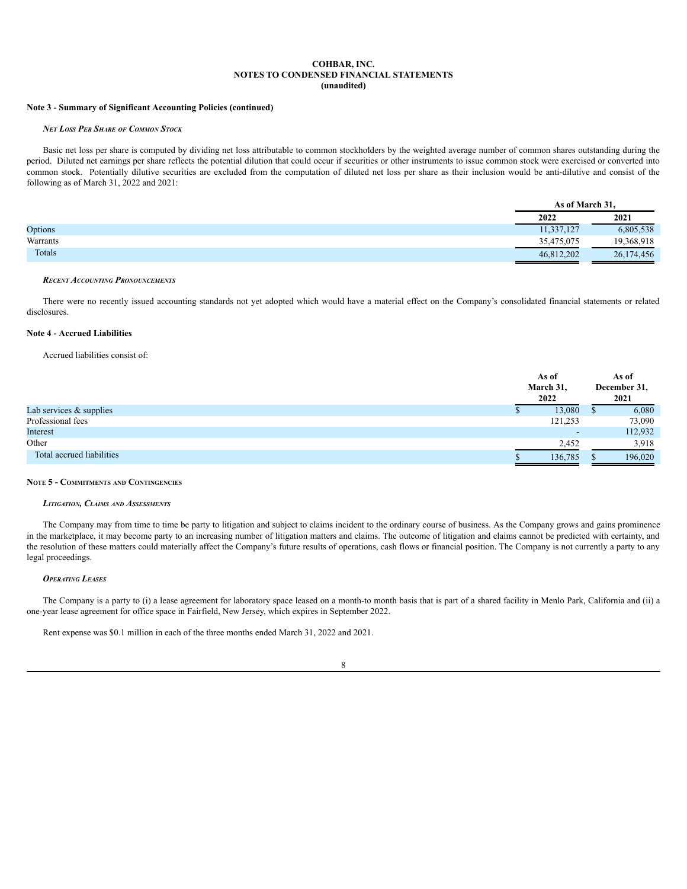**COHBAR, INC.**
**NOTES TO CONDENSED FINANCIAL STATEMENTS**
**(unaudited)**

**Note 3 - Summary of Significant Accounting Policies (continued)**

***Net Loss Per Share of Common Stock***

Basic net loss per share is computed by dividing net loss attributable to common stockholders by the weighted average number of common shares outstanding during the period. Diluted net earnings per share reflects the potential dilution that could occur if securities or other instruments to issue common stock were exercised or converted into common stock. Potentially dilutive securities are excluded from the computation of diluted net loss per share as their inclusion would be anti-dilutive and consist of the following as of March 31, 2022 and 2021:

| | As of March 31, | |
|---|---|---|
| | 2022 | 2021 |
| Options | 11,337,127 | 6,805,538 |
| Warrants | 35,475,075 | 19,368,918 |
| Totals | 46,812,202 | 26,174,456 |

***Recent Accounting Pronouncements***

There were no recently issued accounting standards not yet adopted which would have a material effect on the Company's consolidated financial statements or related disclosures.

**Note 4 - Accrued Liabilities**

Accrued liabilities consist of:

| | As of March 31, 2022 | As of December 31, 2021 |
|---|---|---|
| Lab services & supplies | $ 13,080 | $ 6,080 |
| Professional fees | 121,253 | 73,090 |
| Interest | - | 112,932 |
| Other | 2,452 | 3,918 |
| Total accrued liabilities | $ 136,785 | $ 196,020 |

**Note 5 - Commitments and Contingencies**

***Litigation, Claims and Assessments***

The Company may from time to time be party to litigation and subject to claims incident to the ordinary course of business. As the Company grows and gains prominence in the marketplace, it may become party to an increasing number of litigation matters and claims. The outcome of litigation and claims cannot be predicted with certainty, and the resolution of these matters could materially affect the Company's future results of operations, cash flows or financial position. The Company is not currently a party to any legal proceedings.

***Operating Leases***

The Company is a party to (i) a lease agreement for laboratory space leased on a month-to month basis that is part of a shared facility in Menlo Park, California and (ii) a one-year lease agreement for office space in Fairfield, New Jersey, which expires in September 2022.

Rent expense was $0.1 million in each of the three months ended March 31, 2022 and 2021.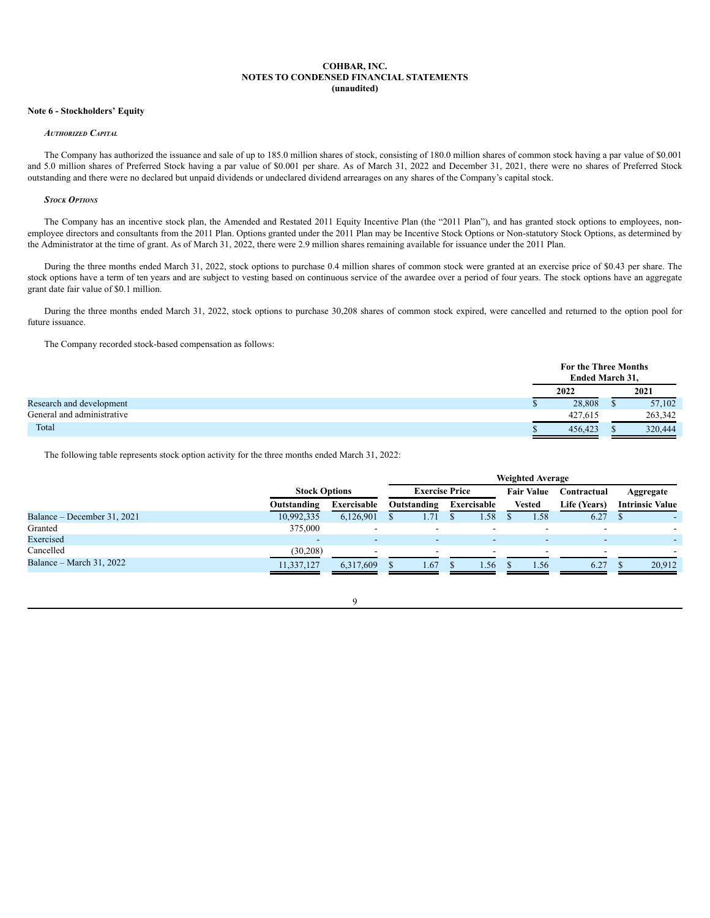# COHBAR, INC.
## NOTES TO CONDENSED FINANCIAL STATEMENTS
### (unaudited)

**Note 6 - Stockholders' Equity**

***Authorized Capital***

The Company has authorized the issuance and sale of up to 185.0 million shares of stock, consisting of 180.0 million shares of common stock having a par value of $0.001 and 5.0 million shares of Preferred Stock having a par value of $0.001 per share. As of March 31, 2022 and December 31, 2021, there were no shares of Preferred Stock outstanding and there were no declared but unpaid dividends or undeclared dividend arrearages on any shares of the Company's capital stock.

***Stock Options***

The Company has an incentive stock plan, the Amended and Restated 2011 Equity Incentive Plan (the "2011 Plan"), and has granted stock options to employees, non-employee directors and consultants from the 2011 Plan. Options granted under the 2011 Plan may be Incentive Stock Options or Non-statutory Stock Options, as determined by the Administrator at the time of grant. As of March 31, 2022, there were 2.9 million shares remaining available for issuance under the 2011 Plan.

During the three months ended March 31, 2022, stock options to purchase 0.4 million shares of common stock were granted at an exercise price of $0.43 per share. The stock options have a term of ten years and are subject to vesting based on continuous service of the awardee over a period of four years. The stock options have an aggregate grant date fair value of $0.1 million.

During the three months ended March 31, 2022, stock options to purchase 30,208 shares of common stock expired, were cancelled and returned to the option pool for future issuance.

The Company recorded stock-based compensation as follows:

| | For the Three Months Ended March 31, | |
|---|---|---|
| | 2022 | 2021 |
| Research and development | $ 28,808 | $ 57,102 |
| General and administrative | 427,615 | 263,342 |
| Total | $ 456,423 | $ 320,444 |

The following table represents stock option activity for the three months ended March 31, 2022:

| | Stock Options | | Weighted Average | | | | |
|---|---|---|---|---|---|---|---|
| | | | Exercise Price | | Fair Value | Contractual | Aggregate |
| | Outstanding | Exercisable | Outstanding | Exercisable | Vested | Life (Years) | Intrinsic Value |
| Balance – December 31, 2021 | 10,992,335 | 6,126,901 | $ 1.71 | $ 1.58 | $ 1.58 | 6.27 | $ - |
| Granted | 375,000 | - | - | - | - | - | - |
| Exercised | - | - | - | - | - | - | - |
| Cancelled | (30,208) | - | - | - | - | - | - |
| Balance – March 31, 2022 | 11,337,127 | 6,317,609 | $ 1.67 | $ 1.56 | $ 1.56 | 6.27 | $ 20,912 |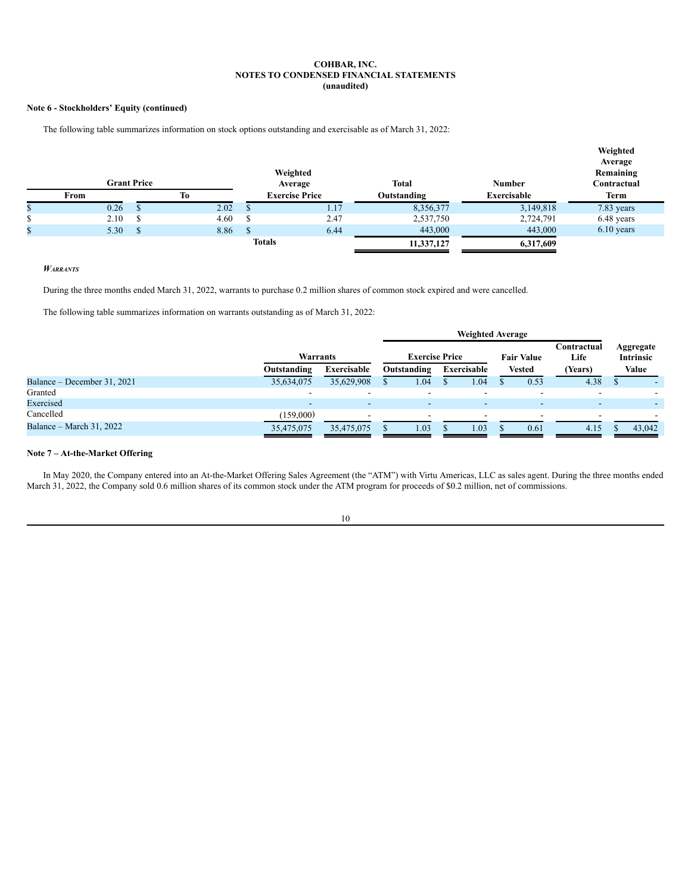**COHBAR, INC.**
**NOTES TO CONDENSED FINANCIAL STATEMENTS**
**(unaudited)**

**Note 6 - Stockholders' Equity (continued)**

The following table summarizes information on stock options outstanding and exercisable as of March 31, 2022:

| Grant Price | | Weighted Average | Total | Number | Weighted Average Remaining Contractual |
|---|---|---|---|---|---|
| From | To | Exercise Price | Outstanding | Exercisable | Term |
| $ 0.26 | $ 2.02 | $ 1.17 | 8,356,377 | 3,149,818 | 7.83 years |
| $ 2.10 | $ 4.60 | $ 2.47 | 2,537,750 | 2,724,791 | 6.48 years |
| $ 5.30 | $ 8.86 | $ 6.44 | 443,000 | 443,000 | 6.10 years |
| | | **Totals** | **11,337,127** | **6,317,609** | |

***Warrants***

During the three months ended March 31, 2022, warrants to purchase 0.2 million shares of common stock expired and were cancelled.

The following table summarizes information on warrants outstanding as of March 31, 2022:

| | Warrants | | Weighted Average | | | | |
|---|---|---|---|---|---|---|---|
| | | | Exercise Price | | | Contractual Life | Aggregate Intrinsic |
| | Outstanding | Exercisable | Outstanding | Exercisable | Fair Value Vested | (Years) | Value |
| Balance – December 31, 2021 | 35,634,075 | 35,629,908 | $ 1.04 | $ 1.04 | $ 0.53 | 4.38 | $ - |
| Granted | - | - | - | - | - | - | - |
| Exercised | - | - | - | - | - | - | - |
| Cancelled | (159,000) | - | - | - | - | - | - |
| Balance – March 31, 2022 | 35,475,075 | 35,475,075 | $ 1.03 | $ 1.03 | $ 0.61 | 4.15 | $ 43,042 |

**Note 7 – At-the-Market Offering**

In May 2020, the Company entered into an At-the-Market Offering Sales Agreement (the "ATM") with Virtu Americas, LLC as sales agent. During the three months ended March 31, 2022, the Company sold 0.6 million shares of its common stock under the ATM program for proceeds of $0.2 million, net of commissions.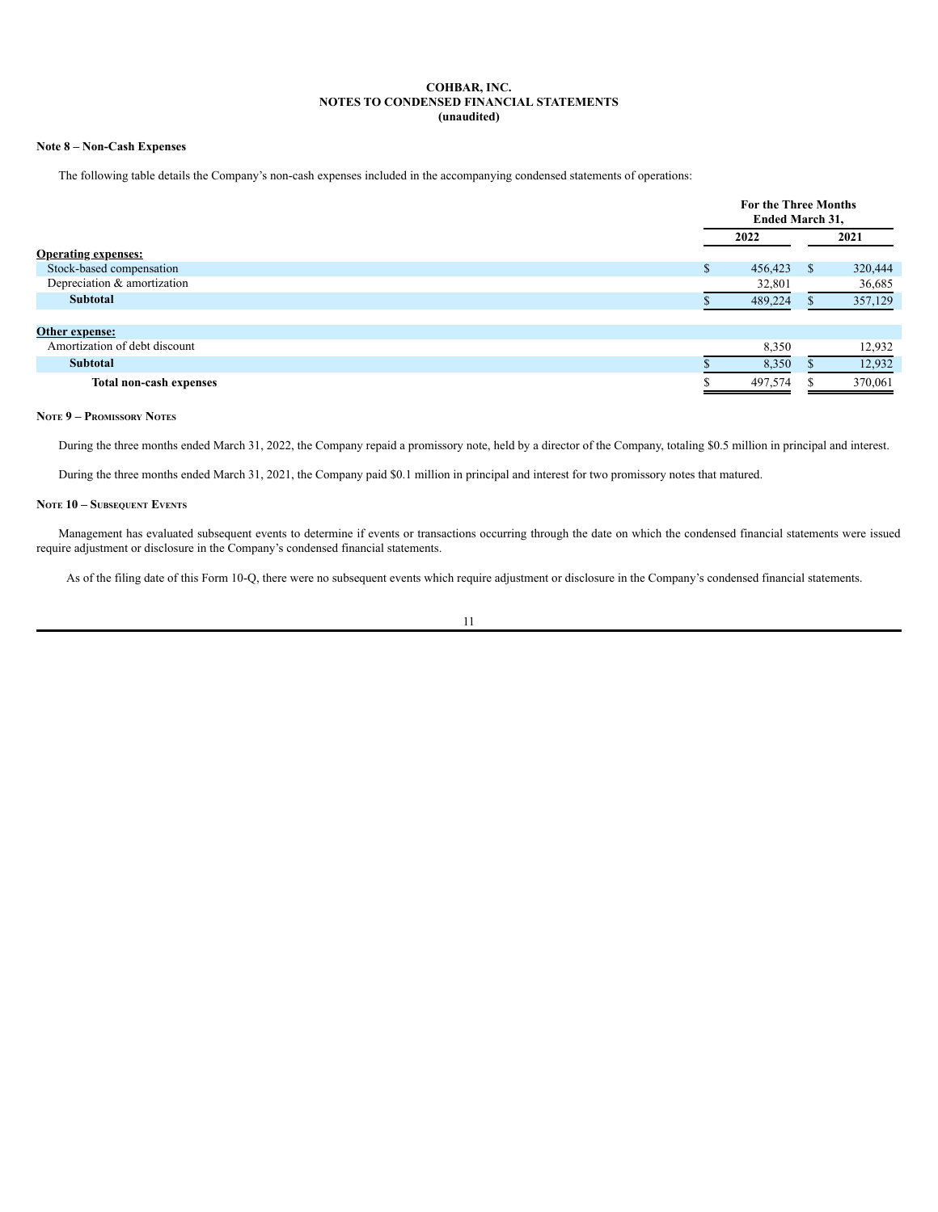**COHBAR, INC.**
**NOTES TO CONDENSED FINANCIAL STATEMENTS**
**(unaudited)**

**Note 8 – Non-Cash Expenses**

The following table details the Company's non-cash expenses included in the accompanying condensed statements of operations:

| | For the Three Months Ended March 31, | |
|---|---|---|
| | 2022 | 2021 |
| **Operating expenses:** | | |
| Stock-based compensation | $ 456,423 | $ 320,444 |
| Depreciation & amortization | 32,801 | 36,685 |
| **Subtotal** | $ 489,224 | $ 357,129 |
| **Other expense:** | | |
| Amortization of debt discount | 8,350 | 12,932 |
| **Subtotal** | $ 8,350 | $ 12,932 |
| **Total non-cash expenses** | $ 497,574 | $ 370,061 |

**Note 9 – Promissory Notes**

During the three months ended March 31, 2022, the Company repaid a promissory note, held by a director of the Company, totaling $0.5 million in principal and interest.

During the three months ended March 31, 2021, the Company paid $0.1 million in principal and interest for two promissory notes that matured.

**Note 10 – Subsequent Events**

Management has evaluated subsequent events to determine if events or transactions occurring through the date on which the condensed financial statements were issued require adjustment or disclosure in the Company's condensed financial statements.

As of the filing date of this Form 10-Q, there were no subsequent events which require adjustment or disclosure in the Company's condensed financial statements.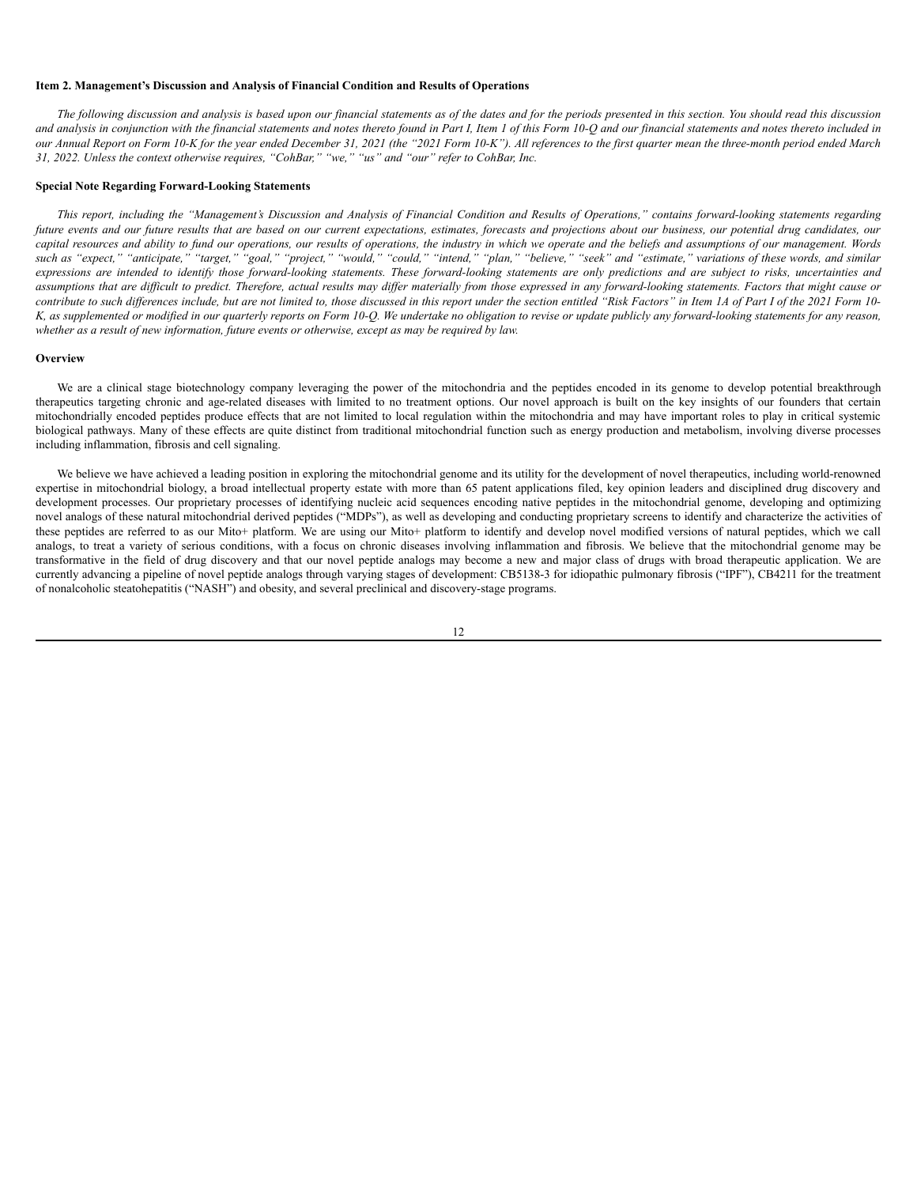## Item 2. Management's Discussion and Analysis of Financial Condition and Results of Operations

*The following discussion and analysis is based upon our financial statements as of the dates and for the periods presented in this section. You should read this discussion and analysis in conjunction with the financial statements and notes thereto found in Part I, Item 1 of this Form 10-Q and our financial statements and notes thereto included in our Annual Report on Form 10-K for the year ended December 31, 2021 (the "2021 Form 10-K"). All references to the first quarter mean the three-month period ended March 31, 2022. Unless the context otherwise requires, "CohBar," "we," "us" and "our" refer to CohBar, Inc.*

### Special Note Regarding Forward-Looking Statements

*This report, including the "Management's Discussion and Analysis of Financial Condition and Results of Operations," contains forward-looking statements regarding future events and our future results that are based on our current expectations, estimates, forecasts and projections about our business, our potential drug candidates, our capital resources and ability to fund our operations, our results of operations, the industry in which we operate and the beliefs and assumptions of our management. Words such as "expect," "anticipate," "target," "goal," "project," "would," "could," "intend," "plan," "believe," "seek" and "estimate," variations of these words, and similar expressions are intended to identify those forward-looking statements. These forward-looking statements are only predictions and are subject to risks, uncertainties and assumptions that are difficult to predict. Therefore, actual results may differ materially from those expressed in any forward-looking statements. Factors that might cause or contribute to such differences include, but are not limited to, those discussed in this report under the section entitled "Risk Factors" in Item 1A of Part I of the 2021 Form 10-K, as supplemented or modified in our quarterly reports on Form 10-Q. We undertake no obligation to revise or update publicly any forward-looking statements for any reason, whether as a result of new information, future events or otherwise, except as may be required by law.*

### Overview

We are a clinical stage biotechnology company leveraging the power of the mitochondria and the peptides encoded in its genome to develop potential breakthrough therapeutics targeting chronic and age-related diseases with limited to no treatment options. Our novel approach is built on the key insights of our founders that certain mitochondrially encoded peptides produce effects that are not limited to local regulation within the mitochondria and may have important roles to play in critical systemic biological pathways. Many of these effects are quite distinct from traditional mitochondrial function such as energy production and metabolism, involving diverse processes including inflammation, fibrosis and cell signaling.

We believe we have achieved a leading position in exploring the mitochondrial genome and its utility for the development of novel therapeutics, including world-renowned expertise in mitochondrial biology, a broad intellectual property estate with more than 65 patent applications filed, key opinion leaders and disciplined drug discovery and development processes. Our proprietary processes of identifying nucleic acid sequences encoding native peptides in the mitochondrial genome, developing and optimizing novel analogs of these natural mitochondrial derived peptides ("MDPs"), as well as developing and conducting proprietary screens to identify and characterize the activities of these peptides are referred to as our Mito+ platform. We are using our Mito+ platform to identify and develop novel modified versions of natural peptides, which we call analogs, to treat a variety of serious conditions, with a focus on chronic diseases involving inflammation and fibrosis. We believe that the mitochondrial genome may be transformative in the field of drug discovery and that our novel peptide analogs may become a new and major class of drugs with broad therapeutic application. We are currently advancing a pipeline of novel peptide analogs through varying stages of development: CB5138-3 for idiopathic pulmonary fibrosis ("IPF"), CB4211 for the treatment of nonalcoholic steatohepatitis ("NASH") and obesity, and several preclinical and discovery-stage programs.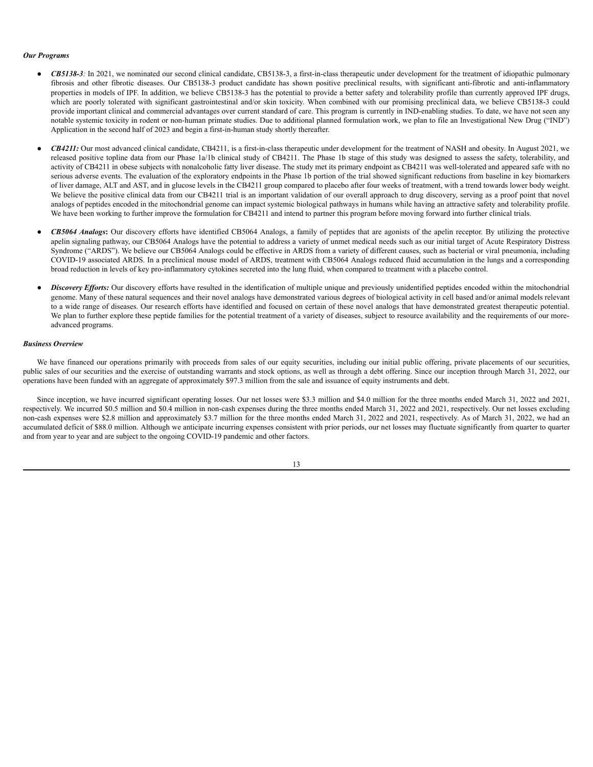***Our Programs***

- ***CB5138-3****:* In 2021, we nominated our second clinical candidate, CB5138-3, a first-in-class therapeutic under development for the treatment of idiopathic pulmonary fibrosis and other fibrotic diseases. Our CB5138-3 product candidate has shown positive preclinical results, with significant anti-fibrotic and anti-inflammatory properties in models of IPF. In addition, we believe CB5138-3 has the potential to provide a better safety and tolerability profile than currently approved IPF drugs, which are poorly tolerated with significant gastrointestinal and/or skin toxicity. When combined with our promising preclinical data, we believe CB5138-3 could provide important clinical and commercial advantages over current standard of care. This program is currently in IND-enabling studies. To date, we have not seen any notable systemic toxicity in rodent or non-human primate studies. Due to additional planned formulation work, we plan to file an Investigational New Drug ("IND") Application in the second half of 2023 and begin a first-in-human study shortly thereafter.

- ***CB4211:*** Our most advanced clinical candidate, CB4211, is a first-in-class therapeutic under development for the treatment of NASH and obesity. In August 2021, we released positive topline data from our Phase 1a/1b clinical study of CB4211. The Phase 1b stage of this study was designed to assess the safety, tolerability, and activity of CB4211 in obese subjects with nonalcoholic fatty liver disease. The study met its primary endpoint as CB4211 was well-tolerated and appeared safe with no serious adverse events. The evaluation of the exploratory endpoints in the Phase 1b portion of the trial showed significant reductions from baseline in key biomarkers of liver damage, ALT and AST, and in glucose levels in the CB4211 group compared to placebo after four weeks of treatment, with a trend towards lower body weight. We believe the positive clinical data from our CB4211 trial is an important validation of our overall approach to drug discovery, serving as a proof point that novel analogs of peptides encoded in the mitochondrial genome can impact systemic biological pathways in humans while having an attractive safety and tolerability profile. We have been working to further improve the formulation for CB4211 and intend to partner this program before moving forward into further clinical trials.

- ***CB5064 Analogs*****:** Our discovery efforts have identified CB5064 Analogs, a family of peptides that are agonists of the apelin receptor. By utilizing the protective apelin signaling pathway, our CB5064 Analogs have the potential to address a variety of unmet medical needs such as our initial target of Acute Respiratory Distress Syndrome ("ARDS"). We believe our CB5064 Analogs could be effective in ARDS from a variety of different causes, such as bacterial or viral pneumonia, including COVID-19 associated ARDS. In a preclinical mouse model of ARDS, treatment with CB5064 Analogs reduced fluid accumulation in the lungs and a corresponding broad reduction in levels of key pro-inflammatory cytokines secreted into the lung fluid, when compared to treatment with a placebo control.

- ***Discovery Efforts:*** Our discovery efforts have resulted in the identification of multiple unique and previously unidentified peptides encoded within the mitochondrial genome. Many of these natural sequences and their novel analogs have demonstrated various degrees of biological activity in cell based and/or animal models relevant to a wide range of diseases. Our research efforts have identified and focused on certain of these novel analogs that have demonstrated greatest therapeutic potential. We plan to further explore these peptide families for the potential treatment of a variety of diseases, subject to resource availability and the requirements of our more-advanced programs.

***Business Overview***

We have financed our operations primarily with proceeds from sales of our equity securities, including our initial public offering, private placements of our securities, public sales of our securities and the exercise of outstanding warrants and stock options, as well as through a debt offering. Since our inception through March 31, 2022, our operations have been funded with an aggregate of approximately $97.3 million from the sale and issuance of equity instruments and debt.

Since inception, we have incurred significant operating losses. Our net losses were $3.3 million and $4.0 million for the three months ended March 31, 2022 and 2021, respectively. We incurred $0.5 million and $0.4 million in non-cash expenses during the three months ended March 31, 2022 and 2021, respectively. Our net losses excluding non-cash expenses were $2.8 million and approximately $3.7 million for the three months ended March 31, 2022 and 2021, respectively. As of March 31, 2022, we had an accumulated deficit of $88.0 million. Although we anticipate incurring expenses consistent with prior periods, our net losses may fluctuate significantly from quarter to quarter and from year to year and are subject to the ongoing COVID-19 pandemic and other factors.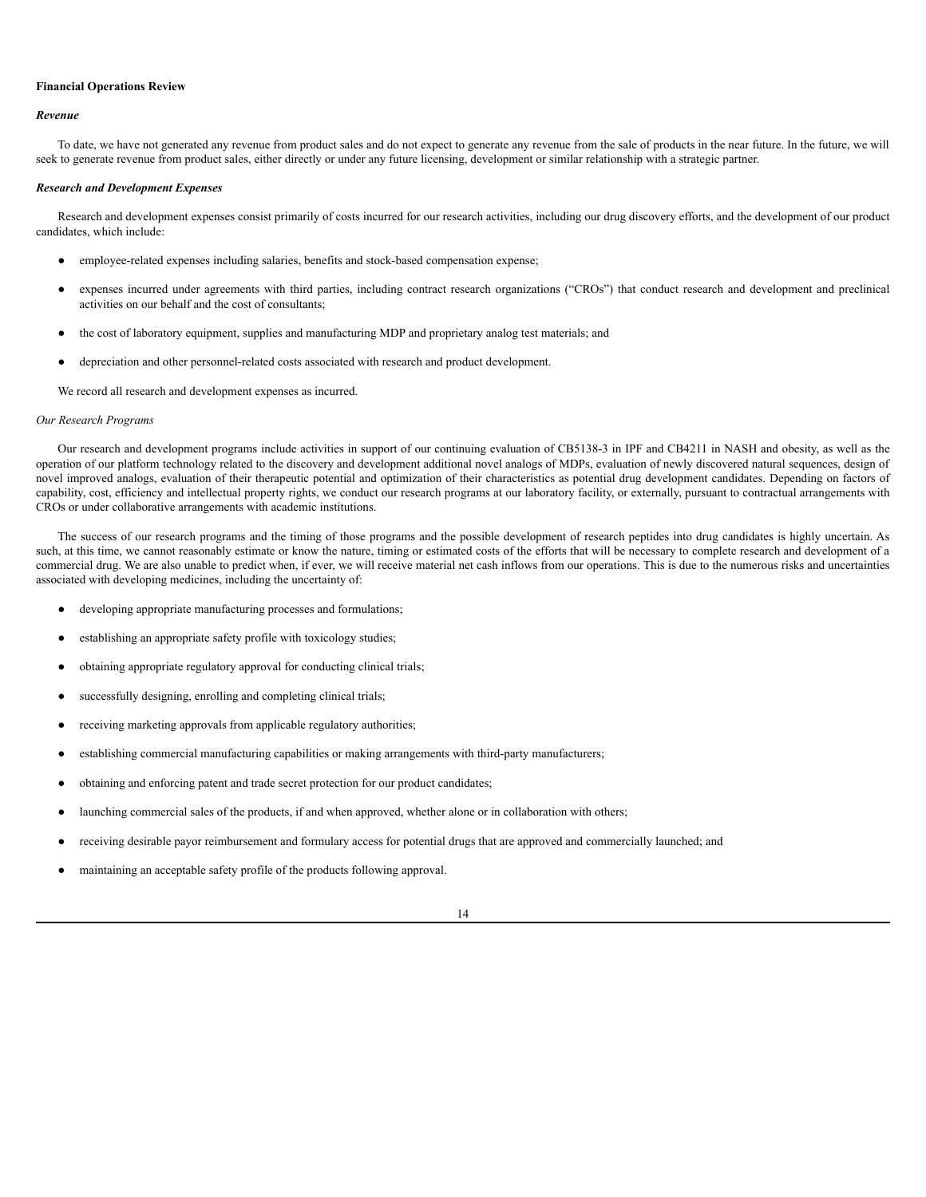**Financial Operations Review**

***Revenue***

To date, we have not generated any revenue from product sales and do not expect to generate any revenue from the sale of products in the near future. In the future, we will seek to generate revenue from product sales, either directly or under any future licensing, development or similar relationship with a strategic partner.

***Research and Development Expenses***

Research and development expenses consist primarily of costs incurred for our research activities, including our drug discovery efforts, and the development of our product candidates, which include:

- employee-related expenses including salaries, benefits and stock-based compensation expense;
- expenses incurred under agreements with third parties, including contract research organizations ("CROs") that conduct research and development and preclinical activities on our behalf and the cost of consultants;
- the cost of laboratory equipment, supplies and manufacturing MDP and proprietary analog test materials; and
- depreciation and other personnel-related costs associated with research and product development.

We record all research and development expenses as incurred.

*Our Research Programs*

Our research and development programs include activities in support of our continuing evaluation of CB5138-3 in IPF and CB4211 in NASH and obesity, as well as the operation of our platform technology related to the discovery and development additional novel analogs of MDPs, evaluation of newly discovered natural sequences, design of novel improved analogs, evaluation of their therapeutic potential and optimization of their characteristics as potential drug development candidates. Depending on factors of capability, cost, efficiency and intellectual property rights, we conduct our research programs at our laboratory facility, or externally, pursuant to contractual arrangements with CROs or under collaborative arrangements with academic institutions.

The success of our research programs and the timing of those programs and the possible development of research peptides into drug candidates is highly uncertain. As such, at this time, we cannot reasonably estimate or know the nature, timing or estimated costs of the efforts that will be necessary to complete research and development of a commercial drug. We are also unable to predict when, if ever, we will receive material net cash inflows from our operations. This is due to the numerous risks and uncertainties associated with developing medicines, including the uncertainty of:

- developing appropriate manufacturing processes and formulations;
- establishing an appropriate safety profile with toxicology studies;
- obtaining appropriate regulatory approval for conducting clinical trials;
- successfully designing, enrolling and completing clinical trials;
- receiving marketing approvals from applicable regulatory authorities;
- establishing commercial manufacturing capabilities or making arrangements with third-party manufacturers;
- obtaining and enforcing patent and trade secret protection for our product candidates;
- launching commercial sales of the products, if and when approved, whether alone or in collaboration with others;
- receiving desirable payor reimbursement and formulary access for potential drugs that are approved and commercially launched; and
- maintaining an acceptable safety profile of the products following approval.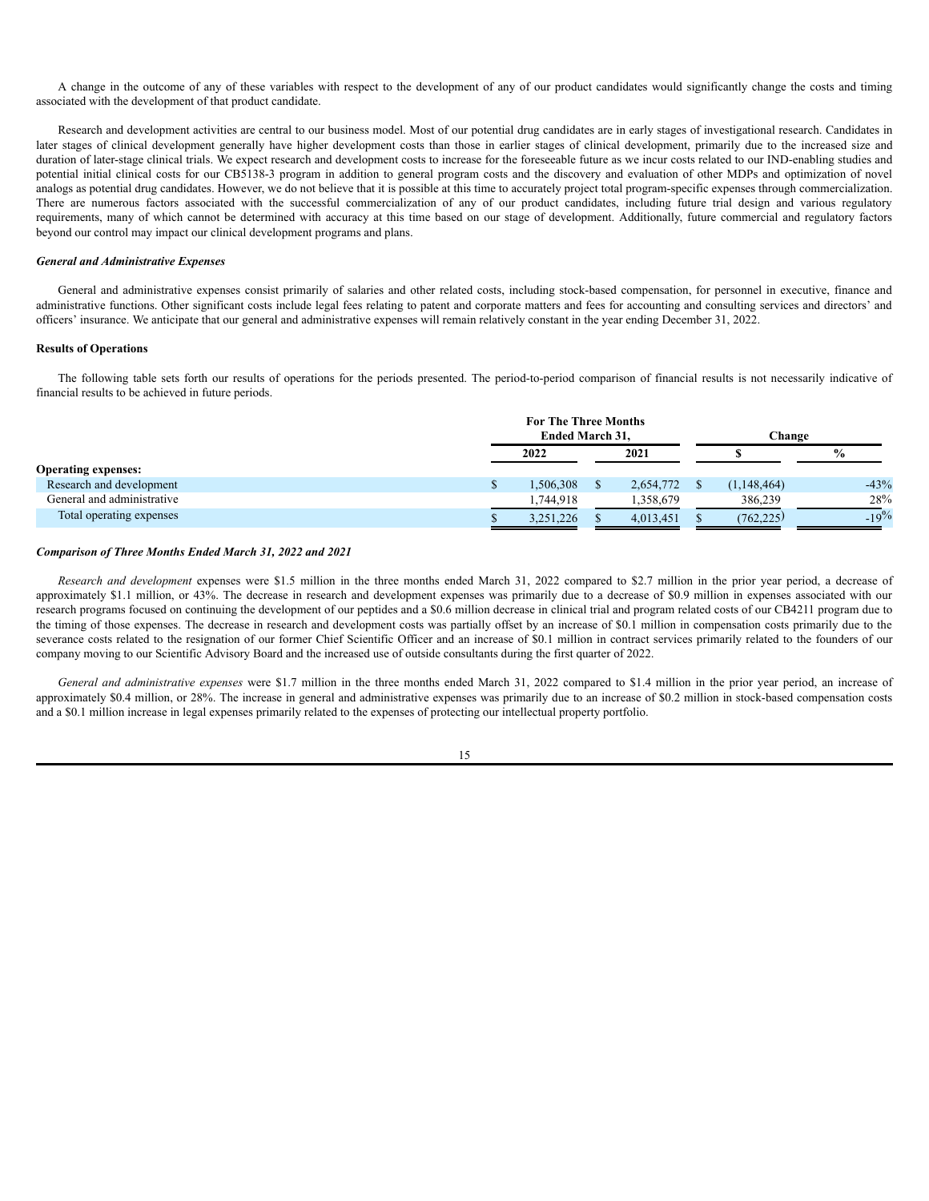A change in the outcome of any of these variables with respect to the development of any of our product candidates would significantly change the costs and timing associated with the development of that product candidate.

Research and development activities are central to our business model. Most of our potential drug candidates are in early stages of investigational research. Candidates in later stages of clinical development generally have higher development costs than those in earlier stages of clinical development, primarily due to the increased size and duration of later-stage clinical trials. We expect research and development costs to increase for the foreseeable future as we incur costs related to our IND-enabling studies and potential initial clinical costs for our CB5138-3 program in addition to general program costs and the discovery and evaluation of other MDPs and optimization of novel analogs as potential drug candidates. However, we do not believe that it is possible at this time to accurately project total program-specific expenses through commercialization. There are numerous factors associated with the successful commercialization of any of our product candidates, including future trial design and various regulatory requirements, many of which cannot be determined with accuracy at this time based on our stage of development. Additionally, future commercial and regulatory factors beyond our control may impact our clinical development programs and plans.

***General and Administrative Expenses***

General and administrative expenses consist primarily of salaries and other related costs, including stock-based compensation, for personnel in executive, finance and administrative functions. Other significant costs include legal fees relating to patent and corporate matters and fees for accounting and consulting services and directors' and officers' insurance. We anticipate that our general and administrative expenses will remain relatively constant in the year ending December 31, 2022.

**Results of Operations**

The following table sets forth our results of operations for the periods presented. The period-to-period comparison of financial results is not necessarily indicative of financial results to be achieved in future periods.

| | For The Three Months Ended March 31, | | Change | |
|---|---|---|---|---|
| | 2022 | 2021 | $ | % |
| **Operating expenses:** | | | | |
| Research and development | $ 1,506,308 | $ 2,654,772 | $ (1,148,464) | -43% |
| General and administrative | 1,744,918 | 1,358,679 | 386,239 | 28% |
| Total operating expenses | $ 3,251,226 | $ 4,013,451 | $ (762,225) | -19% |

***Comparison of Three Months Ended March 31, 2022 and 2021***

*Research and development* expenses were $1.5 million in the three months ended March 31, 2022 compared to $2.7 million in the prior year period, a decrease of approximately $1.1 million, or 43%. The decrease in research and development expenses was primarily due to a decrease of $0.9 million in expenses associated with our research programs focused on continuing the development of our peptides and a $0.6 million decrease in clinical trial and program related costs of our CB4211 program due to the timing of those expenses. The decrease in research and development costs was partially offset by an increase of $0.1 million in compensation costs primarily due to the severance costs related to the resignation of our former Chief Scientific Officer and an increase of $0.1 million in contract services primarily related to the founders of our company moving to our Scientific Advisory Board and the increased use of outside consultants during the first quarter of 2022.

*General and administrative expenses* were $1.7 million in the three months ended March 31, 2022 compared to $1.4 million in the prior year period, an increase of approximately $0.4 million, or 28%. The increase in general and administrative expenses was primarily due to an increase of $0.2 million in stock-based compensation costs and a $0.1 million increase in legal expenses primarily related to the expenses of protecting our intellectual property portfolio.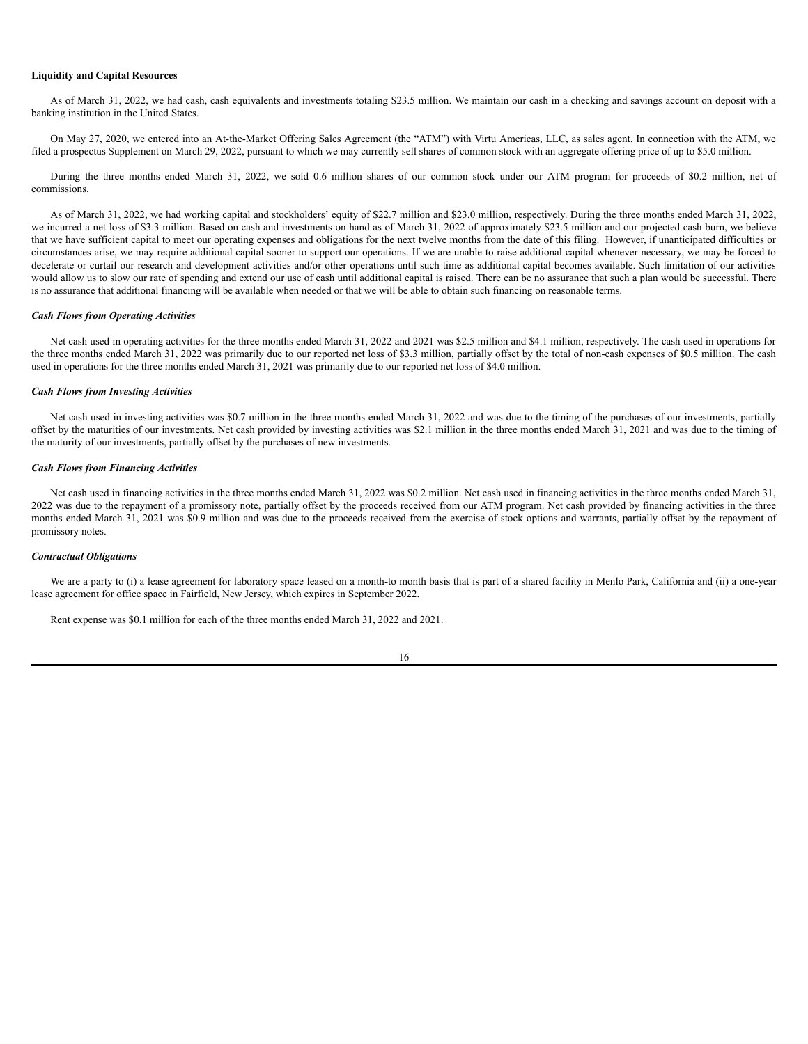**Liquidity and Capital Resources**

As of March 31, 2022, we had cash, cash equivalents and investments totaling $23.5 million. We maintain our cash in a checking and savings account on deposit with a banking institution in the United States.

On May 27, 2020, we entered into an At-the-Market Offering Sales Agreement (the "ATM") with Virtu Americas, LLC, as sales agent. In connection with the ATM, we filed a prospectus Supplement on March 29, 2022, pursuant to which we may currently sell shares of common stock with an aggregate offering price of up to $5.0 million.

During the three months ended March 31, 2022, we sold 0.6 million shares of our common stock under our ATM program for proceeds of $0.2 million, net of commissions.

As of March 31, 2022, we had working capital and stockholders' equity of $22.7 million and $23.0 million, respectively. During the three months ended March 31, 2022, we incurred a net loss of $3.3 million. Based on cash and investments on hand as of March 31, 2022 of approximately $23.5 million and our projected cash burn, we believe that we have sufficient capital to meet our operating expenses and obligations for the next twelve months from the date of this filing. However, if unanticipated difficulties or circumstances arise, we may require additional capital sooner to support our operations. If we are unable to raise additional capital whenever necessary, we may be forced to decelerate or curtail our research and development activities and/or other operations until such time as additional capital becomes available. Such limitation of our activities would allow us to slow our rate of spending and extend our use of cash until additional capital is raised. There can be no assurance that such a plan would be successful. There is no assurance that additional financing will be available when needed or that we will be able to obtain such financing on reasonable terms.

***Cash Flows from Operating Activities***

Net cash used in operating activities for the three months ended March 31, 2022 and 2021 was $2.5 million and $4.1 million, respectively. The cash used in operations for the three months ended March 31, 2022 was primarily due to our reported net loss of $3.3 million, partially offset by the total of non-cash expenses of $0.5 million. The cash used in operations for the three months ended March 31, 2021 was primarily due to our reported net loss of $4.0 million.

***Cash Flows from Investing Activities***

Net cash used in investing activities was $0.7 million in the three months ended March 31, 2022 and was due to the timing of the purchases of our investments, partially offset by the maturities of our investments. Net cash provided by investing activities was $2.1 million in the three months ended March 31, 2021 and was due to the timing of the maturity of our investments, partially offset by the purchases of new investments.

***Cash Flows from Financing Activities***

Net cash used in financing activities in the three months ended March 31, 2022 was $0.2 million. Net cash used in financing activities in the three months ended March 31, 2022 was due to the repayment of a promissory note, partially offset by the proceeds received from our ATM program. Net cash provided by financing activities in the three months ended March 31, 2021 was $0.9 million and was due to the proceeds received from the exercise of stock options and warrants, partially offset by the repayment of promissory notes.

***Contractual Obligations***

We are a party to (i) a lease agreement for laboratory space leased on a month-to month basis that is part of a shared facility in Menlo Park, California and (ii) a one-year lease agreement for office space in Fairfield, New Jersey, which expires in September 2022.

Rent expense was $0.1 million for each of the three months ended March 31, 2022 and 2021.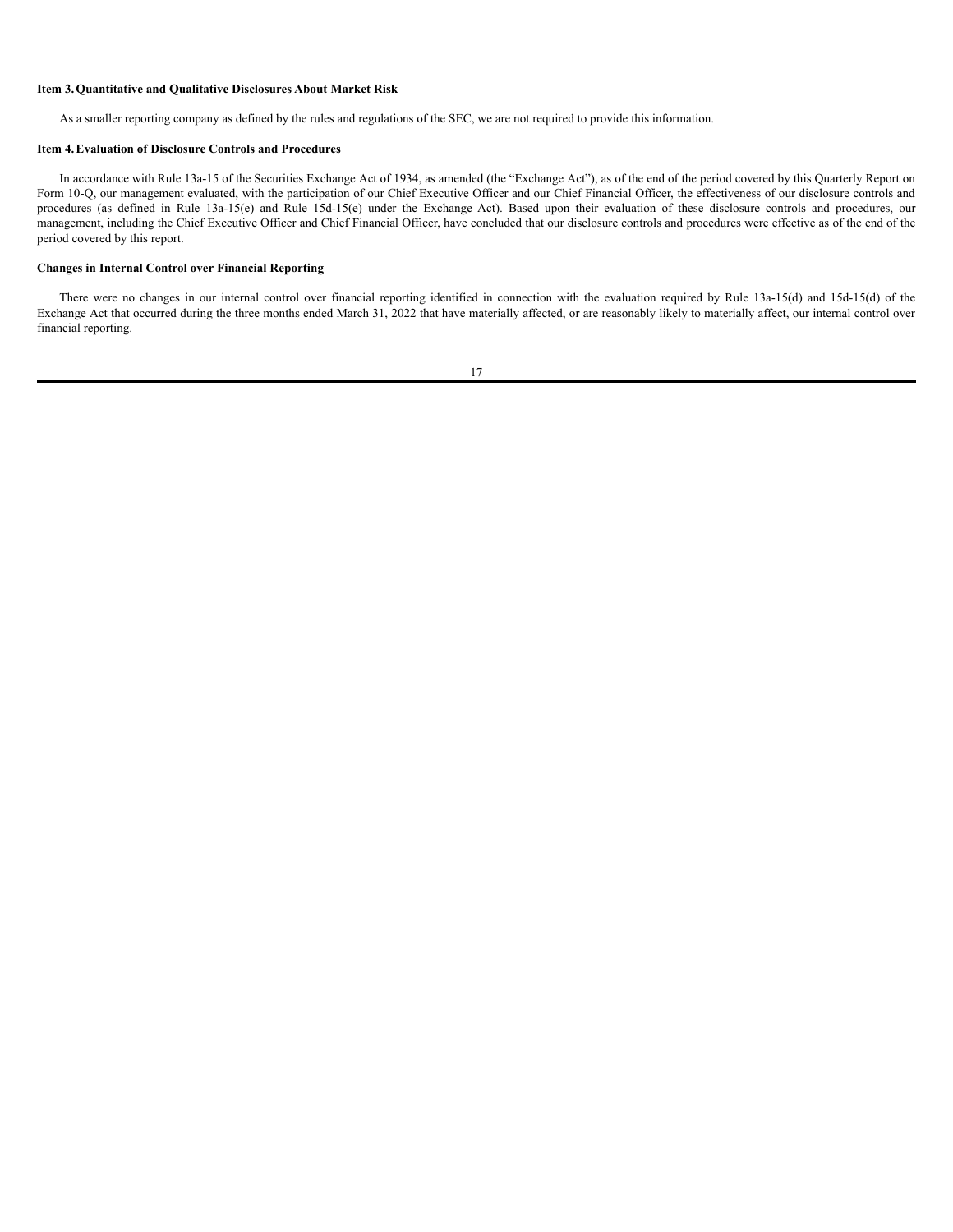**Item 3. Quantitative and Qualitative Disclosures About Market Risk**

As a smaller reporting company as defined by the rules and regulations of the SEC, we are not required to provide this information.

**Item 4. Evaluation of Disclosure Controls and Procedures**

In accordance with Rule 13a-15 of the Securities Exchange Act of 1934, as amended (the "Exchange Act"), as of the end of the period covered by this Quarterly Report on Form 10-Q, our management evaluated, with the participation of our Chief Executive Officer and our Chief Financial Officer, the effectiveness of our disclosure controls and procedures (as defined in Rule 13a-15(e) and Rule 15d-15(e) under the Exchange Act). Based upon their evaluation of these disclosure controls and procedures, our management, including the Chief Executive Officer and Chief Financial Officer, have concluded that our disclosure controls and procedures were effective as of the end of the period covered by this report.

**Changes in Internal Control over Financial Reporting**

There were no changes in our internal control over financial reporting identified in connection with the evaluation required by Rule 13a-15(d) and 15d-15(d) of the Exchange Act that occurred during the three months ended March 31, 2022 that have materially affected, or are reasonably likely to materially affect, our internal control over financial reporting.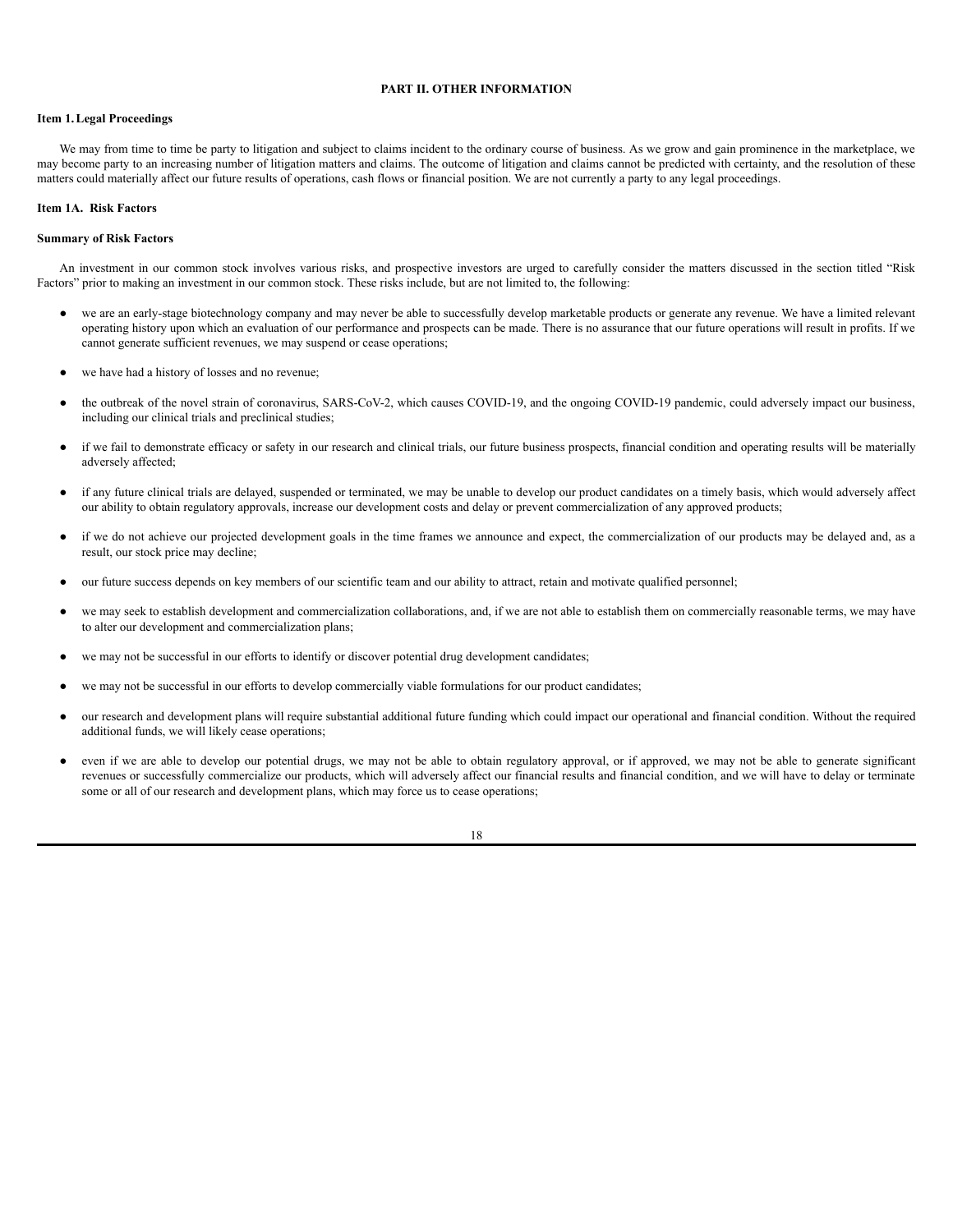# PART II. OTHER INFORMATION

## Item 1. Legal Proceedings

We may from time to time be party to litigation and subject to claims incident to the ordinary course of business. As we grow and gain prominence in the marketplace, we may become party to an increasing number of litigation matters and claims. The outcome of litigation and claims cannot be predicted with certainty, and the resolution of these matters could materially affect our future results of operations, cash flows or financial position. We are not currently a party to any legal proceedings.

## Item 1A. Risk Factors

### Summary of Risk Factors

An investment in our common stock involves various risks, and prospective investors are urged to carefully consider the matters discussed in the section titled "Risk Factors" prior to making an investment in our common stock. These risks include, but are not limited to, the following:

- we are an early-stage biotechnology company and may never be able to successfully develop marketable products or generate any revenue. We have a limited relevant operating history upon which an evaluation of our performance and prospects can be made. There is no assurance that our future operations will result in profits. If we cannot generate sufficient revenues, we may suspend or cease operations;
- we have had a history of losses and no revenue;
- the outbreak of the novel strain of coronavirus, SARS-CoV-2, which causes COVID-19, and the ongoing COVID-19 pandemic, could adversely impact our business, including our clinical trials and preclinical studies;
- if we fail to demonstrate efficacy or safety in our research and clinical trials, our future business prospects, financial condition and operating results will be materially adversely affected;
- if any future clinical trials are delayed, suspended or terminated, we may be unable to develop our product candidates on a timely basis, which would adversely affect our ability to obtain regulatory approvals, increase our development costs and delay or prevent commercialization of any approved products;
- if we do not achieve our projected development goals in the time frames we announce and expect, the commercialization of our products may be delayed and, as a result, our stock price may decline;
- our future success depends on key members of our scientific team and our ability to attract, retain and motivate qualified personnel;
- we may seek to establish development and commercialization collaborations, and, if we are not able to establish them on commercially reasonable terms, we may have to alter our development and commercialization plans;
- we may not be successful in our efforts to identify or discover potential drug development candidates;
- we may not be successful in our efforts to develop commercially viable formulations for our product candidates;
- our research and development plans will require substantial additional future funding which could impact our operational and financial condition. Without the required additional funds, we will likely cease operations;
- even if we are able to develop our potential drugs, we may not be able to obtain regulatory approval, or if approved, we may not be able to generate significant revenues or successfully commercialize our products, which will adversely affect our financial results and financial condition, and we will have to delay or terminate some or all of our research and development plans, which may force us to cease operations;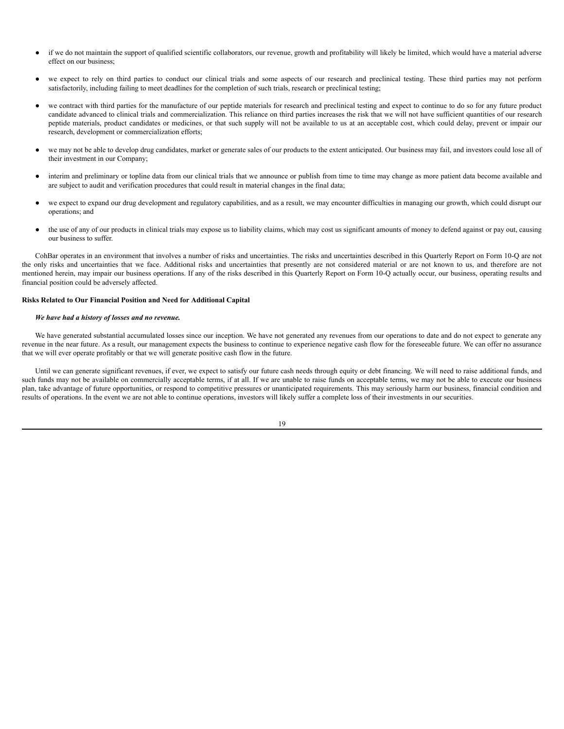- if we do not maintain the support of qualified scientific collaborators, our revenue, growth and profitability will likely be limited, which would have a material adverse effect on our business;
- we expect to rely on third parties to conduct our clinical trials and some aspects of our research and preclinical testing. These third parties may not perform satisfactorily, including failing to meet deadlines for the completion of such trials, research or preclinical testing;
- we contract with third parties for the manufacture of our peptide materials for research and preclinical testing and expect to continue to do so for any future product candidate advanced to clinical trials and commercialization. This reliance on third parties increases the risk that we will not have sufficient quantities of our research peptide materials, product candidates or medicines, or that such supply will not be available to us at an acceptable cost, which could delay, prevent or impair our research, development or commercialization efforts;
- we may not be able to develop drug candidates, market or generate sales of our products to the extent anticipated. Our business may fail, and investors could lose all of their investment in our Company;
- interim and preliminary or topline data from our clinical trials that we announce or publish from time to time may change as more patient data become available and are subject to audit and verification procedures that could result in material changes in the final data;
- we expect to expand our drug development and regulatory capabilities, and as a result, we may encounter difficulties in managing our growth, which could disrupt our operations; and
- the use of any of our products in clinical trials may expose us to liability claims, which may cost us significant amounts of money to defend against or pay out, causing our business to suffer.

CohBar operates in an environment that involves a number of risks and uncertainties. The risks and uncertainties described in this Quarterly Report on Form 10-Q are not the only risks and uncertainties that we face. Additional risks and uncertainties that presently are not considered material or are not known to us, and therefore are not mentioned herein, may impair our business operations. If any of the risks described in this Quarterly Report on Form 10-Q actually occur, our business, operating results and financial position could be adversely affected.

**Risks Related to Our Financial Position and Need for Additional Capital**

***We have had a history of losses and no revenue.***

We have generated substantial accumulated losses since our inception. We have not generated any revenues from our operations to date and do not expect to generate any revenue in the near future. As a result, our management expects the business to continue to experience negative cash flow for the foreseeable future. We can offer no assurance that we will ever operate profitably or that we will generate positive cash flow in the future.

Until we can generate significant revenues, if ever, we expect to satisfy our future cash needs through equity or debt financing. We will need to raise additional funds, and such funds may not be available on commercially acceptable terms, if at all. If we are unable to raise funds on acceptable terms, we may not be able to execute our business plan, take advantage of future opportunities, or respond to competitive pressures or unanticipated requirements. This may seriously harm our business, financial condition and results of operations. In the event we are not able to continue operations, investors will likely suffer a complete loss of their investments in our securities.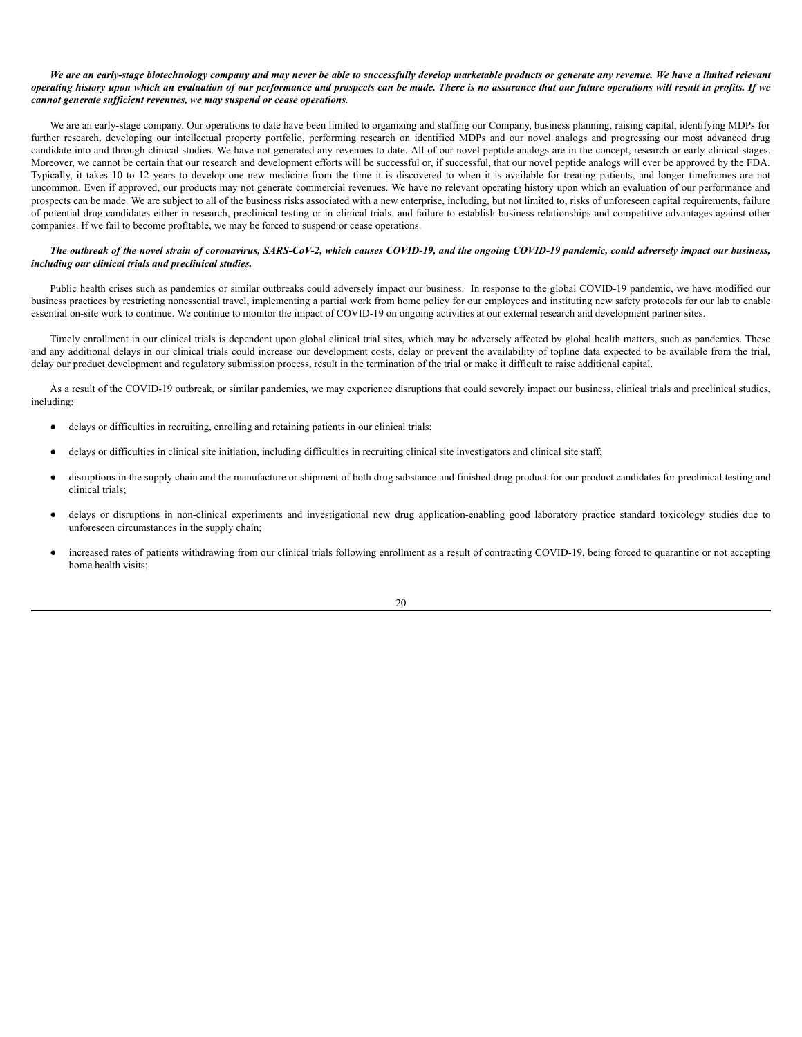***We are an early-stage biotechnology company and may never be able to successfully develop marketable products or generate any revenue. We have a limited relevant operating history upon which an evaluation of our performance and prospects can be made. There is no assurance that our future operations will result in profits. If we cannot generate sufficient revenues, we may suspend or cease operations.***

We are an early-stage company. Our operations to date have been limited to organizing and staffing our Company, business planning, raising capital, identifying MDPs for further research, developing our intellectual property portfolio, performing research on identified MDPs and our novel analogs and progressing our most advanced drug candidate into and through clinical studies. We have not generated any revenues to date. All of our novel peptide analogs are in the concept, research or early clinical stages. Moreover, we cannot be certain that our research and development efforts will be successful or, if successful, that our novel peptide analogs will ever be approved by the FDA. Typically, it takes 10 to 12 years to develop one new medicine from the time it is discovered to when it is available for treating patients, and longer timeframes are not uncommon. Even if approved, our products may not generate commercial revenues. We have no relevant operating history upon which an evaluation of our performance and prospects can be made. We are subject to all of the business risks associated with a new enterprise, including, but not limited to, risks of unforeseen capital requirements, failure of potential drug candidates either in research, preclinical testing or in clinical trials, and failure to establish business relationships and competitive advantages against other companies. If we fail to become profitable, we may be forced to suspend or cease operations.

***The outbreak of the novel strain of coronavirus, SARS-CoV-2, which causes COVID-19, and the ongoing COVID-19 pandemic, could adversely impact our business, including our clinical trials and preclinical studies.***

Public health crises such as pandemics or similar outbreaks could adversely impact our business. In response to the global COVID-19 pandemic, we have modified our business practices by restricting nonessential travel, implementing a partial work from home policy for our employees and instituting new safety protocols for our lab to enable essential on-site work to continue. We continue to monitor the impact of COVID-19 on ongoing activities at our external research and development partner sites.

Timely enrollment in our clinical trials is dependent upon global clinical trial sites, which may be adversely affected by global health matters, such as pandemics. These and any additional delays in our clinical trials could increase our development costs, delay or prevent the availability of topline data expected to be available from the trial, delay our product development and regulatory submission process, result in the termination of the trial or make it difficult to raise additional capital.

As a result of the COVID-19 outbreak, or similar pandemics, we may experience disruptions that could severely impact our business, clinical trials and preclinical studies, including:

- delays or difficulties in recruiting, enrolling and retaining patients in our clinical trials;
- delays or difficulties in clinical site initiation, including difficulties in recruiting clinical site investigators and clinical site staff;
- disruptions in the supply chain and the manufacture or shipment of both drug substance and finished drug product for our product candidates for preclinical testing and clinical trials;
- delays or disruptions in non-clinical experiments and investigational new drug application-enabling good laboratory practice standard toxicology studies due to unforeseen circumstances in the supply chain;
- increased rates of patients withdrawing from our clinical trials following enrollment as a result of contracting COVID-19, being forced to quarantine or not accepting home health visits;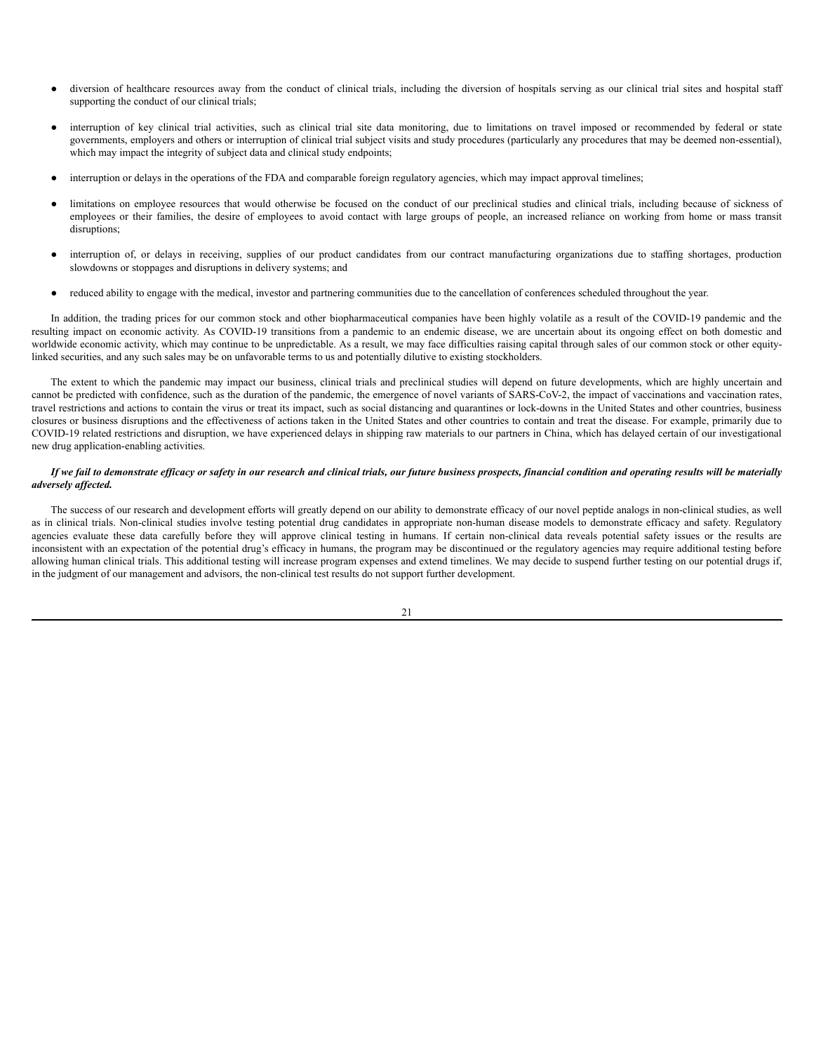- diversion of healthcare resources away from the conduct of clinical trials, including the diversion of hospitals serving as our clinical trial sites and hospital staff supporting the conduct of our clinical trials;
- interruption of key clinical trial activities, such as clinical trial site data monitoring, due to limitations on travel imposed or recommended by federal or state governments, employers and others or interruption of clinical trial subject visits and study procedures (particularly any procedures that may be deemed non-essential), which may impact the integrity of subject data and clinical study endpoints;
- interruption or delays in the operations of the FDA and comparable foreign regulatory agencies, which may impact approval timelines;
- limitations on employee resources that would otherwise be focused on the conduct of our preclinical studies and clinical trials, including because of sickness of employees or their families, the desire of employees to avoid contact with large groups of people, an increased reliance on working from home or mass transit disruptions;
- interruption of, or delays in receiving, supplies of our product candidates from our contract manufacturing organizations due to staffing shortages, production slowdowns or stoppages and disruptions in delivery systems; and
- reduced ability to engage with the medical, investor and partnering communities due to the cancellation of conferences scheduled throughout the year.

In addition, the trading prices for our common stock and other biopharmaceutical companies have been highly volatile as a result of the COVID-19 pandemic and the resulting impact on economic activity. As COVID-19 transitions from a pandemic to an endemic disease, we are uncertain about its ongoing effect on both domestic and worldwide economic activity, which may continue to be unpredictable. As a result, we may face difficulties raising capital through sales of our common stock or other equity-linked securities, and any such sales may be on unfavorable terms to us and potentially dilutive to existing stockholders.

The extent to which the pandemic may impact our business, clinical trials and preclinical studies will depend on future developments, which are highly uncertain and cannot be predicted with confidence, such as the duration of the pandemic, the emergence of novel variants of SARS-CoV-2, the impact of vaccinations and vaccination rates, travel restrictions and actions to contain the virus or treat its impact, such as social distancing and quarantines or lock-downs in the United States and other countries, business closures or business disruptions and the effectiveness of actions taken in the United States and other countries to contain and treat the disease. For example, primarily due to COVID-19 related restrictions and disruption, we have experienced delays in shipping raw materials to our partners in China, which has delayed certain of our investigational new drug application-enabling activities.

***If we fail to demonstrate efficacy or safety in our research and clinical trials, our future business prospects, financial condition and operating results will be materially adversely affected.***

The success of our research and development efforts will greatly depend on our ability to demonstrate efficacy of our novel peptide analogs in non-clinical studies, as well as in clinical trials. Non-clinical studies involve testing potential drug candidates in appropriate non-human disease models to demonstrate efficacy and safety. Regulatory agencies evaluate these data carefully before they will approve clinical testing in humans. If certain non-clinical data reveals potential safety issues or the results are inconsistent with an expectation of the potential drug's efficacy in humans, the program may be discontinued or the regulatory agencies may require additional testing before allowing human clinical trials. This additional testing will increase program expenses and extend timelines. We may decide to suspend further testing on our potential drugs if, in the judgment of our management and advisors, the non-clinical test results do not support further development.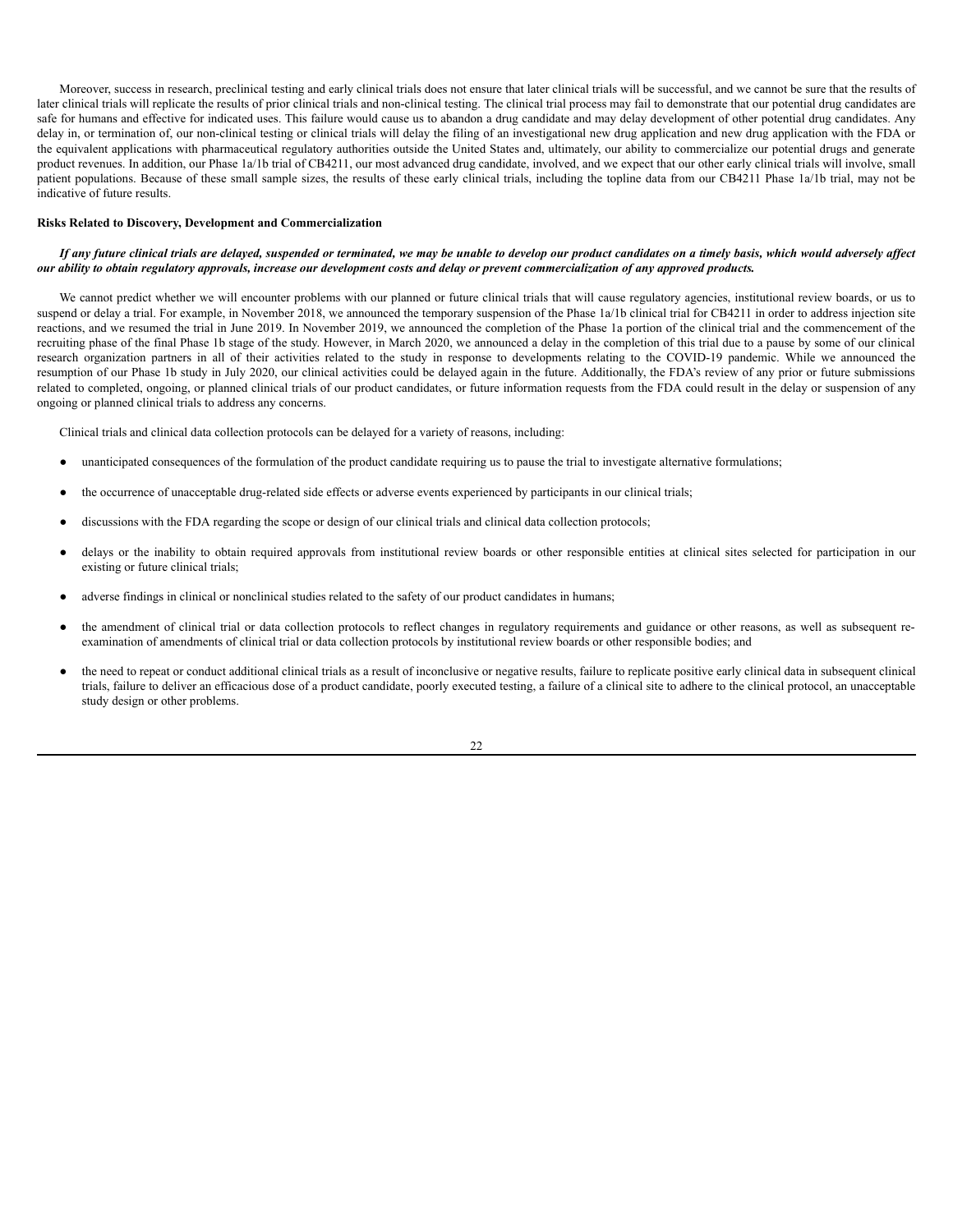Moreover, success in research, preclinical testing and early clinical trials does not ensure that later clinical trials will be successful, and we cannot be sure that the results of later clinical trials will replicate the results of prior clinical trials and non-clinical testing. The clinical trial process may fail to demonstrate that our potential drug candidates are safe for humans and effective for indicated uses. This failure would cause us to abandon a drug candidate and may delay development of other potential drug candidates. Any delay in, or termination of, our non-clinical testing or clinical trials will delay the filing of an investigational new drug application and new drug application with the FDA or the equivalent applications with pharmaceutical regulatory authorities outside the United States and, ultimately, our ability to commercialize our potential drugs and generate product revenues. In addition, our Phase 1a/1b trial of CB4211, our most advanced drug candidate, involved, and we expect that our other early clinical trials will involve, small patient populations. Because of these small sample sizes, the results of these early clinical trials, including the topline data from our CB4211 Phase 1a/1b trial, may not be indicative of future results.

**Risks Related to Discovery, Development and Commercialization**

***If any future clinical trials are delayed, suspended or terminated, we may be unable to develop our product candidates on a timely basis, which would adversely affect our ability to obtain regulatory approvals, increase our development costs and delay or prevent commercialization of any approved products.***

We cannot predict whether we will encounter problems with our planned or future clinical trials that will cause regulatory agencies, institutional review boards, or us to suspend or delay a trial. For example, in November 2018, we announced the temporary suspension of the Phase 1a/1b clinical trial for CB4211 in order to address injection site reactions, and we resumed the trial in June 2019. In November 2019, we announced the completion of the Phase 1a portion of the clinical trial and the commencement of the recruiting phase of the final Phase 1b stage of the study. However, in March 2020, we announced a delay in the completion of this trial due to a pause by some of our clinical research organization partners in all of their activities related to the study in response to developments relating to the COVID-19 pandemic. While we announced the resumption of our Phase 1b study in July 2020, our clinical activities could be delayed again in the future. Additionally, the FDA's review of any prior or future submissions related to completed, ongoing, or planned clinical trials of our product candidates, or future information requests from the FDA could result in the delay or suspension of any ongoing or planned clinical trials to address any concerns.

Clinical trials and clinical data collection protocols can be delayed for a variety of reasons, including:

- unanticipated consequences of the formulation of the product candidate requiring us to pause the trial to investigate alternative formulations;
- the occurrence of unacceptable drug-related side effects or adverse events experienced by participants in our clinical trials;
- discussions with the FDA regarding the scope or design of our clinical trials and clinical data collection protocols;
- delays or the inability to obtain required approvals from institutional review boards or other responsible entities at clinical sites selected for participation in our existing or future clinical trials;
- adverse findings in clinical or nonclinical studies related to the safety of our product candidates in humans;
- the amendment of clinical trial or data collection protocols to reflect changes in regulatory requirements and guidance or other reasons, as well as subsequent re-examination of amendments of clinical trial or data collection protocols by institutional review boards or other responsible bodies; and
- the need to repeat or conduct additional clinical trials as a result of inconclusive or negative results, failure to replicate positive early clinical data in subsequent clinical trials, failure to deliver an efficacious dose of a product candidate, poorly executed testing, a failure of a clinical site to adhere to the clinical protocol, an unacceptable study design or other problems.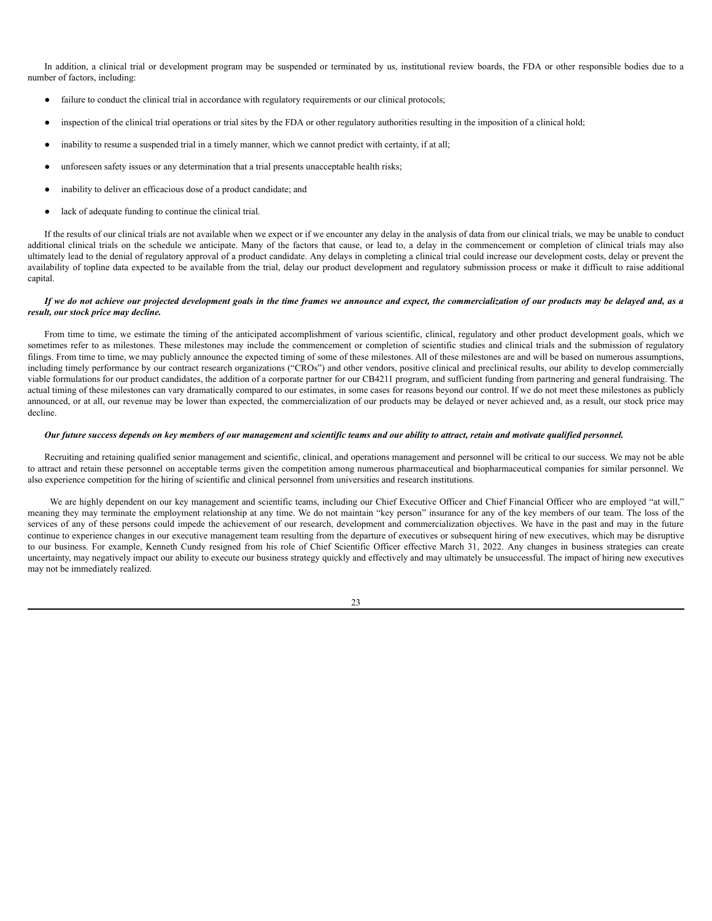In addition, a clinical trial or development program may be suspended or terminated by us, institutional review boards, the FDA or other responsible bodies due to a number of factors, including:

- failure to conduct the clinical trial in accordance with regulatory requirements or our clinical protocols;
- inspection of the clinical trial operations or trial sites by the FDA or other regulatory authorities resulting in the imposition of a clinical hold;
- inability to resume a suspended trial in a timely manner, which we cannot predict with certainty, if at all;
- unforeseen safety issues or any determination that a trial presents unacceptable health risks;
- inability to deliver an efficacious dose of a product candidate; and
- lack of adequate funding to continue the clinical trial.

If the results of our clinical trials are not available when we expect or if we encounter any delay in the analysis of data from our clinical trials, we may be unable to conduct additional clinical trials on the schedule we anticipate. Many of the factors that cause, or lead to, a delay in the commencement or completion of clinical trials may also ultimately lead to the denial of regulatory approval of a product candidate. Any delays in completing a clinical trial could increase our development costs, delay or prevent the availability of topline data expected to be available from the trial, delay our product development and regulatory submission process or make it difficult to raise additional capital.

***If we do not achieve our projected development goals in the time frames we announce and expect, the commercialization of our products may be delayed and, as a result, our stock price may decline.***

From time to time, we estimate the timing of the anticipated accomplishment of various scientific, clinical, regulatory and other product development goals, which we sometimes refer to as milestones. These milestones may include the commencement or completion of scientific studies and clinical trials and the submission of regulatory filings. From time to time, we may publicly announce the expected timing of some of these milestones. All of these milestones are and will be based on numerous assumptions, including timely performance by our contract research organizations ("CROs") and other vendors, positive clinical and preclinical results, our ability to develop commercially viable formulations for our product candidates, the addition of a corporate partner for our CB4211 program, and sufficient funding from partnering and general fundraising. The actual timing of these milestones can vary dramatically compared to our estimates, in some cases for reasons beyond our control. If we do not meet these milestones as publicly announced, or at all, our revenue may be lower than expected, the commercialization of our products may be delayed or never achieved and, as a result, our stock price may decline.

***Our future success depends on key members of our management and scientific teams and our ability to attract, retain and motivate qualified personnel.***

Recruiting and retaining qualified senior management and scientific, clinical, and operations management and personnel will be critical to our success. We may not be able to attract and retain these personnel on acceptable terms given the competition among numerous pharmaceutical and biopharmaceutical companies for similar personnel. We also experience competition for the hiring of scientific and clinical personnel from universities and research institutions.

We are highly dependent on our key management and scientific teams, including our Chief Executive Officer and Chief Financial Officer who are employed "at will," meaning they may terminate the employment relationship at any time. We do not maintain "key person" insurance for any of the key members of our team. The loss of the services of any of these persons could impede the achievement of our research, development and commercialization objectives. We have in the past and may in the future continue to experience changes in our executive management team resulting from the departure of executives or subsequent hiring of new executives, which may be disruptive to our business. For example, Kenneth Cundy resigned from his role of Chief Scientific Officer effective March 31, 2022. Any changes in business strategies can create uncertainty, may negatively impact our ability to execute our business strategy quickly and effectively and may ultimately be unsuccessful. The impact of hiring new executives may not be immediately realized.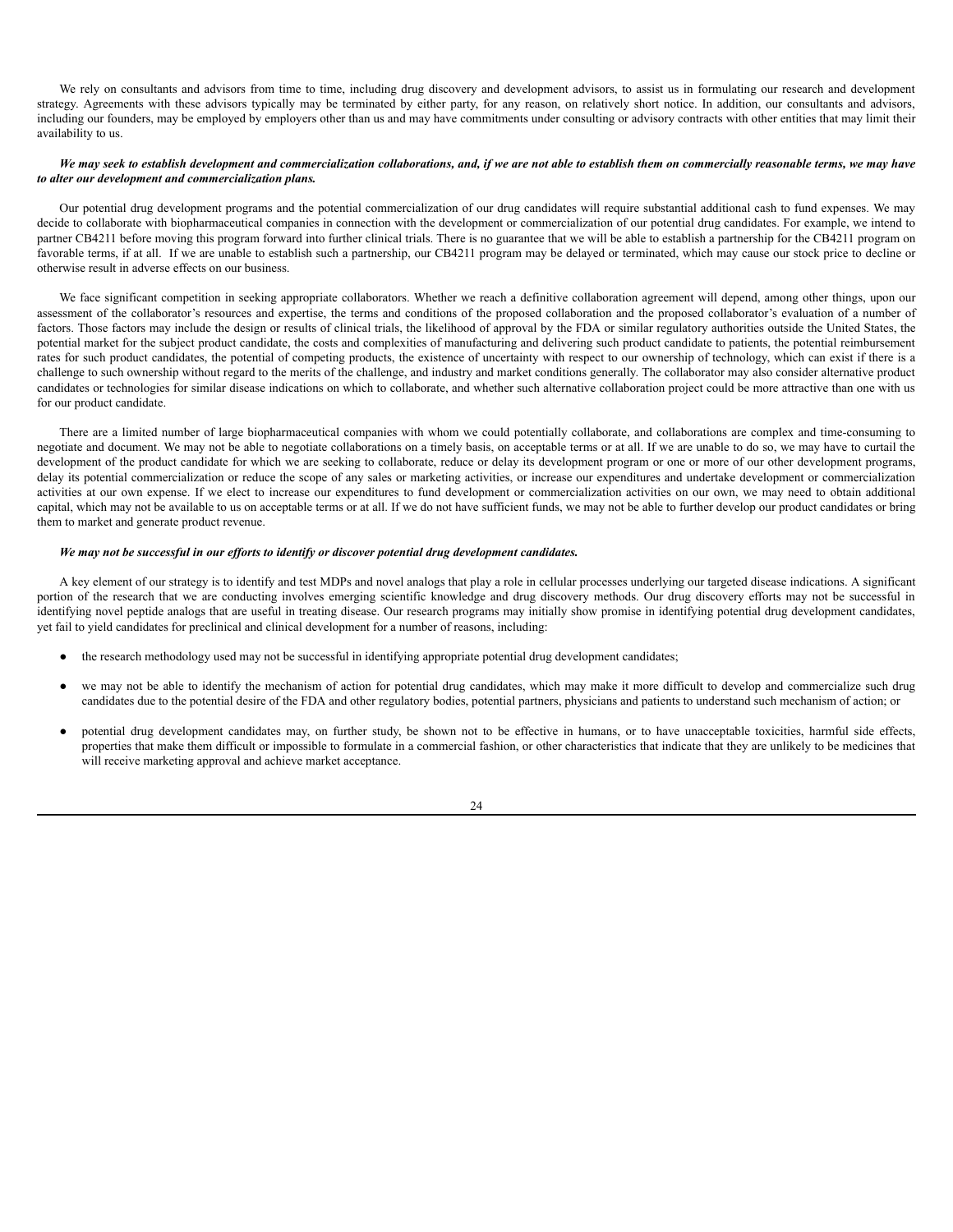We rely on consultants and advisors from time to time, including drug discovery and development advisors, to assist us in formulating our research and development strategy. Agreements with these advisors typically may be terminated by either party, for any reason, on relatively short notice. In addition, our consultants and advisors, including our founders, may be employed by employers other than us and may have commitments under consulting or advisory contracts with other entities that may limit their availability to us.

***We may seek to establish development and commercialization collaborations, and, if we are not able to establish them on commercially reasonable terms, we may have to alter our development and commercialization plans.***

Our potential drug development programs and the potential commercialization of our drug candidates will require substantial additional cash to fund expenses. We may decide to collaborate with biopharmaceutical companies in connection with the development or commercialization of our potential drug candidates. For example, we intend to partner CB4211 before moving this program forward into further clinical trials. There is no guarantee that we will be able to establish a partnership for the CB4211 program on favorable terms, if at all. If we are unable to establish such a partnership, our CB4211 program may be delayed or terminated, which may cause our stock price to decline or otherwise result in adverse effects on our business.

We face significant competition in seeking appropriate collaborators. Whether we reach a definitive collaboration agreement will depend, among other things, upon our assessment of the collaborator's resources and expertise, the terms and conditions of the proposed collaboration and the proposed collaborator's evaluation of a number of factors. Those factors may include the design or results of clinical trials, the likelihood of approval by the FDA or similar regulatory authorities outside the United States, the potential market for the subject product candidate, the costs and complexities of manufacturing and delivering such product candidate to patients, the potential reimbursement rates for such product candidates, the potential of competing products, the existence of uncertainty with respect to our ownership of technology, which can exist if there is a challenge to such ownership without regard to the merits of the challenge, and industry and market conditions generally. The collaborator may also consider alternative product candidates or technologies for similar disease indications on which to collaborate, and whether such alternative collaboration project could be more attractive than one with us for our product candidate.

There are a limited number of large biopharmaceutical companies with whom we could potentially collaborate, and collaborations are complex and time-consuming to negotiate and document. We may not be able to negotiate collaborations on a timely basis, on acceptable terms or at all. If we are unable to do so, we may have to curtail the development of the product candidate for which we are seeking to collaborate, reduce or delay its development program or one or more of our other development programs, delay its potential commercialization or reduce the scope of any sales or marketing activities, or increase our expenditures and undertake development or commercialization activities at our own expense. If we elect to increase our expenditures to fund development or commercialization activities on our own, we may need to obtain additional capital, which may not be available to us on acceptable terms or at all. If we do not have sufficient funds, we may not be able to further develop our product candidates or bring them to market and generate product revenue.

***We may not be successful in our efforts to identify or discover potential drug development candidates.***

A key element of our strategy is to identify and test MDPs and novel analogs that play a role in cellular processes underlying our targeted disease indications. A significant portion of the research that we are conducting involves emerging scientific knowledge and drug discovery methods. Our drug discovery efforts may not be successful in identifying novel peptide analogs that are useful in treating disease. Our research programs may initially show promise in identifying potential drug development candidates, yet fail to yield candidates for preclinical and clinical development for a number of reasons, including:

- the research methodology used may not be successful in identifying appropriate potential drug development candidates;
- we may not be able to identify the mechanism of action for potential drug candidates, which may make it more difficult to develop and commercialize such drug candidates due to the potential desire of the FDA and other regulatory bodies, potential partners, physicians and patients to understand such mechanism of action; or
- potential drug development candidates may, on further study, be shown not to be effective in humans, or to have unacceptable toxicities, harmful side effects, properties that make them difficult or impossible to formulate in a commercial fashion, or other characteristics that indicate that they are unlikely to be medicines that will receive marketing approval and achieve market acceptance.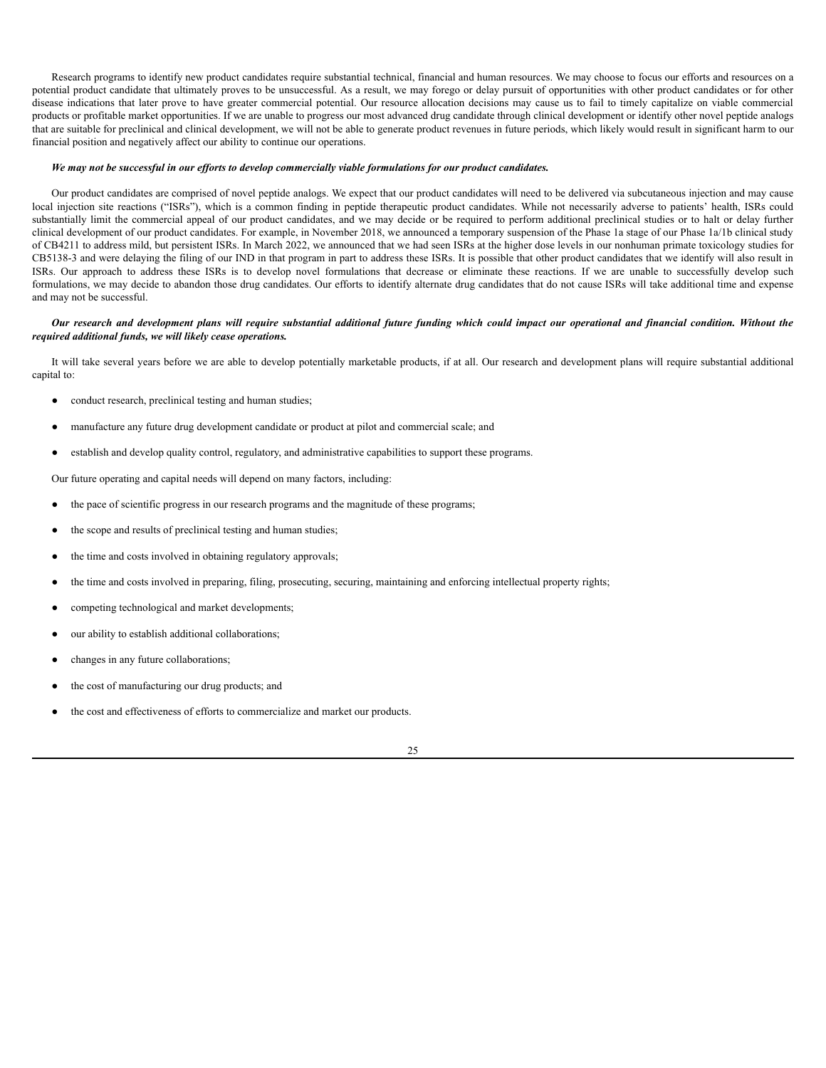Research programs to identify new product candidates require substantial technical, financial and human resources. We may choose to focus our efforts and resources on a potential product candidate that ultimately proves to be unsuccessful. As a result, we may forego or delay pursuit of opportunities with other product candidates or for other disease indications that later prove to have greater commercial potential. Our resource allocation decisions may cause us to fail to timely capitalize on viable commercial products or profitable market opportunities. If we are unable to progress our most advanced drug candidate through clinical development or identify other novel peptide analogs that are suitable for preclinical and clinical development, we will not be able to generate product revenues in future periods, which likely would result in significant harm to our financial position and negatively affect our ability to continue our operations.

***We may not be successful in our efforts to develop commercially viable formulations for our product candidates.***

Our product candidates are comprised of novel peptide analogs. We expect that our product candidates will need to be delivered via subcutaneous injection and may cause local injection site reactions ("ISRs"), which is a common finding in peptide therapeutic product candidates. While not necessarily adverse to patients' health, ISRs could substantially limit the commercial appeal of our product candidates, and we may decide or be required to perform additional preclinical studies or to halt or delay further clinical development of our product candidates. For example, in November 2018, we announced a temporary suspension of the Phase 1a stage of our Phase 1a/1b clinical study of CB4211 to address mild, but persistent ISRs. In March 2022, we announced that we had seen ISRs at the higher dose levels in our nonhuman primate toxicology studies for CB5138-3 and were delaying the filing of our IND in that program in part to address these ISRs. It is possible that other product candidates that we identify will also result in ISRs. Our approach to address these ISRs is to develop novel formulations that decrease or eliminate these reactions. If we are unable to successfully develop such formulations, we may decide to abandon those drug candidates. Our efforts to identify alternate drug candidates that do not cause ISRs will take additional time and expense and may not be successful.

***Our research and development plans will require substantial additional future funding which could impact our operational and financial condition. Without the required additional funds, we will likely cease operations.***

It will take several years before we are able to develop potentially marketable products, if at all. Our research and development plans will require substantial additional capital to:

- conduct research, preclinical testing and human studies;
- manufacture any future drug development candidate or product at pilot and commercial scale; and
- establish and develop quality control, regulatory, and administrative capabilities to support these programs.

Our future operating and capital needs will depend on many factors, including:

- the pace of scientific progress in our research programs and the magnitude of these programs;
- the scope and results of preclinical testing and human studies;
- the time and costs involved in obtaining regulatory approvals;
- the time and costs involved in preparing, filing, prosecuting, securing, maintaining and enforcing intellectual property rights;
- competing technological and market developments;
- our ability to establish additional collaborations;
- changes in any future collaborations;
- the cost of manufacturing our drug products; and
- the cost and effectiveness of efforts to commercialize and market our products.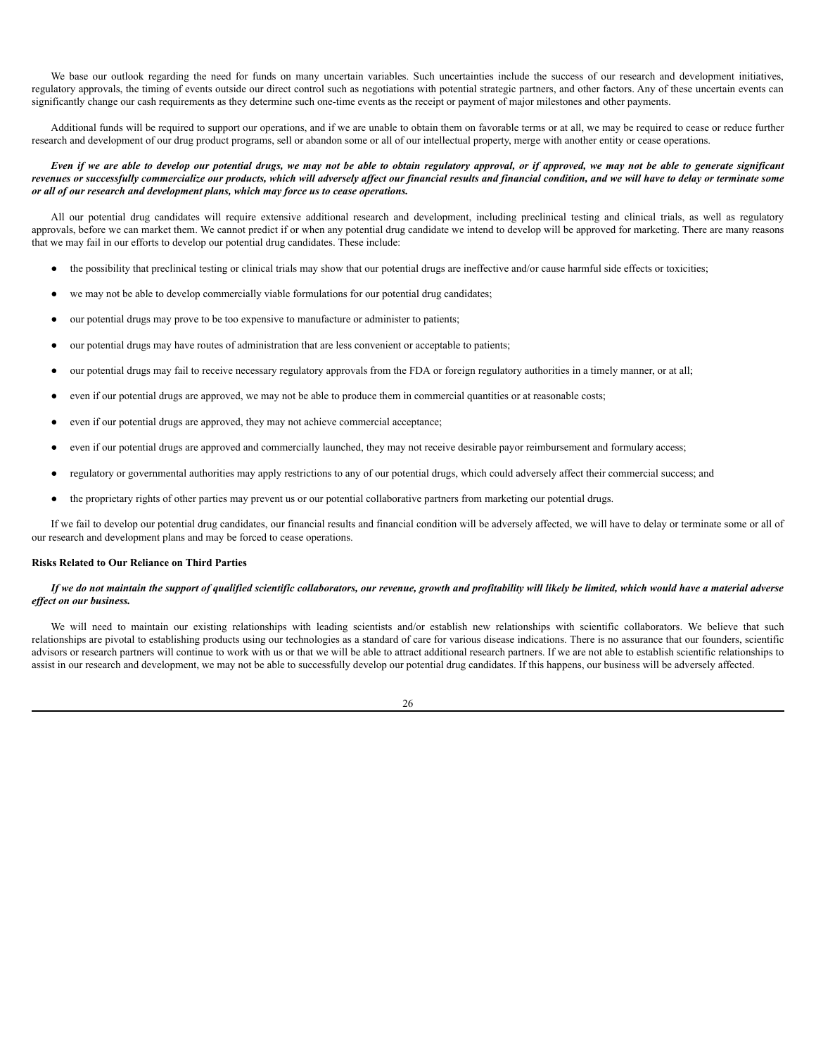We base our outlook regarding the need for funds on many uncertain variables. Such uncertainties include the success of our research and development initiatives, regulatory approvals, the timing of events outside our direct control such as negotiations with potential strategic partners, and other factors. Any of these uncertain events can significantly change our cash requirements as they determine such one-time events as the receipt or payment of major milestones and other payments.

Additional funds will be required to support our operations, and if we are unable to obtain them on favorable terms or at all, we may be required to cease or reduce further research and development of our drug product programs, sell or abandon some or all of our intellectual property, merge with another entity or cease operations.

***Even if we are able to develop our potential drugs, we may not be able to obtain regulatory approval, or if approved, we may not be able to generate significant revenues or successfully commercialize our products, which will adversely affect our financial results and financial condition, and we will have to delay or terminate some or all of our research and development plans, which may force us to cease operations.***

All our potential drug candidates will require extensive additional research and development, including preclinical testing and clinical trials, as well as regulatory approvals, before we can market them. We cannot predict if or when any potential drug candidate we intend to develop will be approved for marketing. There are many reasons that we may fail in our efforts to develop our potential drug candidates. These include:

- the possibility that preclinical testing or clinical trials may show that our potential drugs are ineffective and/or cause harmful side effects or toxicities;
- we may not be able to develop commercially viable formulations for our potential drug candidates;
- our potential drugs may prove to be too expensive to manufacture or administer to patients;
- our potential drugs may have routes of administration that are less convenient or acceptable to patients;
- our potential drugs may fail to receive necessary regulatory approvals from the FDA or foreign regulatory authorities in a timely manner, or at all;
- even if our potential drugs are approved, we may not be able to produce them in commercial quantities or at reasonable costs;
- even if our potential drugs are approved, they may not achieve commercial acceptance;
- even if our potential drugs are approved and commercially launched, they may not receive desirable payor reimbursement and formulary access;
- regulatory or governmental authorities may apply restrictions to any of our potential drugs, which could adversely affect their commercial success; and
- the proprietary rights of other parties may prevent us or our potential collaborative partners from marketing our potential drugs.

If we fail to develop our potential drug candidates, our financial results and financial condition will be adversely affected, we will have to delay or terminate some or all of our research and development plans and may be forced to cease operations.

**Risks Related to Our Reliance on Third Parties**

***If we do not maintain the support of qualified scientific collaborators, our revenue, growth and profitability will likely be limited, which would have a material adverse effect on our business.***

We will need to maintain our existing relationships with leading scientists and/or establish new relationships with scientific collaborators. We believe that such relationships are pivotal to establishing products using our technologies as a standard of care for various disease indications. There is no assurance that our founders, scientific advisors or research partners will continue to work with us or that we will be able to attract additional research partners. If we are not able to establish scientific relationships to assist in our research and development, we may not be able to successfully develop our potential drug candidates. If this happens, our business will be adversely affected.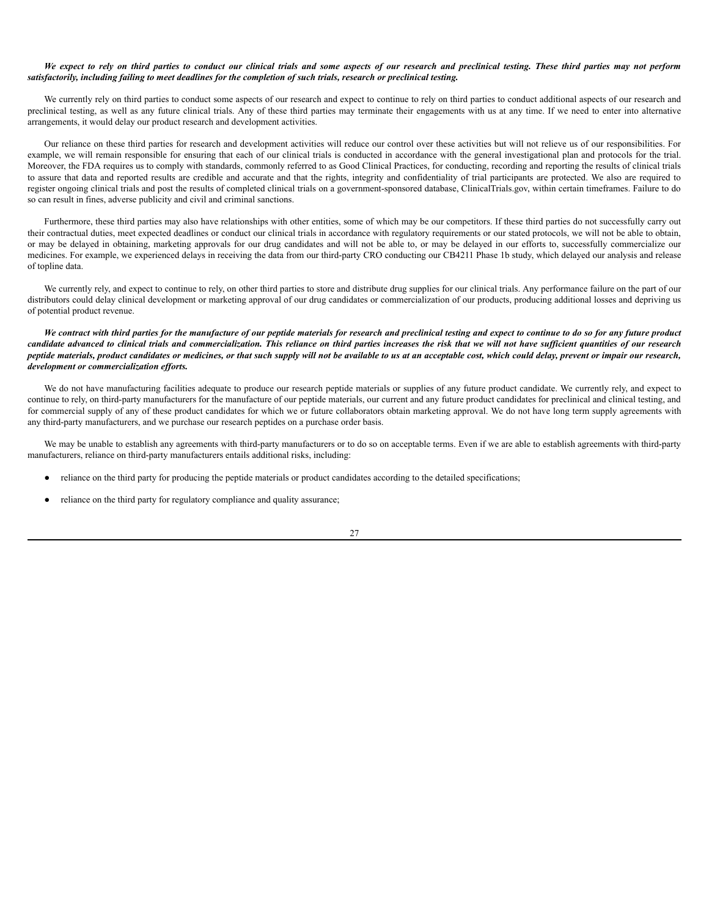***We expect to rely on third parties to conduct our clinical trials and some aspects of our research and preclinical testing. These third parties may not perform satisfactorily, including failing to meet deadlines for the completion of such trials, research or preclinical testing.***

We currently rely on third parties to conduct some aspects of our research and expect to continue to rely on third parties to conduct additional aspects of our research and preclinical testing, as well as any future clinical trials. Any of these third parties may terminate their engagements with us at any time. If we need to enter into alternative arrangements, it would delay our product research and development activities.

Our reliance on these third parties for research and development activities will reduce our control over these activities but will not relieve us of our responsibilities. For example, we will remain responsible for ensuring that each of our clinical trials is conducted in accordance with the general investigational plan and protocols for the trial. Moreover, the FDA requires us to comply with standards, commonly referred to as Good Clinical Practices, for conducting, recording and reporting the results of clinical trials to assure that data and reported results are credible and accurate and that the rights, integrity and confidentiality of trial participants are protected. We also are required to register ongoing clinical trials and post the results of completed clinical trials on a government-sponsored database, ClinicalTrials.gov, within certain timeframes. Failure to do so can result in fines, adverse publicity and civil and criminal sanctions.

Furthermore, these third parties may also have relationships with other entities, some of which may be our competitors. If these third parties do not successfully carry out their contractual duties, meet expected deadlines or conduct our clinical trials in accordance with regulatory requirements or our stated protocols, we will not be able to obtain, or may be delayed in obtaining, marketing approvals for our drug candidates and will not be able to, or may be delayed in our efforts to, successfully commercialize our medicines. For example, we experienced delays in receiving the data from our third-party CRO conducting our CB4211 Phase 1b study, which delayed our analysis and release of topline data.

We currently rely, and expect to continue to rely, on other third parties to store and distribute drug supplies for our clinical trials. Any performance failure on the part of our distributors could delay clinical development or marketing approval of our drug candidates or commercialization of our products, producing additional losses and depriving us of potential product revenue.

***We contract with third parties for the manufacture of our peptide materials for research and preclinical testing and expect to continue to do so for any future product candidate advanced to clinical trials and commercialization. This reliance on third parties increases the risk that we will not have sufficient quantities of our research peptide materials, product candidates or medicines, or that such supply will not be available to us at an acceptable cost, which could delay, prevent or impair our research, development or commercialization efforts.***

We do not have manufacturing facilities adequate to produce our research peptide materials or supplies of any future product candidate. We currently rely, and expect to continue to rely, on third-party manufacturers for the manufacture of our peptide materials, our current and any future product candidates for preclinical and clinical testing, and for commercial supply of any of these product candidates for which we or future collaborators obtain marketing approval. We do not have long term supply agreements with any third-party manufacturers, and we purchase our research peptides on a purchase order basis.

We may be unable to establish any agreements with third-party manufacturers or to do so on acceptable terms. Even if we are able to establish agreements with third-party manufacturers, reliance on third-party manufacturers entails additional risks, including:

- reliance on the third party for producing the peptide materials or product candidates according to the detailed specifications;
- reliance on the third party for regulatory compliance and quality assurance;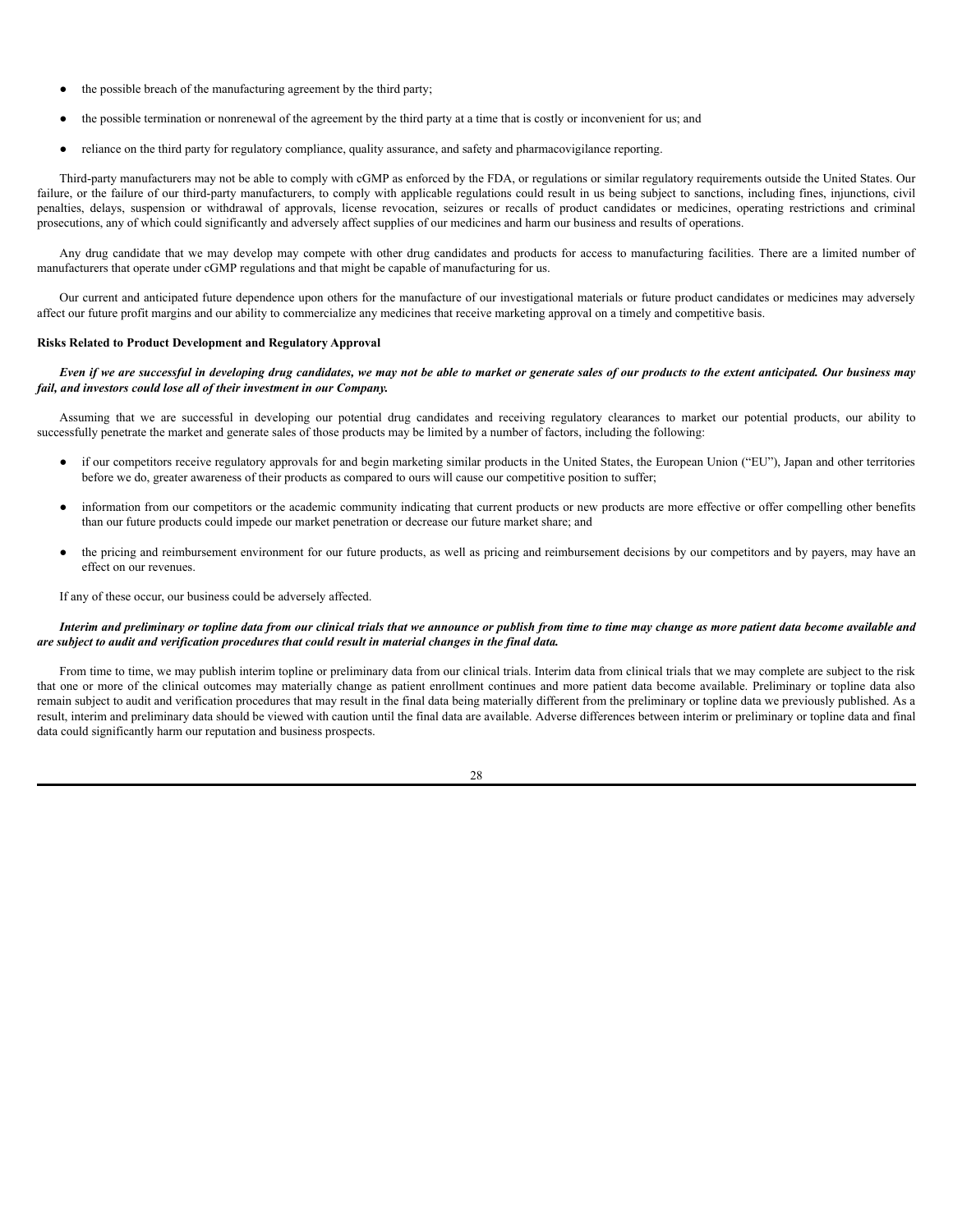- the possible breach of the manufacturing agreement by the third party;
- the possible termination or nonrenewal of the agreement by the third party at a time that is costly or inconvenient for us; and
- reliance on the third party for regulatory compliance, quality assurance, and safety and pharmacovigilance reporting.

Third-party manufacturers may not be able to comply with cGMP as enforced by the FDA, or regulations or similar regulatory requirements outside the United States. Our failure, or the failure of our third-party manufacturers, to comply with applicable regulations could result in us being subject to sanctions, including fines, injunctions, civil penalties, delays, suspension or withdrawal of approvals, license revocation, seizures or recalls of product candidates or medicines, operating restrictions and criminal prosecutions, any of which could significantly and adversely affect supplies of our medicines and harm our business and results of operations.

Any drug candidate that we may develop may compete with other drug candidates and products for access to manufacturing facilities. There are a limited number of manufacturers that operate under cGMP regulations and that might be capable of manufacturing for us.

Our current and anticipated future dependence upon others for the manufacture of our investigational materials or future product candidates or medicines may adversely affect our future profit margins and our ability to commercialize any medicines that receive marketing approval on a timely and competitive basis.

**Risks Related to Product Development and Regulatory Approval**

***Even if we are successful in developing drug candidates, we may not be able to market or generate sales of our products to the extent anticipated. Our business may fail, and investors could lose all of their investment in our Company.***

Assuming that we are successful in developing our potential drug candidates and receiving regulatory clearances to market our potential products, our ability to successfully penetrate the market and generate sales of those products may be limited by a number of factors, including the following:

- if our competitors receive regulatory approvals for and begin marketing similar products in the United States, the European Union ("EU"), Japan and other territories before we do, greater awareness of their products as compared to ours will cause our competitive position to suffer;
- information from our competitors or the academic community indicating that current products or new products are more effective or offer compelling other benefits than our future products could impede our market penetration or decrease our future market share; and
- the pricing and reimbursement environment for our future products, as well as pricing and reimbursement decisions by our competitors and by payers, may have an effect on our revenues.

If any of these occur, our business could be adversely affected.

***Interim and preliminary or topline data from our clinical trials that we announce or publish from time to time may change as more patient data become available and are subject to audit and verification procedures that could result in material changes in the final data.***

From time to time, we may publish interim topline or preliminary data from our clinical trials. Interim data from clinical trials that we may complete are subject to the risk that one or more of the clinical outcomes may materially change as patient enrollment continues and more patient data become available. Preliminary or topline data also remain subject to audit and verification procedures that may result in the final data being materially different from the preliminary or topline data we previously published. As a result, interim and preliminary data should be viewed with caution until the final data are available. Adverse differences between interim or preliminary or topline data and final data could significantly harm our reputation and business prospects.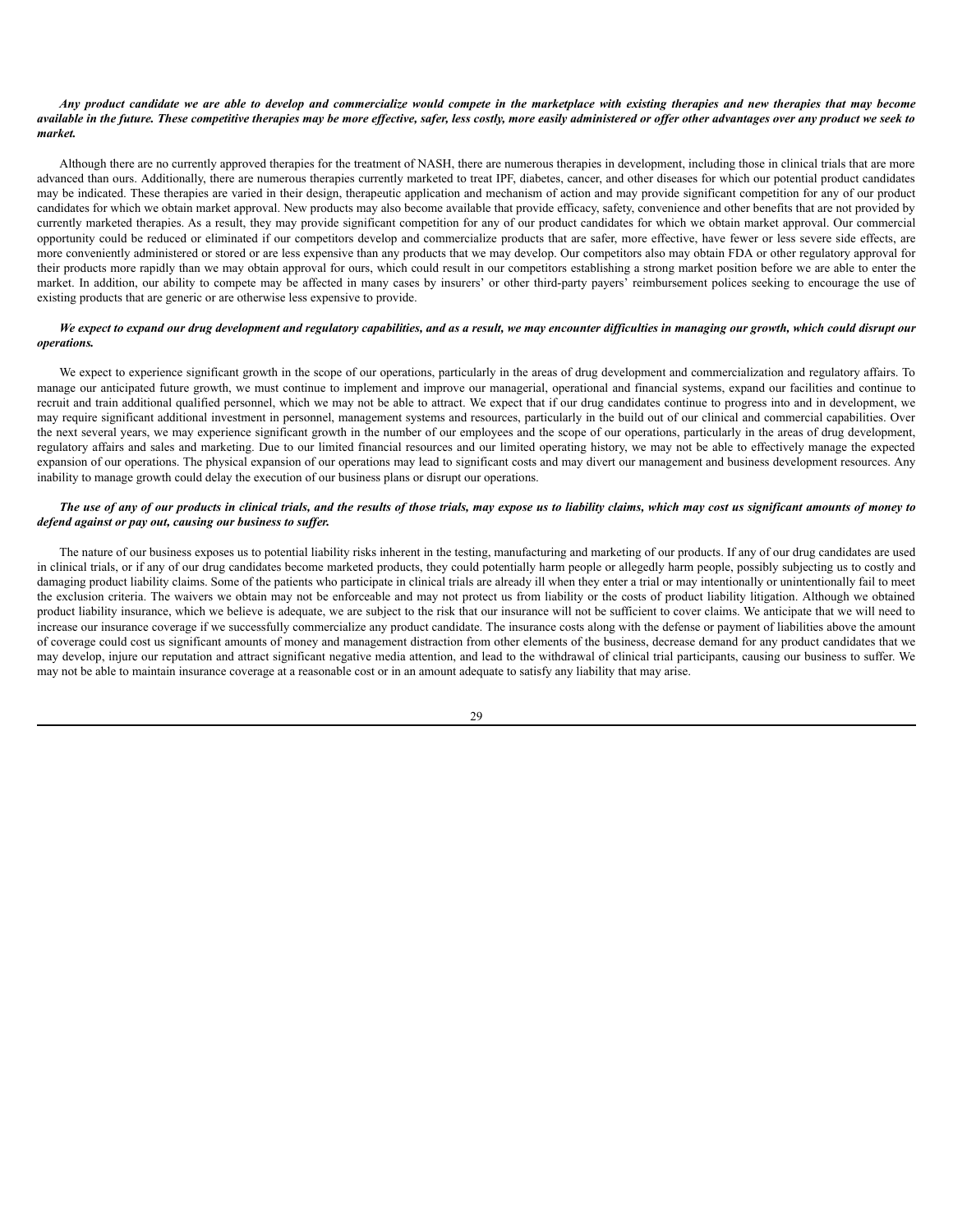***Any product candidate we are able to develop and commercialize would compete in the marketplace with existing therapies and new therapies that may become available in the future. These competitive therapies may be more effective, safer, less costly, more easily administered or offer other advantages over any product we seek to market.***

Although there are no currently approved therapies for the treatment of NASH, there are numerous therapies in development, including those in clinical trials that are more advanced than ours. Additionally, there are numerous therapies currently marketed to treat IPF, diabetes, cancer, and other diseases for which our potential product candidates may be indicated. These therapies are varied in their design, therapeutic application and mechanism of action and may provide significant competition for any of our product candidates for which we obtain market approval. New products may also become available that provide efficacy, safety, convenience and other benefits that are not provided by currently marketed therapies. As a result, they may provide significant competition for any of our product candidates for which we obtain market approval. Our commercial opportunity could be reduced or eliminated if our competitors develop and commercialize products that are safer, more effective, have fewer or less severe side effects, are more conveniently administered or stored or are less expensive than any products that we may develop. Our competitors also may obtain FDA or other regulatory approval for their products more rapidly than we may obtain approval for ours, which could result in our competitors establishing a strong market position before we are able to enter the market. In addition, our ability to compete may be affected in many cases by insurers' or other third-party payers' reimbursement polices seeking to encourage the use of existing products that are generic or are otherwise less expensive to provide.

***We expect to expand our drug development and regulatory capabilities, and as a result, we may encounter difficulties in managing our growth, which could disrupt our operations.***

We expect to experience significant growth in the scope of our operations, particularly in the areas of drug development and commercialization and regulatory affairs. To manage our anticipated future growth, we must continue to implement and improve our managerial, operational and financial systems, expand our facilities and continue to recruit and train additional qualified personnel, which we may not be able to attract. We expect that if our drug candidates continue to progress into and in development, we may require significant additional investment in personnel, management systems and resources, particularly in the build out of our clinical and commercial capabilities. Over the next several years, we may experience significant growth in the number of our employees and the scope of our operations, particularly in the areas of drug development, regulatory affairs and sales and marketing. Due to our limited financial resources and our limited operating history, we may not be able to effectively manage the expected expansion of our operations. The physical expansion of our operations may lead to significant costs and may divert our management and business development resources. Any inability to manage growth could delay the execution of our business plans or disrupt our operations.

***The use of any of our products in clinical trials, and the results of those trials, may expose us to liability claims, which may cost us significant amounts of money to defend against or pay out, causing our business to suffer.***

The nature of our business exposes us to potential liability risks inherent in the testing, manufacturing and marketing of our products. If any of our drug candidates are used in clinical trials, or if any of our drug candidates become marketed products, they could potentially harm people or allegedly harm people, possibly subjecting us to costly and damaging product liability claims. Some of the patients who participate in clinical trials are already ill when they enter a trial or may intentionally or unintentionally fail to meet the exclusion criteria. The waivers we obtain may not be enforceable and may not protect us from liability or the costs of product liability litigation. Although we obtained product liability insurance, which we believe is adequate, we are subject to the risk that our insurance will not be sufficient to cover claims. We anticipate that we will need to increase our insurance coverage if we successfully commercialize any product candidate. The insurance costs along with the defense or payment of liabilities above the amount of coverage could cost us significant amounts of money and management distraction from other elements of the business, decrease demand for any product candidates that we may develop, injure our reputation and attract significant negative media attention, and lead to the withdrawal of clinical trial participants, causing our business to suffer. We may not be able to maintain insurance coverage at a reasonable cost or in an amount adequate to satisfy any liability that may arise.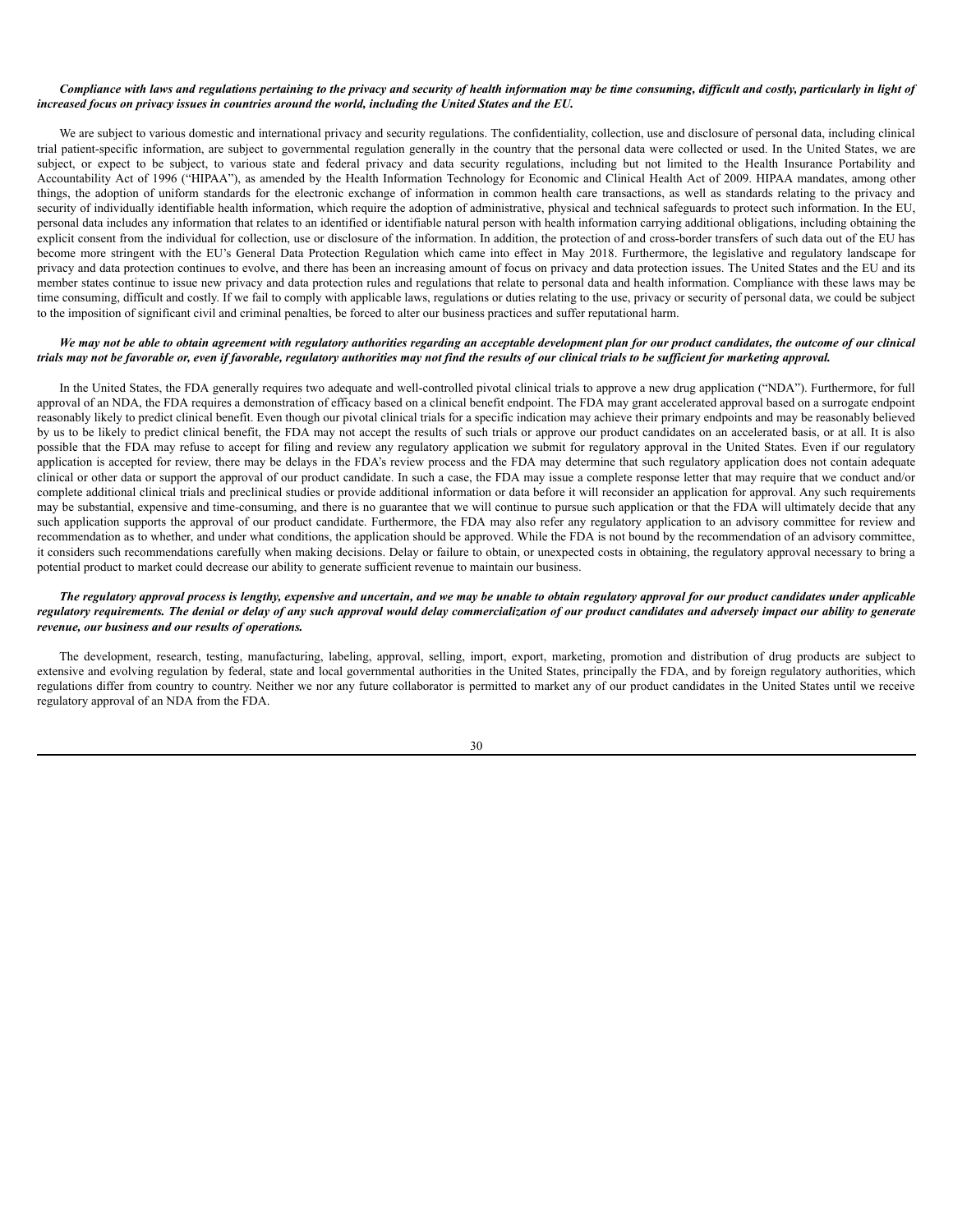***Compliance with laws and regulations pertaining to the privacy and security of health information may be time consuming, difficult and costly, particularly in light of increased focus on privacy issues in countries around the world, including the United States and the EU.***

We are subject to various domestic and international privacy and security regulations. The confidentiality, collection, use and disclosure of personal data, including clinical trial patient-specific information, are subject to governmental regulation generally in the country that the personal data were collected or used. In the United States, we are subject, or expect to be subject, to various state and federal privacy and data security regulations, including but not limited to the Health Insurance Portability and Accountability Act of 1996 ("HIPAA"), as amended by the Health Information Technology for Economic and Clinical Health Act of 2009. HIPAA mandates, among other things, the adoption of uniform standards for the electronic exchange of information in common health care transactions, as well as standards relating to the privacy and security of individually identifiable health information, which require the adoption of administrative, physical and technical safeguards to protect such information. In the EU, personal data includes any information that relates to an identified or identifiable natural person with health information carrying additional obligations, including obtaining the explicit consent from the individual for collection, use or disclosure of the information. In addition, the protection of and cross-border transfers of such data out of the EU has become more stringent with the EU's General Data Protection Regulation which came into effect in May 2018. Furthermore, the legislative and regulatory landscape for privacy and data protection continues to evolve, and there has been an increasing amount of focus on privacy and data protection issues. The United States and the EU and its member states continue to issue new privacy and data protection rules and regulations that relate to personal data and health information. Compliance with these laws may be time consuming, difficult and costly. If we fail to comply with applicable laws, regulations or duties relating to the use, privacy or security of personal data, we could be subject to the imposition of significant civil and criminal penalties, be forced to alter our business practices and suffer reputational harm.

***We may not be able to obtain agreement with regulatory authorities regarding an acceptable development plan for our product candidates, the outcome of our clinical trials may not be favorable or, even if favorable, regulatory authorities may not find the results of our clinical trials to be sufficient for marketing approval.***

In the United States, the FDA generally requires two adequate and well-controlled pivotal clinical trials to approve a new drug application ("NDA"). Furthermore, for full approval of an NDA, the FDA requires a demonstration of efficacy based on a clinical benefit endpoint. The FDA may grant accelerated approval based on a surrogate endpoint reasonably likely to predict clinical benefit. Even though our pivotal clinical trials for a specific indication may achieve their primary endpoints and may be reasonably believed by us to be likely to predict clinical benefit, the FDA may not accept the results of such trials or approve our product candidates on an accelerated basis, or at all. It is also possible that the FDA may refuse to accept for filing and review any regulatory application we submit for regulatory approval in the United States. Even if our regulatory application is accepted for review, there may be delays in the FDA's review process and the FDA may determine that such regulatory application does not contain adequate clinical or other data or support the approval of our product candidate. In such a case, the FDA may issue a complete response letter that may require that we conduct and/or complete additional clinical trials and preclinical studies or provide additional information or data before it will reconsider an application for approval. Any such requirements may be substantial, expensive and time-consuming, and there is no guarantee that we will continue to pursue such application or that the FDA will ultimately decide that any such application supports the approval of our product candidate. Furthermore, the FDA may also refer any regulatory application to an advisory committee for review and recommendation as to whether, and under what conditions, the application should be approved. While the FDA is not bound by the recommendation of an advisory committee, it considers such recommendations carefully when making decisions. Delay or failure to obtain, or unexpected costs in obtaining, the regulatory approval necessary to bring a potential product to market could decrease our ability to generate sufficient revenue to maintain our business.

***The regulatory approval process is lengthy, expensive and uncertain, and we may be unable to obtain regulatory approval for our product candidates under applicable regulatory requirements. The denial or delay of any such approval would delay commercialization of our product candidates and adversely impact our ability to generate revenue, our business and our results of operations.***

The development, research, testing, manufacturing, labeling, approval, selling, import, export, marketing, promotion and distribution of drug products are subject to extensive and evolving regulation by federal, state and local governmental authorities in the United States, principally the FDA, and by foreign regulatory authorities, which regulations differ from country to country. Neither we nor any future collaborator is permitted to market any of our product candidates in the United States until we receive regulatory approval of an NDA from the FDA.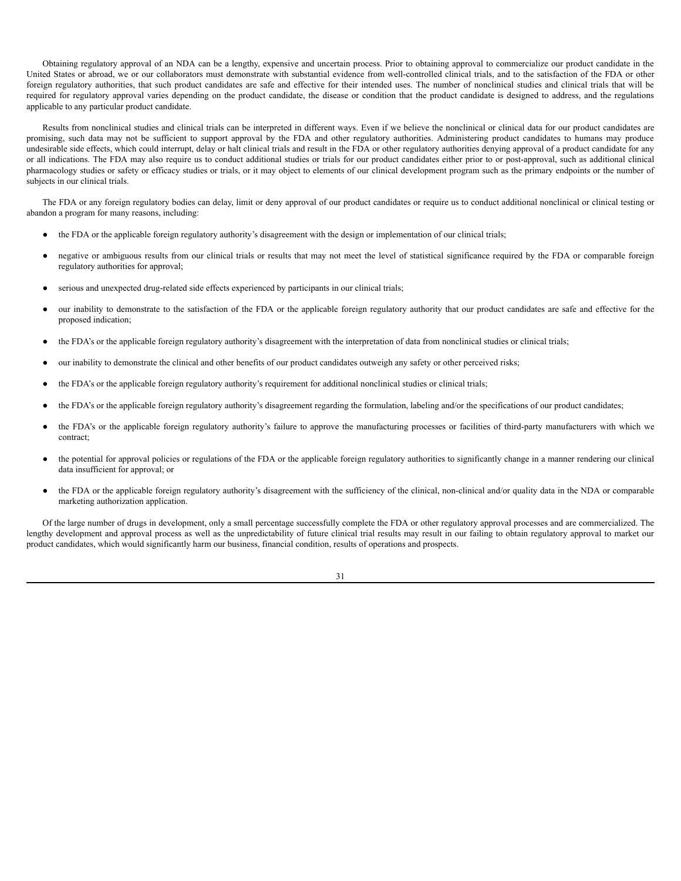Obtaining regulatory approval of an NDA can be a lengthy, expensive and uncertain process. Prior to obtaining approval to commercialize our product candidate in the United States or abroad, we or our collaborators must demonstrate with substantial evidence from well-controlled clinical trials, and to the satisfaction of the FDA or other foreign regulatory authorities, that such product candidates are safe and effective for their intended uses. The number of nonclinical studies and clinical trials that will be required for regulatory approval varies depending on the product candidate, the disease or condition that the product candidate is designed to address, and the regulations applicable to any particular product candidate.

Results from nonclinical studies and clinical trials can be interpreted in different ways. Even if we believe the nonclinical or clinical data for our product candidates are promising, such data may not be sufficient to support approval by the FDA and other regulatory authorities. Administering product candidates to humans may produce undesirable side effects, which could interrupt, delay or halt clinical trials and result in the FDA or other regulatory authorities denying approval of a product candidate for any or all indications. The FDA may also require us to conduct additional studies or trials for our product candidates either prior to or post-approval, such as additional clinical pharmacology studies or safety or efficacy studies or trials, or it may object to elements of our clinical development program such as the primary endpoints or the number of subjects in our clinical trials.

The FDA or any foreign regulatory bodies can delay, limit or deny approval of our product candidates or require us to conduct additional nonclinical or clinical testing or abandon a program for many reasons, including:

- the FDA or the applicable foreign regulatory authority's disagreement with the design or implementation of our clinical trials;
- negative or ambiguous results from our clinical trials or results that may not meet the level of statistical significance required by the FDA or comparable foreign regulatory authorities for approval;
- serious and unexpected drug-related side effects experienced by participants in our clinical trials;
- our inability to demonstrate to the satisfaction of the FDA or the applicable foreign regulatory authority that our product candidates are safe and effective for the proposed indication;
- the FDA's or the applicable foreign regulatory authority's disagreement with the interpretation of data from nonclinical studies or clinical trials;
- our inability to demonstrate the clinical and other benefits of our product candidates outweigh any safety or other perceived risks;
- the FDA's or the applicable foreign regulatory authority's requirement for additional nonclinical studies or clinical trials;
- the FDA's or the applicable foreign regulatory authority's disagreement regarding the formulation, labeling and/or the specifications of our product candidates;
- the FDA's or the applicable foreign regulatory authority's failure to approve the manufacturing processes or facilities of third-party manufacturers with which we contract;
- the potential for approval policies or regulations of the FDA or the applicable foreign regulatory authorities to significantly change in a manner rendering our clinical data insufficient for approval; or
- the FDA or the applicable foreign regulatory authority's disagreement with the sufficiency of the clinical, non-clinical and/or quality data in the NDA or comparable marketing authorization application.

Of the large number of drugs in development, only a small percentage successfully complete the FDA or other regulatory approval processes and are commercialized. The lengthy development and approval process as well as the unpredictability of future clinical trial results may result in our failing to obtain regulatory approval to market our product candidates, which would significantly harm our business, financial condition, results of operations and prospects.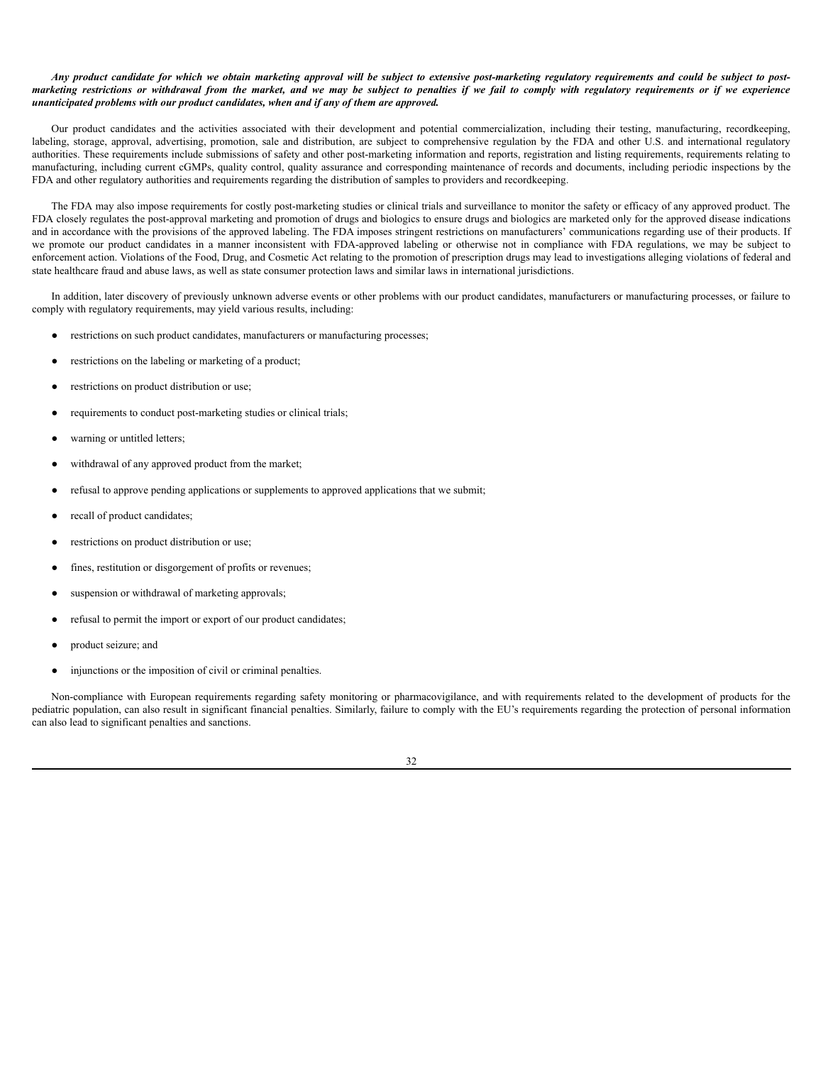***Any product candidate for which we obtain marketing approval will be subject to extensive post-marketing regulatory requirements and could be subject to post-marketing restrictions or withdrawal from the market, and we may be subject to penalties if we fail to comply with regulatory requirements or if we experience unanticipated problems with our product candidates, when and if any of them are approved.***

Our product candidates and the activities associated with their development and potential commercialization, including their testing, manufacturing, recordkeeping, labeling, storage, approval, advertising, promotion, sale and distribution, are subject to comprehensive regulation by the FDA and other U.S. and international regulatory authorities. These requirements include submissions of safety and other post-marketing information and reports, registration and listing requirements, requirements relating to manufacturing, including current cGMPs, quality control, quality assurance and corresponding maintenance of records and documents, including periodic inspections by the FDA and other regulatory authorities and requirements regarding the distribution of samples to providers and recordkeeping.

The FDA may also impose requirements for costly post-marketing studies or clinical trials and surveillance to monitor the safety or efficacy of any approved product. The FDA closely regulates the post-approval marketing and promotion of drugs and biologics to ensure drugs and biologics are marketed only for the approved disease indications and in accordance with the provisions of the approved labeling. The FDA imposes stringent restrictions on manufacturers' communications regarding use of their products. If we promote our product candidates in a manner inconsistent with FDA-approved labeling or otherwise not in compliance with FDA regulations, we may be subject to enforcement action. Violations of the Food, Drug, and Cosmetic Act relating to the promotion of prescription drugs may lead to investigations alleging violations of federal and state healthcare fraud and abuse laws, as well as state consumer protection laws and similar laws in international jurisdictions.

In addition, later discovery of previously unknown adverse events or other problems with our product candidates, manufacturers or manufacturing processes, or failure to comply with regulatory requirements, may yield various results, including:

- restrictions on such product candidates, manufacturers or manufacturing processes;
- restrictions on the labeling or marketing of a product;
- restrictions on product distribution or use;
- requirements to conduct post-marketing studies or clinical trials;
- warning or untitled letters;
- withdrawal of any approved product from the market;
- refusal to approve pending applications or supplements to approved applications that we submit;
- recall of product candidates;
- restrictions on product distribution or use;
- fines, restitution or disgorgement of profits or revenues;
- suspension or withdrawal of marketing approvals;
- refusal to permit the import or export of our product candidates;
- product seizure; and
- injunctions or the imposition of civil or criminal penalties.

Non-compliance with European requirements regarding safety monitoring or pharmacovigilance, and with requirements related to the development of products for the pediatric population, can also result in significant financial penalties. Similarly, failure to comply with the EU's requirements regarding the protection of personal information can also lead to significant penalties and sanctions.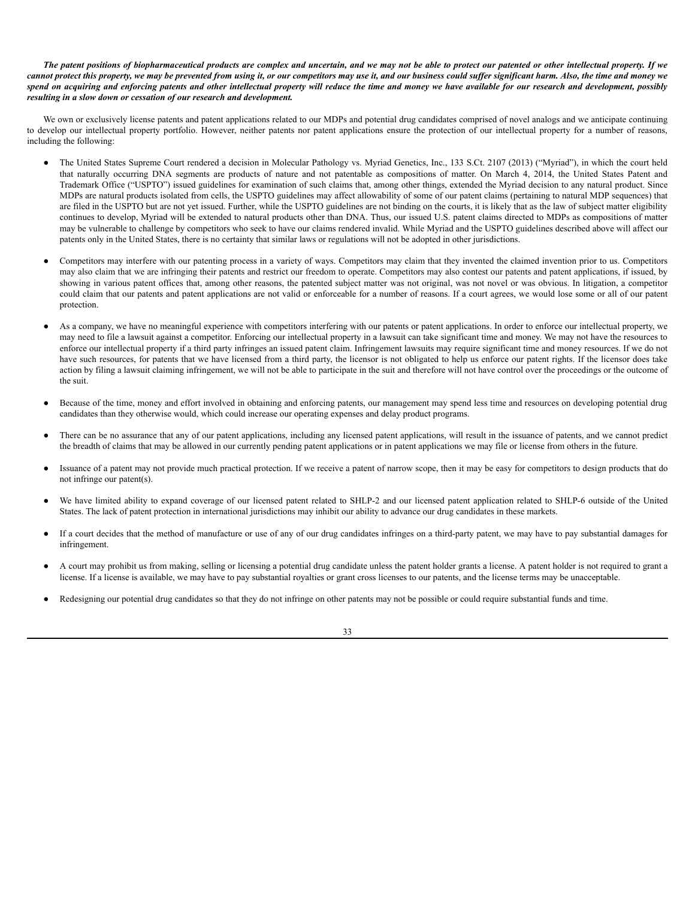***The patent positions of biopharmaceutical products are complex and uncertain, and we may not be able to protect our patented or other intellectual property. If we cannot protect this property, we may be prevented from using it, or our competitors may use it, and our business could suffer significant harm. Also, the time and money we spend on acquiring and enforcing patents and other intellectual property will reduce the time and money we have available for our research and development, possibly resulting in a slow down or cessation of our research and development.***

We own or exclusively license patents and patent applications related to our MDPs and potential drug candidates comprised of novel analogs and we anticipate continuing to develop our intellectual property portfolio. However, neither patents nor patent applications ensure the protection of our intellectual property for a number of reasons, including the following:

- The United States Supreme Court rendered a decision in Molecular Pathology vs. Myriad Genetics, Inc., 133 S.Ct. 2107 (2013) ("Myriad"), in which the court held that naturally occurring DNA segments are products of nature and not patentable as compositions of matter. On March 4, 2014, the United States Patent and Trademark Office ("USPTO") issued guidelines for examination of such claims that, among other things, extended the Myriad decision to any natural product. Since MDPs are natural products isolated from cells, the USPTO guidelines may affect allowability of some of our patent claims (pertaining to natural MDP sequences) that are filed in the USPTO but are not yet issued. Further, while the USPTO guidelines are not binding on the courts, it is likely that as the law of subject matter eligibility continues to develop, Myriad will be extended to natural products other than DNA. Thus, our issued U.S. patent claims directed to MDPs as compositions of matter may be vulnerable to challenge by competitors who seek to have our claims rendered invalid. While Myriad and the USPTO guidelines described above will affect our patents only in the United States, there is no certainty that similar laws or regulations will not be adopted in other jurisdictions.

- Competitors may interfere with our patenting process in a variety of ways. Competitors may claim that they invented the claimed invention prior to us. Competitors may also claim that we are infringing their patents and restrict our freedom to operate. Competitors may also contest our patents and patent applications, if issued, by showing in various patent offices that, among other reasons, the patented subject matter was not original, was not novel or was obvious. In litigation, a competitor could claim that our patents and patent applications are not valid or enforceable for a number of reasons. If a court agrees, we would lose some or all of our patent protection.

- As a company, we have no meaningful experience with competitors interfering with our patents or patent applications. In order to enforce our intellectual property, we may need to file a lawsuit against a competitor. Enforcing our intellectual property in a lawsuit can take significant time and money. We may not have the resources to enforce our intellectual property if a third party infringes an issued patent claim. Infringement lawsuits may require significant time and money resources. If we do not have such resources, for patents that we have licensed from a third party, the licensor is not obligated to help us enforce our patent rights. If the licensor does take action by filing a lawsuit claiming infringement, we will not be able to participate in the suit and therefore will not have control over the proceedings or the outcome of the suit.

- Because of the time, money and effort involved in obtaining and enforcing patents, our management may spend less time and resources on developing potential drug candidates than they otherwise would, which could increase our operating expenses and delay product programs.

- There can be no assurance that any of our patent applications, including any licensed patent applications, will result in the issuance of patents, and we cannot predict the breadth of claims that may be allowed in our currently pending patent applications or in patent applications we may file or license from others in the future.

- Issuance of a patent may not provide much practical protection. If we receive a patent of narrow scope, then it may be easy for competitors to design products that do not infringe our patent(s).

- We have limited ability to expand coverage of our licensed patent related to SHLP-2 and our licensed patent application related to SHLP-6 outside of the United States. The lack of patent protection in international jurisdictions may inhibit our ability to advance our drug candidates in these markets.

- If a court decides that the method of manufacture or use of any of our drug candidates infringes on a third-party patent, we may have to pay substantial damages for infringement.

- A court may prohibit us from making, selling or licensing a potential drug candidate unless the patent holder grants a license. A patent holder is not required to grant a license. If a license is available, we may have to pay substantial royalties or grant cross licenses to our patents, and the license terms may be unacceptable.

- Redesigning our potential drug candidates so that they do not infringe on other patents may not be possible or could require substantial funds and time.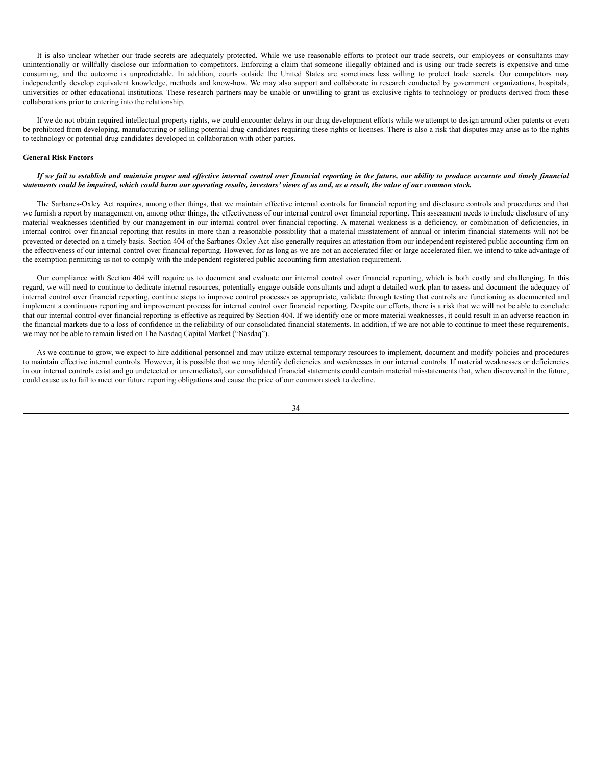It is also unclear whether our trade secrets are adequately protected. While we use reasonable efforts to protect our trade secrets, our employees or consultants may unintentionally or willfully disclose our information to competitors. Enforcing a claim that someone illegally obtained and is using our trade secrets is expensive and time consuming, and the outcome is unpredictable. In addition, courts outside the United States are sometimes less willing to protect trade secrets. Our competitors may independently develop equivalent knowledge, methods and know-how. We may also support and collaborate in research conducted by government organizations, hospitals, universities or other educational institutions. These research partners may be unable or unwilling to grant us exclusive rights to technology or products derived from these collaborations prior to entering into the relationship.

If we do not obtain required intellectual property rights, we could encounter delays in our drug development efforts while we attempt to design around other patents or even be prohibited from developing, manufacturing or selling potential drug candidates requiring these rights or licenses. There is also a risk that disputes may arise as to the rights to technology or potential drug candidates developed in collaboration with other parties.

**General Risk Factors**

***If we fail to establish and maintain proper and effective internal control over financial reporting in the future, our ability to produce accurate and timely financial statements could be impaired, which could harm our operating results, investors' views of us and, as a result, the value of our common stock.***

The Sarbanes-Oxley Act requires, among other things, that we maintain effective internal controls for financial reporting and disclosure controls and procedures and that we furnish a report by management on, among other things, the effectiveness of our internal control over financial reporting. This assessment needs to include disclosure of any material weaknesses identified by our management in our internal control over financial reporting. A material weakness is a deficiency, or combination of deficiencies, in internal control over financial reporting that results in more than a reasonable possibility that a material misstatement of annual or interim financial statements will not be prevented or detected on a timely basis. Section 404 of the Sarbanes-Oxley Act also generally requires an attestation from our independent registered public accounting firm on the effectiveness of our internal control over financial reporting. However, for as long as we are not an accelerated filer or large accelerated filer, we intend to take advantage of the exemption permitting us not to comply with the independent registered public accounting firm attestation requirement.

Our compliance with Section 404 will require us to document and evaluate our internal control over financial reporting, which is both costly and challenging. In this regard, we will need to continue to dedicate internal resources, potentially engage outside consultants and adopt a detailed work plan to assess and document the adequacy of internal control over financial reporting, continue steps to improve control processes as appropriate, validate through testing that controls are functioning as documented and implement a continuous reporting and improvement process for internal control over financial reporting. Despite our efforts, there is a risk that we will not be able to conclude that our internal control over financial reporting is effective as required by Section 404. If we identify one or more material weaknesses, it could result in an adverse reaction in the financial markets due to a loss of confidence in the reliability of our consolidated financial statements. In addition, if we are not able to continue to meet these requirements, we may not be able to remain listed on The Nasdaq Capital Market ("Nasdaq").

As we continue to grow, we expect to hire additional personnel and may utilize external temporary resources to implement, document and modify policies and procedures to maintain effective internal controls. However, it is possible that we may identify deficiencies and weaknesses in our internal controls. If material weaknesses or deficiencies in our internal controls exist and go undetected or unremediated, our consolidated financial statements could contain material misstatements that, when discovered in the future, could cause us to fail to meet our future reporting obligations and cause the price of our common stock to decline.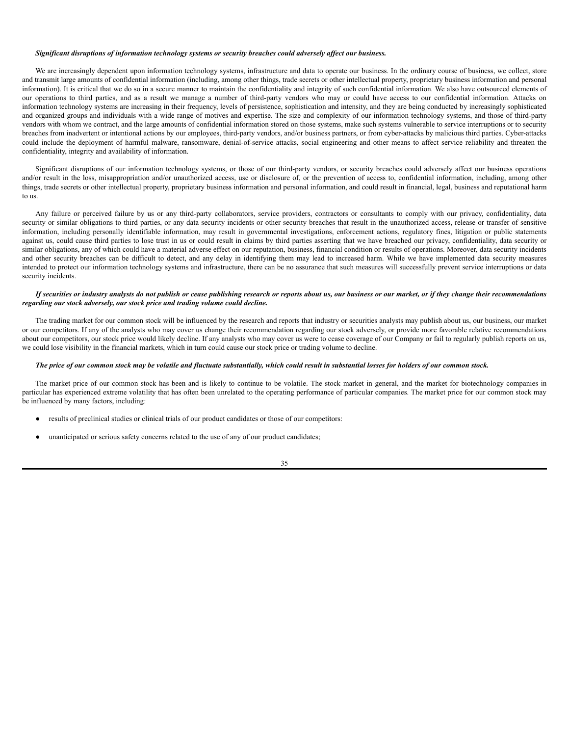***Significant disruptions of information technology systems or security breaches could adversely affect our business.***

We are increasingly dependent upon information technology systems, infrastructure and data to operate our business. In the ordinary course of business, we collect, store and transmit large amounts of confidential information (including, among other things, trade secrets or other intellectual property, proprietary business information and personal information). It is critical that we do so in a secure manner to maintain the confidentiality and integrity of such confidential information. We also have outsourced elements of our operations to third parties, and as a result we manage a number of third-party vendors who may or could have access to our confidential information. Attacks on information technology systems are increasing in their frequency, levels of persistence, sophistication and intensity, and they are being conducted by increasingly sophisticated and organized groups and individuals with a wide range of motives and expertise. The size and complexity of our information technology systems, and those of third-party vendors with whom we contract, and the large amounts of confidential information stored on those systems, make such systems vulnerable to service interruptions or to security breaches from inadvertent or intentional actions by our employees, third-party vendors, and/or business partners, or from cyber-attacks by malicious third parties. Cyber-attacks could include the deployment of harmful malware, ransomware, denial-of-service attacks, social engineering and other means to affect service reliability and threaten the confidentiality, integrity and availability of information.

Significant disruptions of our information technology systems, or those of our third-party vendors, or security breaches could adversely affect our business operations and/or result in the loss, misappropriation and/or unauthorized access, use or disclosure of, or the prevention of access to, confidential information, including, among other things, trade secrets or other intellectual property, proprietary business information and personal information, and could result in financial, legal, business and reputational harm to us.

Any failure or perceived failure by us or any third-party collaborators, service providers, contractors or consultants to comply with our privacy, confidentiality, data security or similar obligations to third parties, or any data security incidents or other security breaches that result in the unauthorized access, release or transfer of sensitive information, including personally identifiable information, may result in governmental investigations, enforcement actions, regulatory fines, litigation or public statements against us, could cause third parties to lose trust in us or could result in claims by third parties asserting that we have breached our privacy, confidentiality, data security or similar obligations, any of which could have a material adverse effect on our reputation, business, financial condition or results of operations. Moreover, data security incidents and other security breaches can be difficult to detect, and any delay in identifying them may lead to increased harm. While we have implemented data security measures intended to protect our information technology systems and infrastructure, there can be no assurance that such measures will successfully prevent service interruptions or data security incidents.

***If securities or industry analysts do not publish or cease publishing research or reports about us, our business or our market, or if they change their recommendations regarding our stock adversely, our stock price and trading volume could decline.***

The trading market for our common stock will be influenced by the research and reports that industry or securities analysts may publish about us, our business, our market or our competitors. If any of the analysts who may cover us change their recommendation regarding our stock adversely, or provide more favorable relative recommendations about our competitors, our stock price would likely decline. If any analysts who may cover us were to cease coverage of our Company or fail to regularly publish reports on us, we could lose visibility in the financial markets, which in turn could cause our stock price or trading volume to decline.

***The price of our common stock may be volatile and fluctuate substantially, which could result in substantial losses for holders of our common stock.***

The market price of our common stock has been and is likely to continue to be volatile. The stock market in general, and the market for biotechnology companies in particular has experienced extreme volatility that has often been unrelated to the operating performance of particular companies. The market price for our common stock may be influenced by many factors, including:

- results of preclinical studies or clinical trials of our product candidates or those of our competitors:
- unanticipated or serious safety concerns related to the use of any of our product candidates;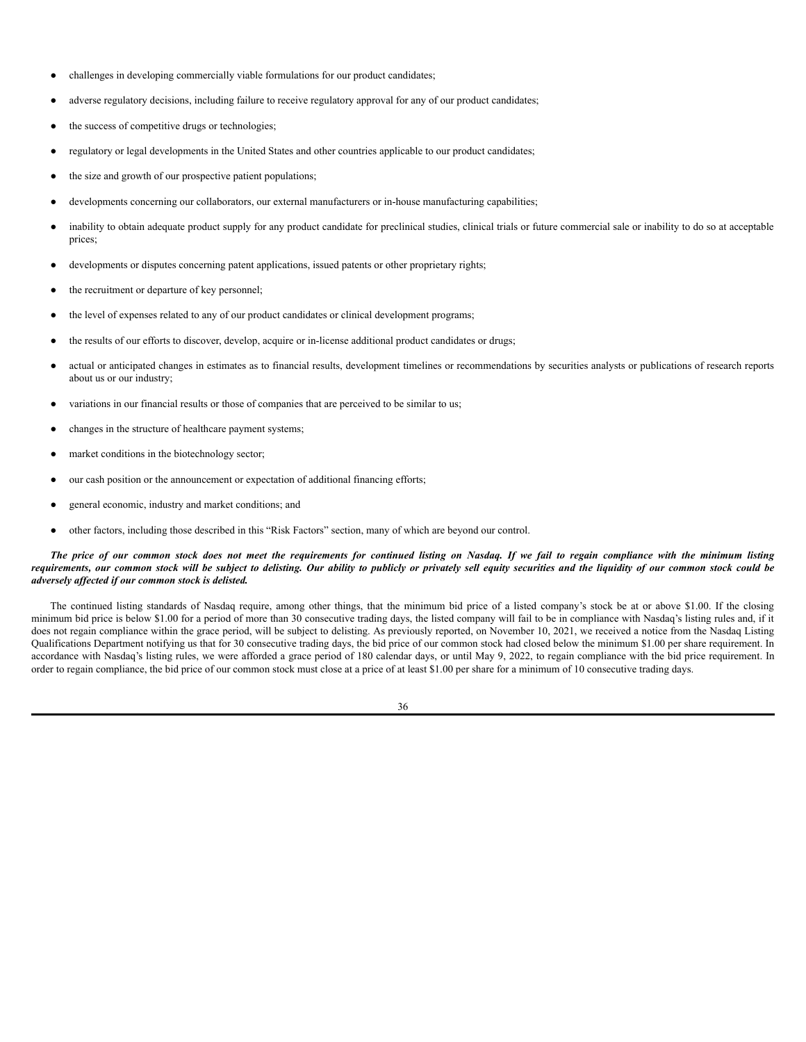- challenges in developing commercially viable formulations for our product candidates;
- adverse regulatory decisions, including failure to receive regulatory approval for any of our product candidates;
- the success of competitive drugs or technologies;
- regulatory or legal developments in the United States and other countries applicable to our product candidates;
- the size and growth of our prospective patient populations;
- developments concerning our collaborators, our external manufacturers or in-house manufacturing capabilities;
- inability to obtain adequate product supply for any product candidate for preclinical studies, clinical trials or future commercial sale or inability to do so at acceptable prices;
- developments or disputes concerning patent applications, issued patents or other proprietary rights;
- the recruitment or departure of key personnel;
- the level of expenses related to any of our product candidates or clinical development programs;
- the results of our efforts to discover, develop, acquire or in-license additional product candidates or drugs;
- actual or anticipated changes in estimates as to financial results, development timelines or recommendations by securities analysts or publications of research reports about us or our industry;
- variations in our financial results or those of companies that are perceived to be similar to us;
- changes in the structure of healthcare payment systems;
- market conditions in the biotechnology sector;
- our cash position or the announcement or expectation of additional financing efforts;
- general economic, industry and market conditions; and
- other factors, including those described in this "Risk Factors" section, many of which are beyond our control.

***The price of our common stock does not meet the requirements for continued listing on Nasdaq. If we fail to regain compliance with the minimum listing requirements, our common stock will be subject to delisting. Our ability to publicly or privately sell equity securities and the liquidity of our common stock could be adversely affected if our common stock is delisted.***

The continued listing standards of Nasdaq require, among other things, that the minimum bid price of a listed company's stock be at or above $1.00. If the closing minimum bid price is below $1.00 for a period of more than 30 consecutive trading days, the listed company will fail to be in compliance with Nasdaq's listing rules and, if it does not regain compliance within the grace period, will be subject to delisting. As previously reported, on November 10, 2021, we received a notice from the Nasdaq Listing Qualifications Department notifying us that for 30 consecutive trading days, the bid price of our common stock had closed below the minimum $1.00 per share requirement. In accordance with Nasdaq's listing rules, we were afforded a grace period of 180 calendar days, or until May 9, 2022, to regain compliance with the bid price requirement. In order to regain compliance, the bid price of our common stock must close at a price of at least $1.00 per share for a minimum of 10 consecutive trading days.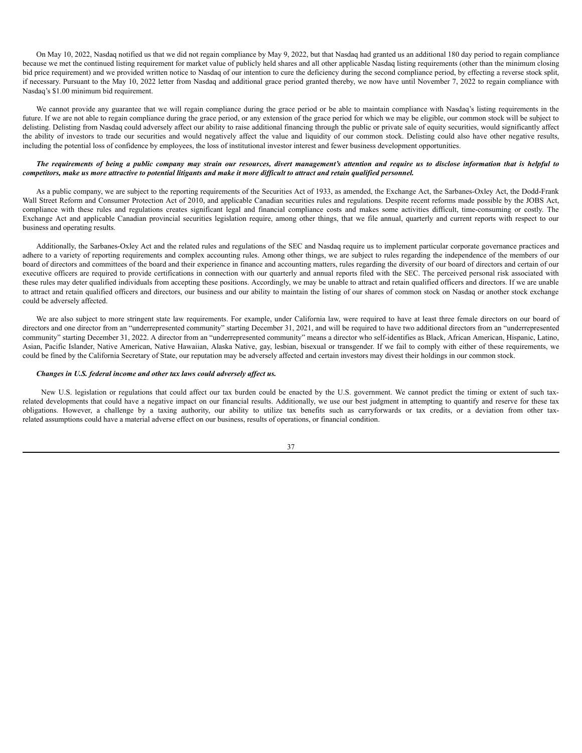On May 10, 2022, Nasdaq notified us that we did not regain compliance by May 9, 2022, but that Nasdaq had granted us an additional 180 day period to regain compliance because we met the continued listing requirement for market value of publicly held shares and all other applicable Nasdaq listing requirements (other than the minimum closing bid price requirement) and we provided written notice to Nasdaq of our intention to cure the deficiency during the second compliance period, by effecting a reverse stock split, if necessary. Pursuant to the May 10, 2022 letter from Nasdaq and additional grace period granted thereby, we now have until November 7, 2022 to regain compliance with Nasdaq's $1.00 minimum bid requirement.

We cannot provide any guarantee that we will regain compliance during the grace period or be able to maintain compliance with Nasdaq's listing requirements in the future. If we are not able to regain compliance during the grace period, or any extension of the grace period for which we may be eligible, our common stock will be subject to delisting. Delisting from Nasdaq could adversely affect our ability to raise additional financing through the public or private sale of equity securities, would significantly affect the ability of investors to trade our securities and would negatively affect the value and liquidity of our common stock. Delisting could also have other negative results, including the potential loss of confidence by employees, the loss of institutional investor interest and fewer business development opportunities.

***The requirements of being a public company may strain our resources, divert management's attention and require us to disclose information that is helpful to competitors, make us more attractive to potential litigants and make it more difficult to attract and retain qualified personnel.***

As a public company, we are subject to the reporting requirements of the Securities Act of 1933, as amended, the Exchange Act, the Sarbanes-Oxley Act, the Dodd-Frank Wall Street Reform and Consumer Protection Act of 2010, and applicable Canadian securities rules and regulations. Despite recent reforms made possible by the JOBS Act, compliance with these rules and regulations creates significant legal and financial compliance costs and makes some activities difficult, time-consuming or costly. The Exchange Act and applicable Canadian provincial securities legislation require, among other things, that we file annual, quarterly and current reports with respect to our business and operating results.

Additionally, the Sarbanes-Oxley Act and the related rules and regulations of the SEC and Nasdaq require us to implement particular corporate governance practices and adhere to a variety of reporting requirements and complex accounting rules. Among other things, we are subject to rules regarding the independence of the members of our board of directors and committees of the board and their experience in finance and accounting matters, rules regarding the diversity of our board of directors and certain of our executive officers are required to provide certifications in connection with our quarterly and annual reports filed with the SEC. The perceived personal risk associated with these rules may deter qualified individuals from accepting these positions. Accordingly, we may be unable to attract and retain qualified officers and directors. If we are unable to attract and retain qualified officers and directors, our business and our ability to maintain the listing of our shares of common stock on Nasdaq or another stock exchange could be adversely affected.

We are also subject to more stringent state law requirements. For example, under California law, were required to have at least three female directors on our board of directors and one director from an "underrepresented community" starting December 31, 2021, and will be required to have two additional directors from an "underrepresented community" starting December 31, 2022. A director from an "underrepresented community" means a director who self-identifies as Black, African American, Hispanic, Latino, Asian, Pacific Islander, Native American, Native Hawaiian, Alaska Native, gay, lesbian, bisexual or transgender. If we fail to comply with either of these requirements, we could be fined by the California Secretary of State, our reputation may be adversely affected and certain investors may divest their holdings in our common stock.

***Changes in U.S. federal income and other tax laws could adversely affect us.***

New U.S. legislation or regulations that could affect our tax burden could be enacted by the U.S. government. We cannot predict the timing or extent of such tax-related developments that could have a negative impact on our financial results. Additionally, we use our best judgment in attempting to quantify and reserve for these tax obligations. However, a challenge by a taxing authority, our ability to utilize tax benefits such as carryforwards or tax credits, or a deviation from other tax-related assumptions could have a material adverse effect on our business, results of operations, or financial condition.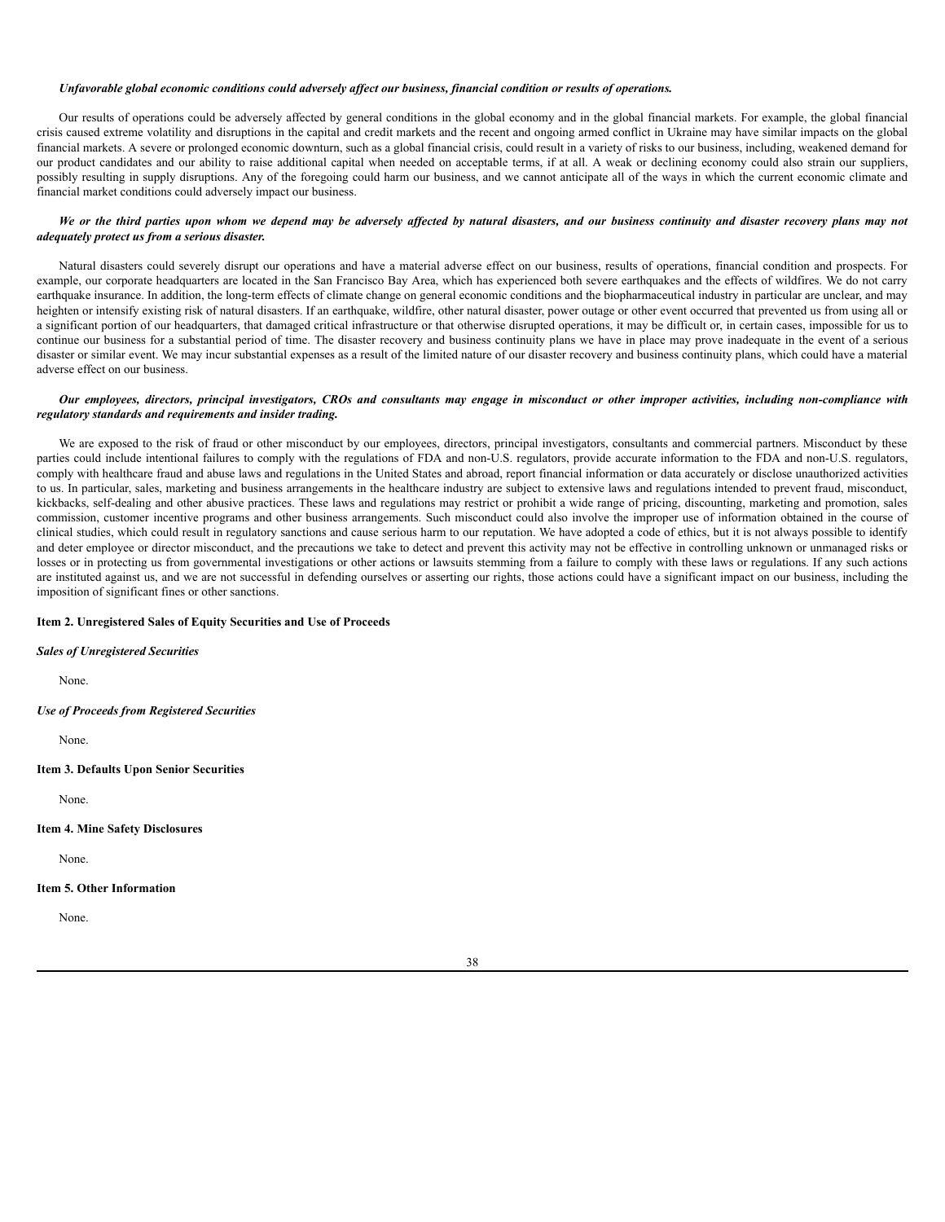*Unfavorable global economic conditions could adversely affect our business, financial condition or results of operations.*

Our results of operations could be adversely affected by general conditions in the global economy and in the global financial markets. For example, the global financial crisis caused extreme volatility and disruptions in the capital and credit markets and the recent and ongoing armed conflict in Ukraine may have similar impacts on the global financial markets. A severe or prolonged economic downturn, such as a global financial crisis, could result in a variety of risks to our business, including, weakened demand for our product candidates and our ability to raise additional capital when needed on acceptable terms, if at all. A weak or declining economy could also strain our suppliers, possibly resulting in supply disruptions. Any of the foregoing could harm our business, and we cannot anticipate all of the ways in which the current economic climate and financial market conditions could adversely impact our business.

***We or the third parties upon whom we depend may be adversely affected by natural disasters, and our business continuity and disaster recovery plans may not adequately protect us from a serious disaster.***

Natural disasters could severely disrupt our operations and have a material adverse effect on our business, results of operations, financial condition and prospects. For example, our corporate headquarters are located in the San Francisco Bay Area, which has experienced both severe earthquakes and the effects of wildfires. We do not carry earthquake insurance. In addition, the long-term effects of climate change on general economic conditions and the biopharmaceutical industry in particular are unclear, and may heighten or intensify existing risk of natural disasters. If an earthquake, wildfire, other natural disaster, power outage or other event occurred that prevented us from using all or a significant portion of our headquarters, that damaged critical infrastructure or that otherwise disrupted operations, it may be difficult or, in certain cases, impossible for us to continue our business for a substantial period of time. The disaster recovery and business continuity plans we have in place may prove inadequate in the event of a serious disaster or similar event. We may incur substantial expenses as a result of the limited nature of our disaster recovery and business continuity plans, which could have a material adverse effect on our business.

***Our employees, directors, principal investigators, CROs and consultants may engage in misconduct or other improper activities, including non-compliance with regulatory standards and requirements and insider trading.***

We are exposed to the risk of fraud or other misconduct by our employees, directors, principal investigators, consultants and commercial partners. Misconduct by these parties could include intentional failures to comply with the regulations of FDA and non-U.S. regulators, provide accurate information to the FDA and non-U.S. regulators, comply with healthcare fraud and abuse laws and regulations in the United States and abroad, report financial information or data accurately or disclose unauthorized activities to us. In particular, sales, marketing and business arrangements in the healthcare industry are subject to extensive laws and regulations intended to prevent fraud, misconduct, kickbacks, self-dealing and other abusive practices. These laws and regulations may restrict or prohibit a wide range of pricing, discounting, marketing and promotion, sales commission, customer incentive programs and other business arrangements. Such misconduct could also involve the improper use of information obtained in the course of clinical studies, which could result in regulatory sanctions and cause serious harm to our reputation. We have adopted a code of ethics, but it is not always possible to identify and deter employee or director misconduct, and the precautions we take to detect and prevent this activity may not be effective in controlling unknown or unmanaged risks or losses or in protecting us from governmental investigations or other actions or lawsuits stemming from a failure to comply with these laws or regulations. If any such actions are instituted against us, and we are not successful in defending ourselves or asserting our rights, those actions could have a significant impact on our business, including the imposition of significant fines or other sanctions.

**Item 2. Unregistered Sales of Equity Securities and Use of Proceeds**

***Sales of Unregistered Securities***

None.

***Use of Proceeds from Registered Securities***

None.

**Item 3. Defaults Upon Senior Securities**

None.

**Item 4. Mine Safety Disclosures**

None.

**Item 5. Other Information**

None.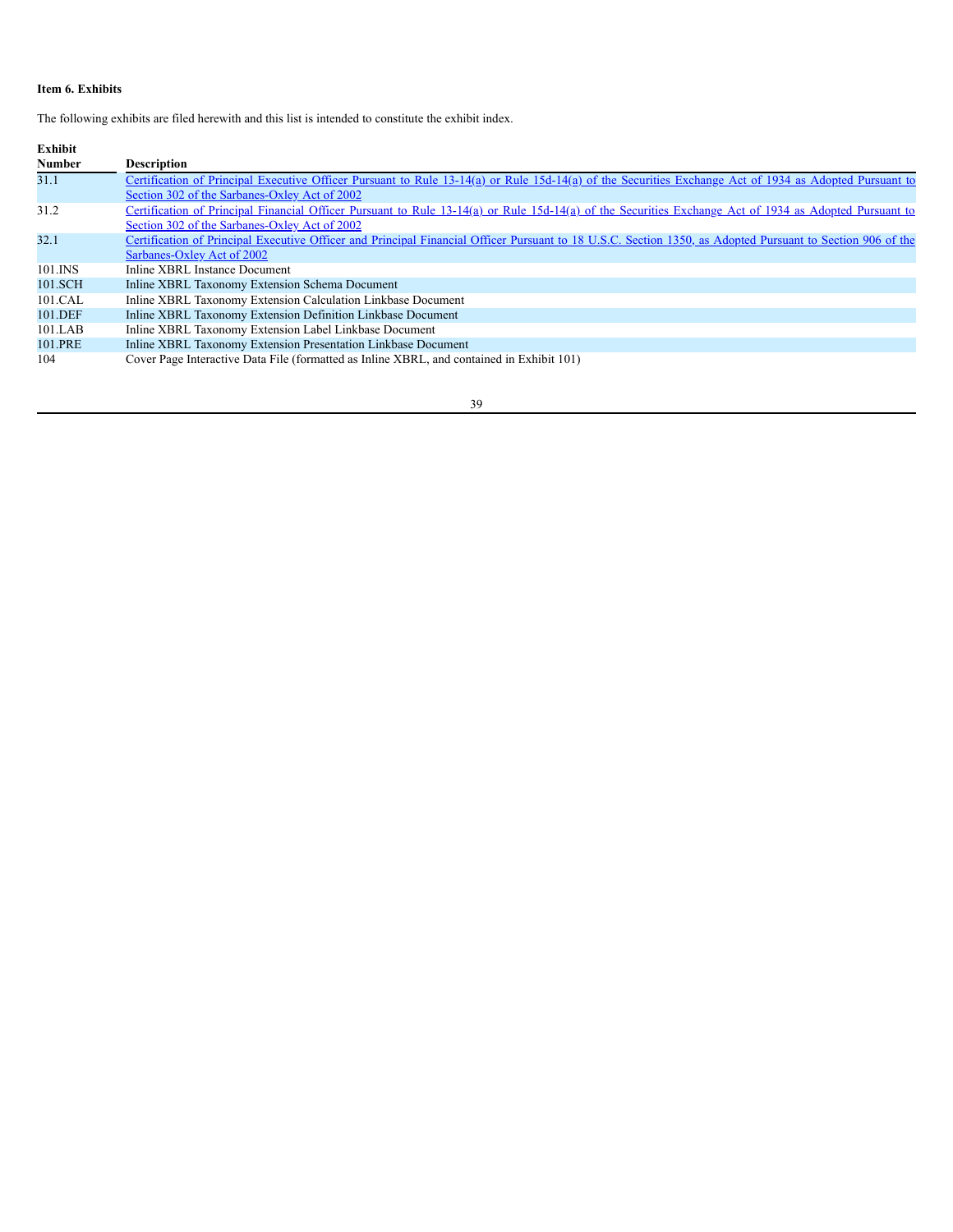**Item 6. Exhibits**

The following exhibits are filed herewith and this list is intended to constitute the exhibit index.

| Exhibit Number | Description |
|---|---|
| 31.1 | Certification of Principal Executive Officer Pursuant to Rule 13-14(a) or Rule 15d-14(a) of the Securities Exchange Act of 1934 as Adopted Pursuant to Section 302 of the Sarbanes-Oxley Act of 2002 |
| 31.2 | Certification of Principal Financial Officer Pursuant to Rule 13-14(a) or Rule 15d-14(a) of the Securities Exchange Act of 1934 as Adopted Pursuant to Section 302 of the Sarbanes-Oxley Act of 2002 |
| 32.1 | Certification of Principal Executive Officer and Principal Financial Officer Pursuant to 18 U.S.C. Section 1350, as Adopted Pursuant to Section 906 of the Sarbanes-Oxley Act of 2002 |
| 101.INS | Inline XBRL Instance Document |
| 101.SCH | Inline XBRL Taxonomy Extension Schema Document |
| 101.CAL | Inline XBRL Taxonomy Extension Calculation Linkbase Document |
| 101.DEF | Inline XBRL Taxonomy Extension Definition Linkbase Document |
| 101.LAB | Inline XBRL Taxonomy Extension Label Linkbase Document |
| 101.PRE | Inline XBRL Taxonomy Extension Presentation Linkbase Document |
| 104 | Cover Page Interactive Data File (formatted as Inline XBRL, and contained in Exhibit 101) |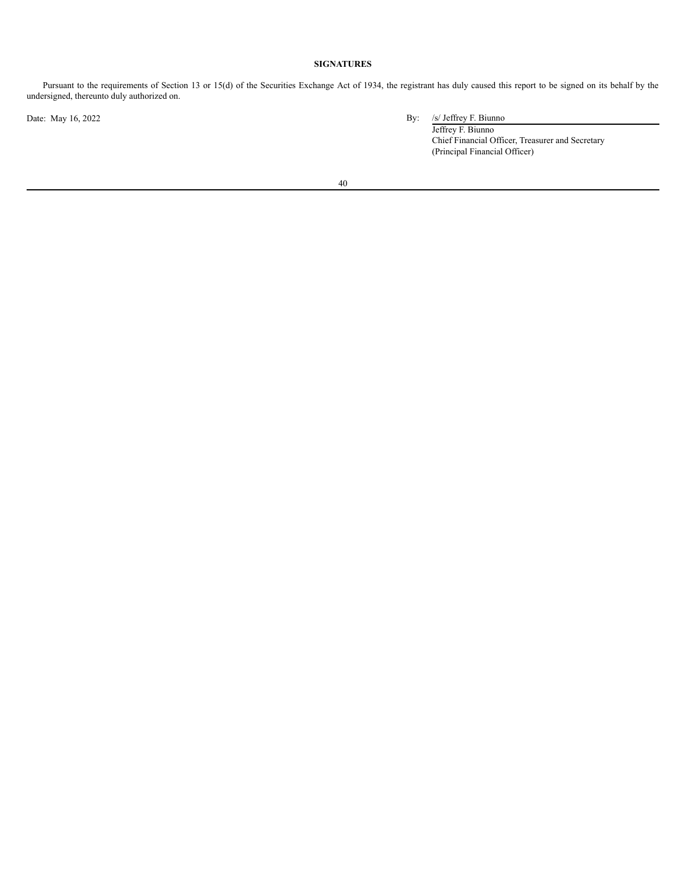**SIGNATURES**

Pursuant to the requirements of Section 13 or 15(d) of the Securities Exchange Act of 1934, the registrant has duly caused this report to be signed on its behalf by the undersigned, thereunto duly authorized on.

Date: May 16, 2022

By: /s/ Jeffrey F. Biunno

Jeffrey F. Biunno
Chief Financial Officer, Treasurer and Secretary
(Principal Financial Officer)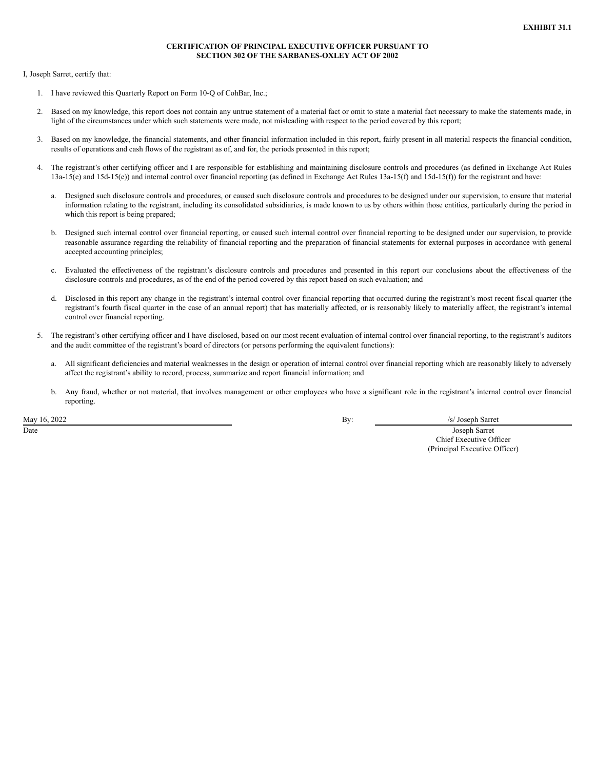**EXHIBIT 31.1**

**CERTIFICATION OF PRINCIPAL EXECUTIVE OFFICER PURSUANT TO SECTION 302 OF THE SARBANES-OXLEY ACT OF 2002**

I, Joseph Sarret, certify that:

1. I have reviewed this Quarterly Report on Form 10-Q of CohBar, Inc.;
2. Based on my knowledge, this report does not contain any untrue statement of a material fact or omit to state a material fact necessary to make the statements made, in light of the circumstances under which such statements were made, not misleading with respect to the period covered by this report;
3. Based on my knowledge, the financial statements, and other financial information included in this report, fairly present in all material respects the financial condition, results of operations and cash flows of the registrant as of, and for, the periods presented in this report;
4. The registrant's other certifying officer and I are responsible for establishing and maintaining disclosure controls and procedures (as defined in Exchange Act Rules 13a-15(e) and 15d-15(e)) and internal control over financial reporting (as defined in Exchange Act Rules 13a-15(f) and 15d-15(f)) for the registrant and have:
   a. Designed such disclosure controls and procedures, or caused such disclosure controls and procedures to be designed under our supervision, to ensure that material information relating to the registrant, including its consolidated subsidiaries, is made known to us by others within those entities, particularly during the period in which this report is being prepared;
   b. Designed such internal control over financial reporting, or caused such internal control over financial reporting to be designed under our supervision, to provide reasonable assurance regarding the reliability of financial reporting and the preparation of financial statements for external purposes in accordance with general accepted accounting principles;
   c. Evaluated the effectiveness of the registrant's disclosure controls and procedures and presented in this report our conclusions about the effectiveness of the disclosure controls and procedures, as of the end of the period covered by this report based on such evaluation; and
   d. Disclosed in this report any change in the registrant's internal control over financial reporting that occurred during the registrant's most recent fiscal quarter (the registrant's fourth fiscal quarter in the case of an annual report) that has materially affected, or is reasonably likely to materially affect, the registrant's internal control over financial reporting.
5. The registrant's other certifying officer and I have disclosed, based on our most recent evaluation of internal control over financial reporting, to the registrant's auditors and the audit committee of the registrant's board of directors (or persons performing the equivalent functions):
   a. All significant deficiencies and material weaknesses in the design or operation of internal control over financial reporting which are reasonably likely to adversely affect the registrant's ability to record, process, summarize and report financial information; and
   b. Any fraud, whether or not material, that involves management or other employees who have a significant role in the registrant's internal control over financial reporting.

May 16, 2022
Date

By: /s/ Joseph Sarret
Joseph Sarret
Chief Executive Officer
(Principal Executive Officer)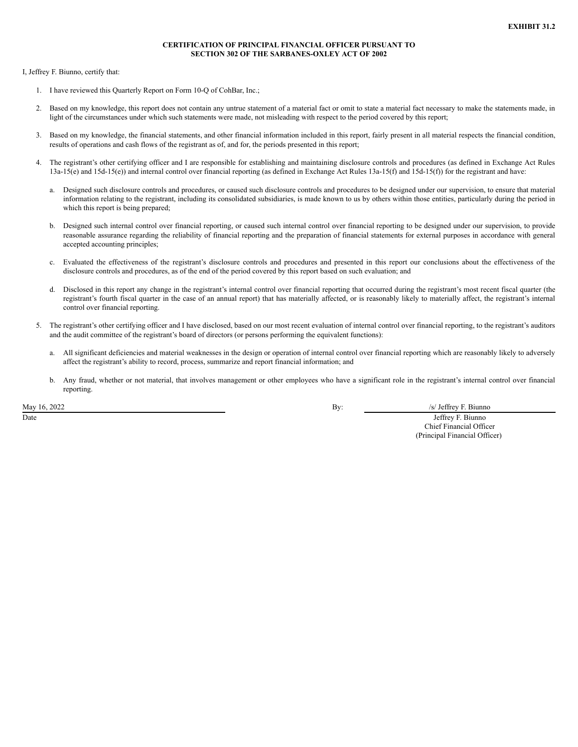**EXHIBIT 31.2**

**CERTIFICATION OF PRINCIPAL FINANCIAL OFFICER PURSUANT TO SECTION 302 OF THE SARBANES-OXLEY ACT OF 2002**

I, Jeffrey F. Biunno, certify that:

1. I have reviewed this Quarterly Report on Form 10-Q of CohBar, Inc.;
2. Based on my knowledge, this report does not contain any untrue statement of a material fact or omit to state a material fact necessary to make the statements made, in light of the circumstances under which such statements were made, not misleading with respect to the period covered by this report;
3. Based on my knowledge, the financial statements, and other financial information included in this report, fairly present in all material respects the financial condition, results of operations and cash flows of the registrant as of, and for, the periods presented in this report;
4. The registrant's other certifying officer and I are responsible for establishing and maintaining disclosure controls and procedures (as defined in Exchange Act Rules 13a-15(e) and 15d-15(e)) and internal control over financial reporting (as defined in Exchange Act Rules 13a-15(f) and 15d-15(f)) for the registrant and have:
   a. Designed such disclosure controls and procedures, or caused such disclosure controls and procedures to be designed under our supervision, to ensure that material information relating to the registrant, including its consolidated subsidiaries, is made known to us by others within those entities, particularly during the period in which this report is being prepared;
   b. Designed such internal control over financial reporting, or caused such internal control over financial reporting to be designed under our supervision, to provide reasonable assurance regarding the reliability of financial reporting and the preparation of financial statements for external purposes in accordance with general accepted accounting principles;
   c. Evaluated the effectiveness of the registrant's disclosure controls and procedures and presented in this report our conclusions about the effectiveness of the disclosure controls and procedures, as of the end of the period covered by this report based on such evaluation; and
   d. Disclosed in this report any change in the registrant's internal control over financial reporting that occurred during the registrant's most recent fiscal quarter (the registrant's fourth fiscal quarter in the case of an annual report) that has materially affected, or is reasonably likely to materially affect, the registrant's internal control over financial reporting.
5. The registrant's other certifying officer and I have disclosed, based on our most recent evaluation of internal control over financial reporting, to the registrant's auditors and the audit committee of the registrant's board of directors (or persons performing the equivalent functions):
   a. All significant deficiencies and material weaknesses in the design or operation of internal control over financial reporting which are reasonably likely to adversely affect the registrant's ability to record, process, summarize and report financial information; and
   b. Any fraud, whether or not material, that involves management or other employees who have a significant role in the registrant's internal control over financial reporting.

May 16, 2022
Date

By: /s/ Jeffrey F. Biunno
Jeffrey F. Biunno
Chief Financial Officer
(Principal Financial Officer)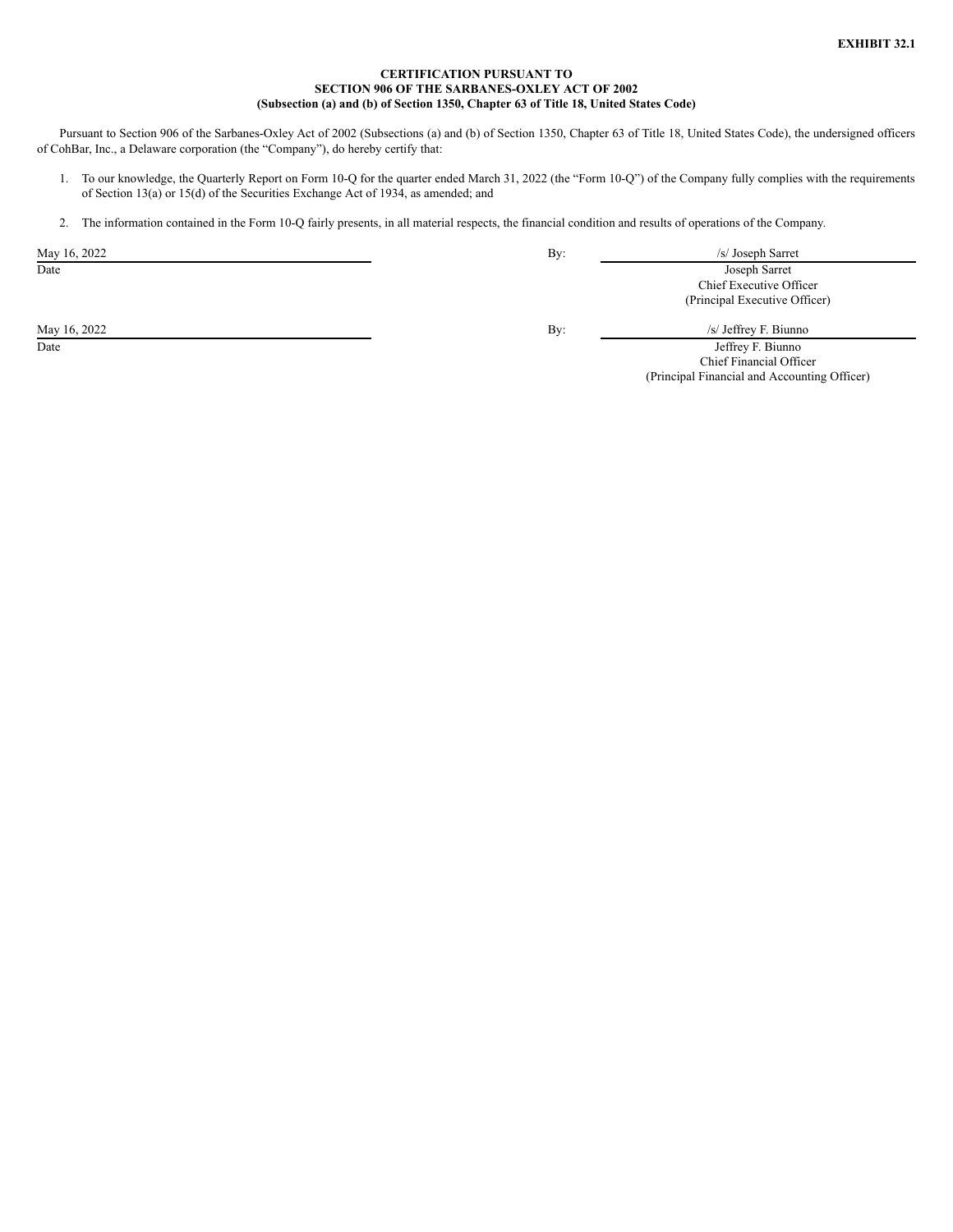**EXHIBIT 32.1**

**CERTIFICATION PURSUANT TO**
**SECTION 906 OF THE SARBANES-OXLEY ACT OF 2002**
**(Subsection (a) and (b) of Section 1350, Chapter 63 of Title 18, United States Code)**

Pursuant to Section 906 of the Sarbanes-Oxley Act of 2002 (Subsections (a) and (b) of Section 1350, Chapter 63 of Title 18, United States Code), the undersigned officers of CohBar, Inc., a Delaware corporation (the "Company"), do hereby certify that:

1. To our knowledge, the Quarterly Report on Form 10-Q for the quarter ended March 31, 2022 (the "Form 10-Q") of the Company fully complies with the requirements of Section 13(a) or 15(d) of the Securities Exchange Act of 1934, as amended; and

2. The information contained in the Form 10-Q fairly presents, in all material respects, the financial condition and results of operations of the Company.

| | | |
|---|---|---|
| May 16, 2022 | By: | /s/ Joseph Sarret |
| Date | | Joseph Sarret<br>Chief Executive Officer<br>(Principal Executive Officer) |
| May 16, 2022 | By: | /s/ Jeffrey F. Biunno |
| Date | | Jeffrey F. Biunno<br>Chief Financial Officer<br>(Principal Financial and Accounting Officer) |